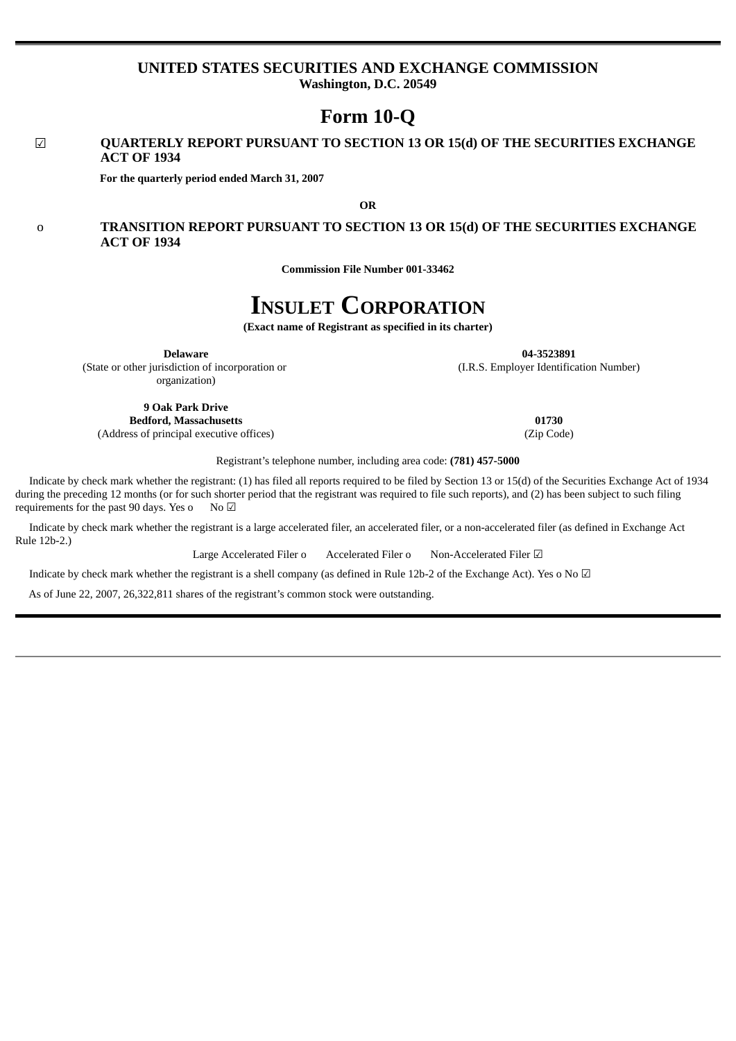# UNITED STATES SECURITIES AND EXCHANGE COMMISSION

**Washington, D.C. 20549**

# Form 10-Q

☑ **QUARTERLY REPORT PURSUANT TO SECTION 13 OR 15(d) OF THE SECURITIES EXCHANGE ACT OF 1934**

**For the quarterly period ended March 31, 2007**

**OR**

o **TRANSITION REPORT PURSUANT TO SECTION 13 OR 15(d) OF THE SECURITIES EXCHANGE ACT OF 1934**

**Commission File Number 001-33462**

# INSULET CORPORATION

**(Exact name of Registrant as specified in its charter)**

| **Delaware** | **04-3523891** |
|---|---|
| (State or other jurisdiction of incorporation or organization) | (I.R.S. Employer Identification Number) |
| **9 Oak Park Drive** **Bedford, Massachusetts** | **01730** |
| (Address of principal executive offices) | (Zip Code) |

Registrant's telephone number, including area code: **(781) 457-5000**

Indicate by check mark whether the registrant: (1) has filed all reports required to be filed by Section 13 or 15(d) of the Securities Exchange Act of 1934 during the preceding 12 months (or for such shorter period that the registrant was required to file such reports), and (2) has been subject to such filing requirements for the past 90 days. Yes o No ☑

Indicate by check mark whether the registrant is a large accelerated filer, an accelerated filer, or a non-accelerated filer (as defined in Exchange Act Rule 12b-2.)

Large Accelerated Filer o Accelerated Filer o Non-Accelerated Filer ☑

Indicate by check mark whether the registrant is a shell company (as defined in Rule 12b-2 of the Exchange Act). Yes o No ☑

As of June 22, 2007, 26,322,811 shares of the registrant's common stock were outstanding.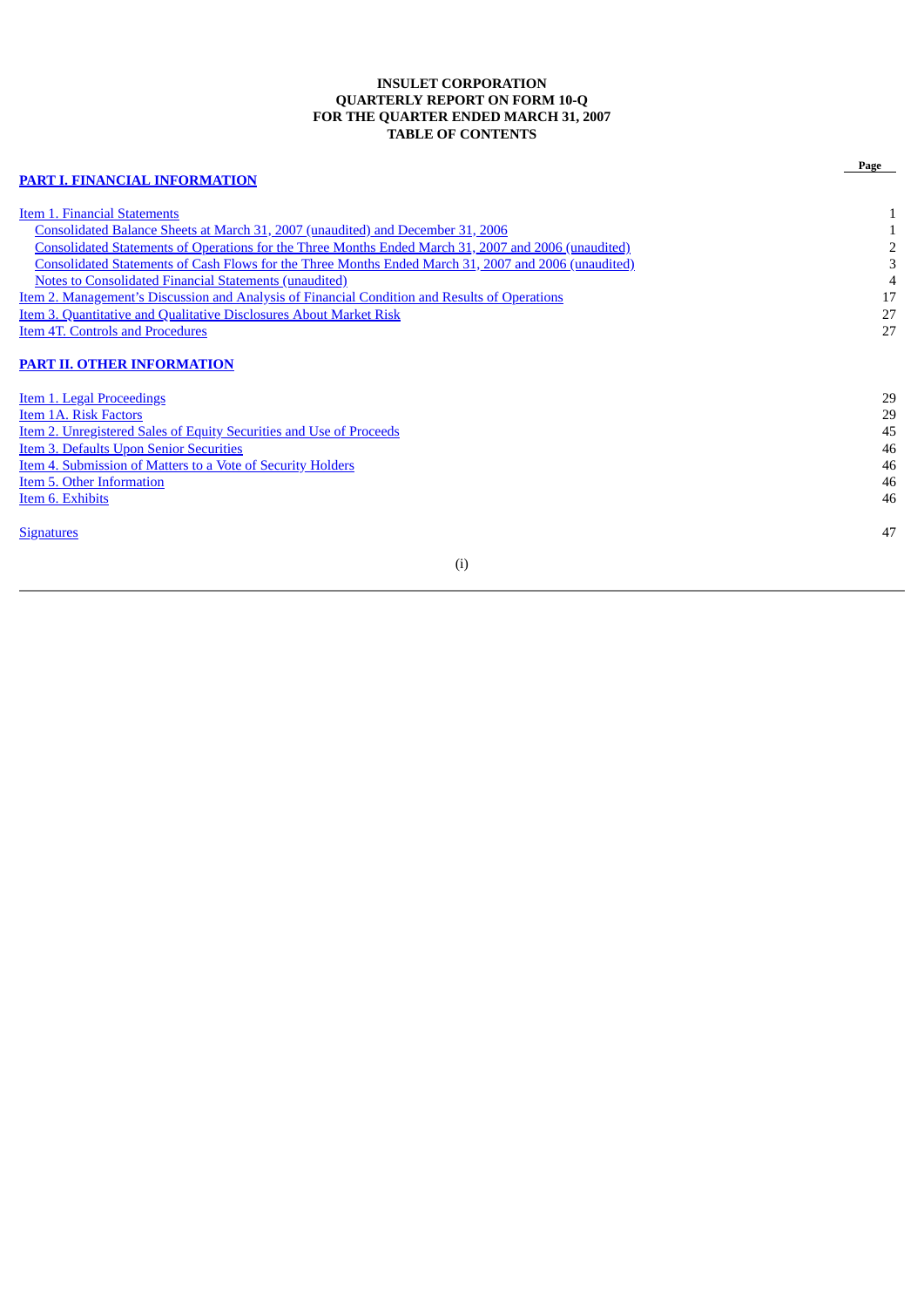**INSULET CORPORATION**
**QUARTERLY REPORT ON FORM 10-Q**
**FOR THE QUARTER ENDED MARCH 31, 2007**
**TABLE OF CONTENTS**

| | Page |
|---|---|
| **PART I. FINANCIAL INFORMATION** | |
| Item 1. Financial Statements | 1 |
| Consolidated Balance Sheets at March 31, 2007 (unaudited) and December 31, 2006 | 1 |
| Consolidated Statements of Operations for the Three Months Ended March 31, 2007 and 2006 (unaudited) | 2 |
| Consolidated Statements of Cash Flows for the Three Months Ended March 31, 2007 and 2006 (unaudited) | 3 |
| Notes to Consolidated Financial Statements (unaudited) | 4 |
| Item 2. Management's Discussion and Analysis of Financial Condition and Results of Operations | 17 |
| Item 3. Quantitative and Qualitative Disclosures About Market Risk | 27 |
| Item 4T. Controls and Procedures | 27 |
| **PART II. OTHER INFORMATION** | |
| Item 1. Legal Proceedings | 29 |
| Item 1A. Risk Factors | 29 |
| Item 2. Unregistered Sales of Equity Securities and Use of Proceeds | 45 |
| Item 3. Defaults Upon Senior Securities | 46 |
| Item 4. Submission of Matters to a Vote of Security Holders | 46 |
| Item 5. Other Information | 46 |
| Item 6. Exhibits | 46 |
| Signatures | 47 |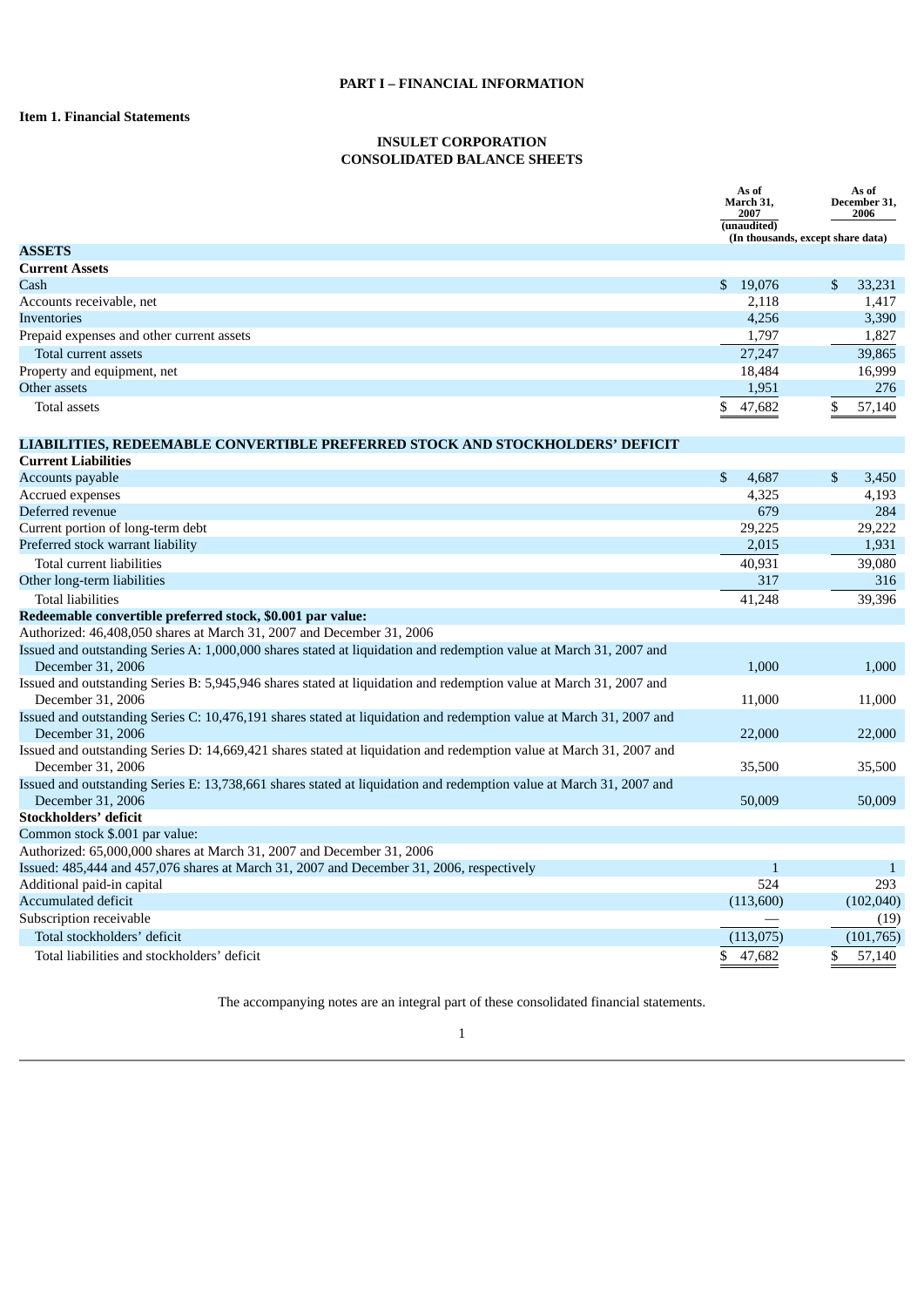# PART I – FINANCIAL INFORMATION

## Item 1. Financial Statements

### INSULET CORPORATION
### CONSOLIDATED BALANCE SHEETS

| | As of March 31, 2007 (unaudited) | As of December 31, 2006 |
|---|---|---|
| | (In thousands, except share data) | |
| **ASSETS** | | |
| **Current Assets** | | |
| Cash | $ 19,076 | $ 33,231 |
| Accounts receivable, net | 2,118 | 1,417 |
| Inventories | 4,256 | 3,390 |
| Prepaid expenses and other current assets | 1,797 | 1,827 |
| Total current assets | 27,247 | 39,865 |
| Property and equipment, net | 18,484 | 16,999 |
| Other assets | 1,951 | 276 |
| Total assets | $ 47,682 | $ 57,140 |
| **LIABILITIES, REDEEMABLE CONVERTIBLE PREFERRED STOCK AND STOCKHOLDERS' DEFICIT** | | |
| **Current Liabilities** | | |
| Accounts payable | $ 4,687 | $ 3,450 |
| Accrued expenses | 4,325 | 4,193 |
| Deferred revenue | 679 | 284 |
| Current portion of long-term debt | 29,225 | 29,222 |
| Preferred stock warrant liability | 2,015 | 1,931 |
| Total current liabilities | 40,931 | 39,080 |
| Other long-term liabilities | 317 | 316 |
| Total liabilities | 41,248 | 39,396 |
| **Redeemable convertible preferred stock, $0.001 par value:** | | |
| Authorized: 46,408,050 shares at March 31, 2007 and December 31, 2006 | | |
| Issued and outstanding Series A: 1,000,000 shares stated at liquidation and redemption value at March 31, 2007 and December 31, 2006 | 1,000 | 1,000 |
| Issued and outstanding Series B: 5,945,946 shares stated at liquidation and redemption value at March 31, 2007 and December 31, 2006 | 11,000 | 11,000 |
| Issued and outstanding Series C: 10,476,191 shares stated at liquidation and redemption value at March 31, 2007 and December 31, 2006 | 22,000 | 22,000 |
| Issued and outstanding Series D: 14,669,421 shares stated at liquidation and redemption value at March 31, 2007 and December 31, 2006 | 35,500 | 35,500 |
| Issued and outstanding Series E: 13,738,661 shares stated at liquidation and redemption value at March 31, 2007 and December 31, 2006 | 50,009 | 50,009 |
| **Stockholders' deficit** | | |
| Common stock $.001 par value: | | |
| Authorized: 65,000,000 shares at March 31, 2007 and December 31, 2006 | | |
| Issued: 485,444 and 457,076 shares at March 31, 2007 and December 31, 2006, respectively | 1 | 1 |
| Additional paid-in capital | 524 | 293 |
| Accumulated deficit | (113,600) | (102,040) |
| Subscription receivable | — | (19) |
| Total stockholders' deficit | (113,075) | (101,765) |
| Total liabilities and stockholders' deficit | $ 47,682 | $ 57,140 |

The accompanying notes are an integral part of these consolidated financial statements.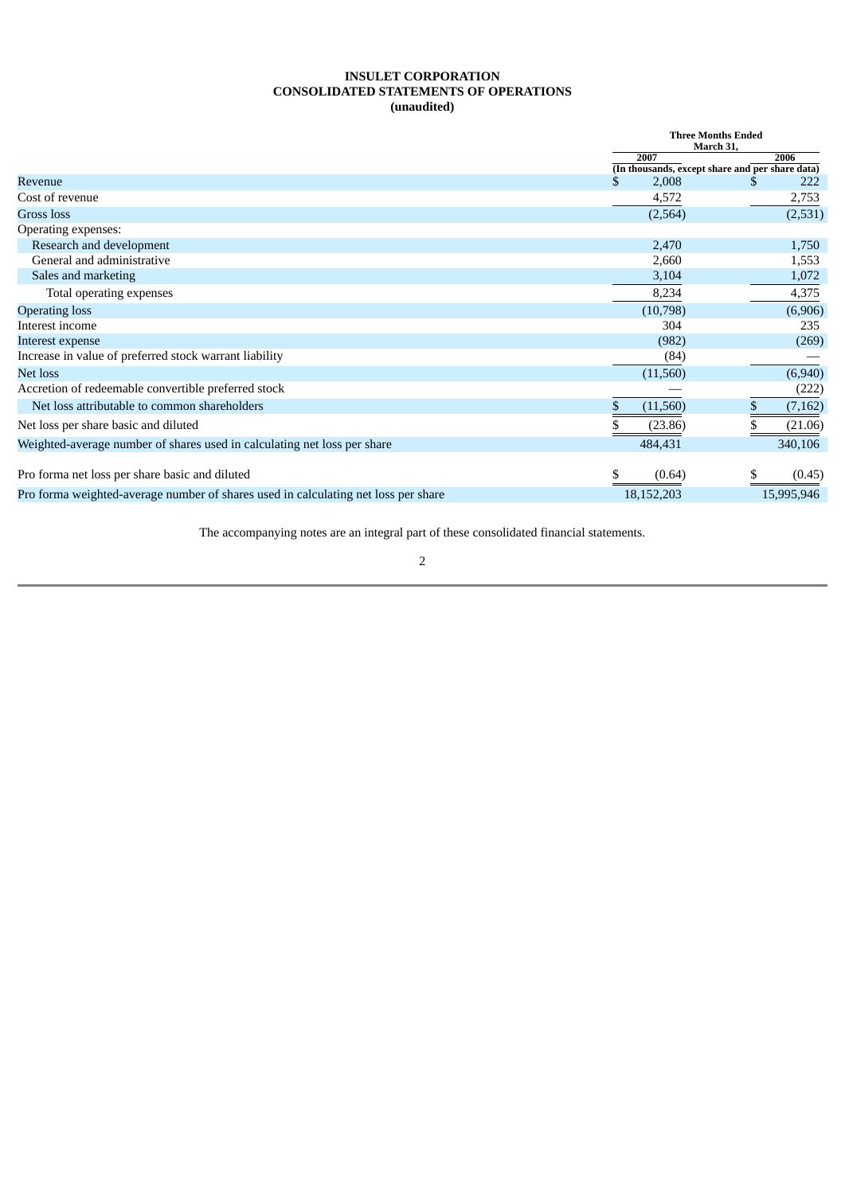# INSULET CORPORATION
## CONSOLIDATED STATEMENTS OF OPERATIONS
### (unaudited)

| | Three Months Ended March 31, | |
|---|---|---|
| | 2007 | 2006 |
| | (In thousands, except share and per share data) | |
| Revenue | $ 2,008 | $ 222 |
| Cost of revenue | 4,572 | 2,753 |
| Gross loss | (2,564) | (2,531) |
| Operating expenses: | | |
| Research and development | 2,470 | 1,750 |
| General and administrative | 2,660 | 1,553 |
| Sales and marketing | 3,104 | 1,072 |
| Total operating expenses | 8,234 | 4,375 |
| Operating loss | (10,798) | (6,906) |
| Interest income | 304 | 235 |
| Interest expense | (982) | (269) |
| Increase in value of preferred stock warrant liability | (84) | — |
| Net loss | (11,560) | (6,940) |
| Accretion of redeemable convertible preferred stock | — | (222) |
| Net loss attributable to common shareholders | $ (11,560) | $ (7,162) |
| Net loss per share basic and diluted | $ (23.86) | $ (21.06) |
| Weighted-average number of shares used in calculating net loss per share | 484,431 | 340,106 |
| Pro forma net loss per share basic and diluted | $ (0.64) | $ (0.45) |
| Pro forma weighted-average number of shares used in calculating net loss per share | 18,152,203 | 15,995,946 |

The accompanying notes are an integral part of these consolidated financial statements.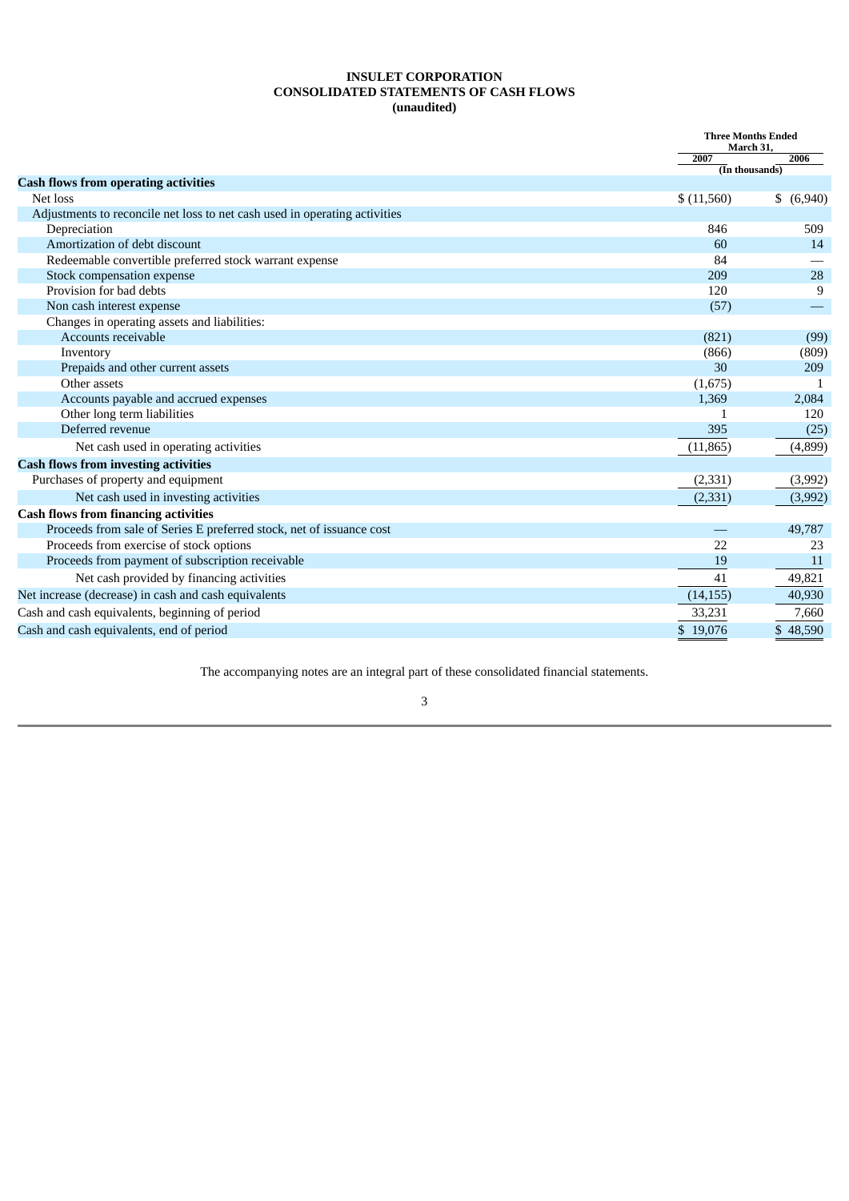**INSULET CORPORATION**
**CONSOLIDATED STATEMENTS OF CASH FLOWS**
**(unaudited)**

| | Three Months Ended March 31, | |
|---|---|---|
| | 2007 | 2006 |
| | (In thousands) | |
| **Cash flows from operating activities** | | |
| Net loss | $ (11,560) | $ (6,940) |
| Adjustments to reconcile net loss to net cash used in operating activities | | |
| Depreciation | 846 | 509 |
| Amortization of debt discount | 60 | 14 |
| Redeemable convertible preferred stock warrant expense | 84 | — |
| Stock compensation expense | 209 | 28 |
| Provision for bad debts | 120 | 9 |
| Non cash interest expense | (57) | — |
| Changes in operating assets and liabilities: | | |
| Accounts receivable | (821) | (99) |
| Inventory | (866) | (809) |
| Prepaids and other current assets | 30 | 209 |
| Other assets | (1,675) | 1 |
| Accounts payable and accrued expenses | 1,369 | 2,084 |
| Other long term liabilities | 1 | 120 |
| Deferred revenue | 395 | (25) |
| Net cash used in operating activities | (11,865) | (4,899) |
| **Cash flows from investing activities** | | |
| Purchases of property and equipment | (2,331) | (3,992) |
| Net cash used in investing activities | (2,331) | (3,992) |
| **Cash flows from financing activities** | | |
| Proceeds from sale of Series E preferred stock, net of issuance cost | — | 49,787 |
| Proceeds from exercise of stock options | 22 | 23 |
| Proceeds from payment of subscription receivable | 19 | 11 |
| Net cash provided by financing activities | 41 | 49,821 |
| Net increase (decrease) in cash and cash equivalents | (14,155) | 40,930 |
| Cash and cash equivalents, beginning of period | 33,231 | 7,660 |
| Cash and cash equivalents, end of period | $ 19,076 | $ 48,590 |

The accompanying notes are an integral part of these consolidated financial statements.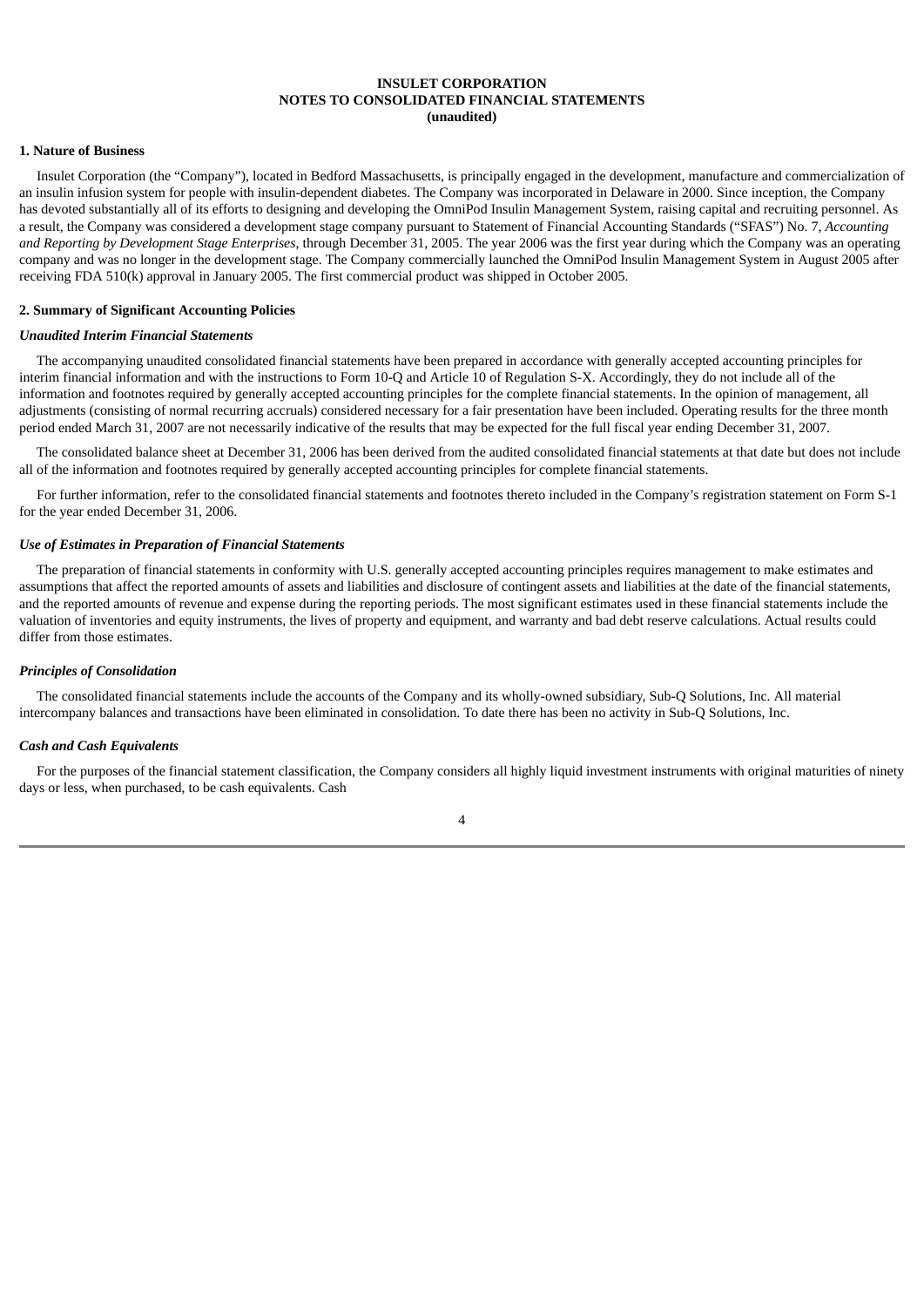# INSULET CORPORATION
## NOTES TO CONSOLIDATED FINANCIAL STATEMENTS
**(unaudited)**

### 1. Nature of Business

Insulet Corporation (the “Company”), located in Bedford Massachusetts, is principally engaged in the development, manufacture and commercialization of an insulin infusion system for people with insulin-dependent diabetes. The Company was incorporated in Delaware in 2000. Since inception, the Company has devoted substantially all of its efforts to designing and developing the OmniPod Insulin Management System, raising capital and recruiting personnel. As a result, the Company was considered a development stage company pursuant to Statement of Financial Accounting Standards (“SFAS”) No. 7, *Accounting and Reporting by Development Stage Enterprises*, through December 31, 2005. The year 2006 was the first year during which the Company was an operating company and was no longer in the development stage. The Company commercially launched the OmniPod Insulin Management System in August 2005 after receiving FDA 510(k) approval in January 2005. The first commercial product was shipped in October 2005.

### 2. Summary of Significant Accounting Policies

***Unaudited Interim Financial Statements***

The accompanying unaudited consolidated financial statements have been prepared in accordance with generally accepted accounting principles for interim financial information and with the instructions to Form 10-Q and Article 10 of Regulation S-X. Accordingly, they do not include all of the information and footnotes required by generally accepted accounting principles for the complete financial statements. In the opinion of management, all adjustments (consisting of normal recurring accruals) considered necessary for a fair presentation have been included. Operating results for the three month period ended March 31, 2007 are not necessarily indicative of the results that may be expected for the full fiscal year ending December 31, 2007.

The consolidated balance sheet at December 31, 2006 has been derived from the audited consolidated financial statements at that date but does not include all of the information and footnotes required by generally accepted accounting principles for complete financial statements.

For further information, refer to the consolidated financial statements and footnotes thereto included in the Company’s registration statement on Form S-1 for the year ended December 31, 2006.

***Use of Estimates in Preparation of Financial Statements***

The preparation of financial statements in conformity with U.S. generally accepted accounting principles requires management to make estimates and assumptions that affect the reported amounts of assets and liabilities and disclosure of contingent assets and liabilities at the date of the financial statements, and the reported amounts of revenue and expense during the reporting periods. The most significant estimates used in these financial statements include the valuation of inventories and equity instruments, the lives of property and equipment, and warranty and bad debt reserve calculations. Actual results could differ from those estimates.

***Principles of Consolidation***

The consolidated financial statements include the accounts of the Company and its wholly-owned subsidiary, Sub-Q Solutions, Inc. All material intercompany balances and transactions have been eliminated in consolidation. To date there has been no activity in Sub-Q Solutions, Inc.

***Cash and Cash Equivalents***

For the purposes of the financial statement classification, the Company considers all highly liquid investment instruments with original maturities of ninety days or less, when purchased, to be cash equivalents. Cash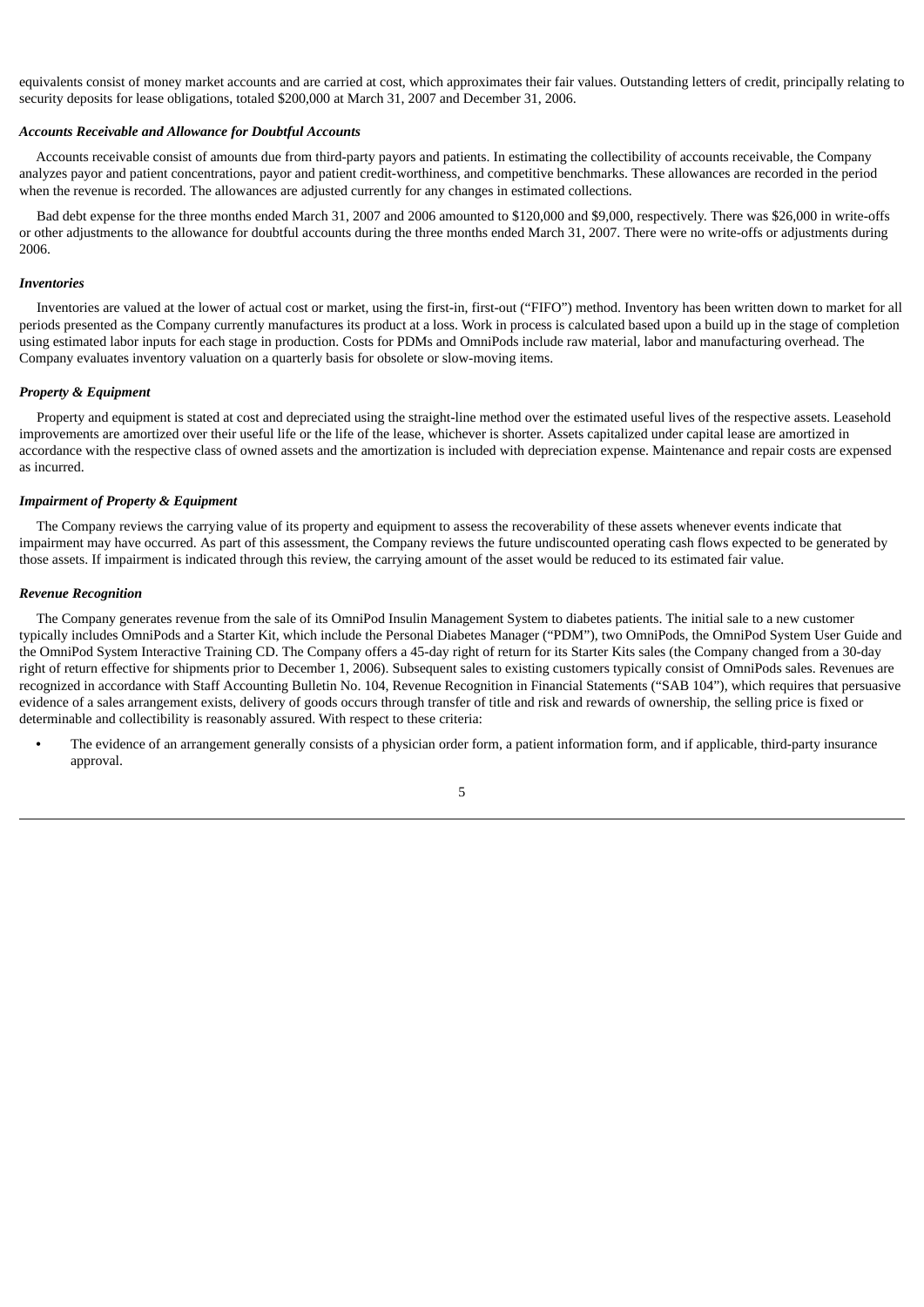equivalents consist of money market accounts and are carried at cost, which approximates their fair values. Outstanding letters of credit, principally relating to security deposits for lease obligations, totaled $200,000 at March 31, 2007 and December 31, 2006.

***Accounts Receivable and Allowance for Doubtful Accounts***

Accounts receivable consist of amounts due from third-party payors and patients. In estimating the collectibility of accounts receivable, the Company analyzes payor and patient concentrations, payor and patient credit-worthiness, and competitive benchmarks. These allowances are recorded in the period when the revenue is recorded. The allowances are adjusted currently for any changes in estimated collections.

Bad debt expense for the three months ended March 31, 2007 and 2006 amounted to $120,000 and $9,000, respectively. There was $26,000 in write-offs or other adjustments to the allowance for doubtful accounts during the three months ended March 31, 2007. There were no write-offs or adjustments during 2006.

***Inventories***

Inventories are valued at the lower of actual cost or market, using the first-in, first-out ("FIFO") method. Inventory has been written down to market for all periods presented as the Company currently manufactures its product at a loss. Work in process is calculated based upon a build up in the stage of completion using estimated labor inputs for each stage in production. Costs for PDMs and OmniPods include raw material, labor and manufacturing overhead. The Company evaluates inventory valuation on a quarterly basis for obsolete or slow-moving items.

***Property & Equipment***

Property and equipment is stated at cost and depreciated using the straight-line method over the estimated useful lives of the respective assets. Leasehold improvements are amortized over their useful life or the life of the lease, whichever is shorter. Assets capitalized under capital lease are amortized in accordance with the respective class of owned assets and the amortization is included with depreciation expense. Maintenance and repair costs are expensed as incurred.

***Impairment of Property & Equipment***

The Company reviews the carrying value of its property and equipment to assess the recoverability of these assets whenever events indicate that impairment may have occurred. As part of this assessment, the Company reviews the future undiscounted operating cash flows expected to be generated by those assets. If impairment is indicated through this review, the carrying amount of the asset would be reduced to its estimated fair value.

***Revenue Recognition***

The Company generates revenue from the sale of its OmniPod Insulin Management System to diabetes patients. The initial sale to a new customer typically includes OmniPods and a Starter Kit, which include the Personal Diabetes Manager ("PDM"), two OmniPods, the OmniPod System User Guide and the OmniPod System Interactive Training CD. The Company offers a 45-day right of return for its Starter Kits sales (the Company changed from a 30-day right of return effective for shipments prior to December 1, 2006). Subsequent sales to existing customers typically consist of OmniPods sales. Revenues are recognized in accordance with Staff Accounting Bulletin No. 104, Revenue Recognition in Financial Statements ("SAB 104"), which requires that persuasive evidence of a sales arrangement exists, delivery of goods occurs through transfer of title and risk and rewards of ownership, the selling price is fixed or determinable and collectibility is reasonably assured. With respect to these criteria:

- The evidence of an arrangement generally consists of a physician order form, a patient information form, and if applicable, third-party insurance approval.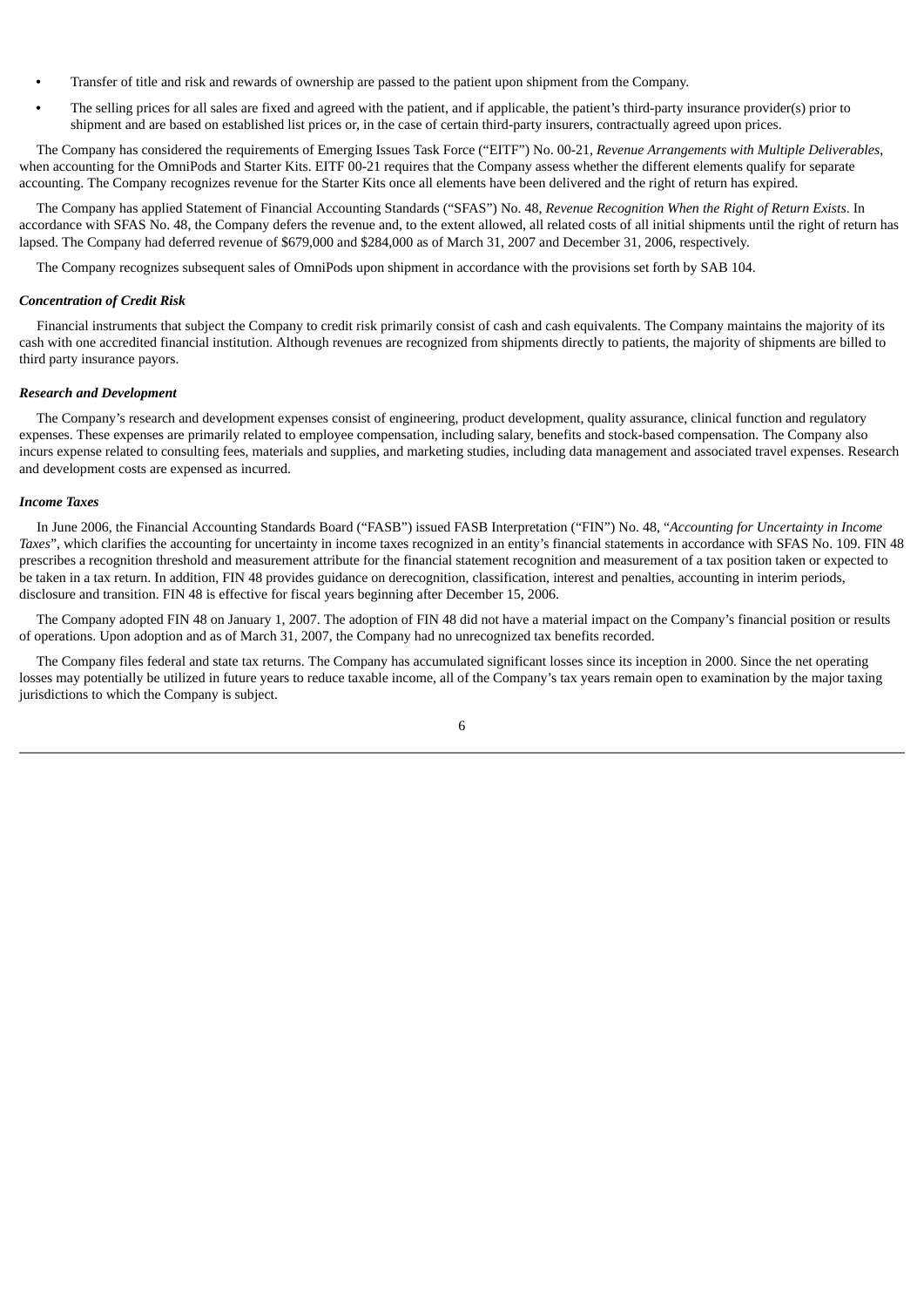- Transfer of title and risk and rewards of ownership are passed to the patient upon shipment from the Company.
- The selling prices for all sales are fixed and agreed with the patient, and if applicable, the patient's third-party insurance provider(s) prior to shipment and are based on established list prices or, in the case of certain third-party insurers, contractually agreed upon prices.

The Company has considered the requirements of Emerging Issues Task Force ("EITF") No. 00-21, *Revenue Arrangements with Multiple Deliverables*, when accounting for the OmniPods and Starter Kits. EITF 00-21 requires that the Company assess whether the different elements qualify for separate accounting. The Company recognizes revenue for the Starter Kits once all elements have been delivered and the right of return has expired.

The Company has applied Statement of Financial Accounting Standards ("SFAS") No. 48, *Revenue Recognition When the Right of Return Exists*. In accordance with SFAS No. 48, the Company defers the revenue and, to the extent allowed, all related costs of all initial shipments until the right of return has lapsed. The Company had deferred revenue of $679,000 and $284,000 as of March 31, 2007 and December 31, 2006, respectively.

The Company recognizes subsequent sales of OmniPods upon shipment in accordance with the provisions set forth by SAB 104.

***Concentration of Credit Risk***

Financial instruments that subject the Company to credit risk primarily consist of cash and cash equivalents. The Company maintains the majority of its cash with one accredited financial institution. Although revenues are recognized from shipments directly to patients, the majority of shipments are billed to third party insurance payors.

***Research and Development***

The Company's research and development expenses consist of engineering, product development, quality assurance, clinical function and regulatory expenses. These expenses are primarily related to employee compensation, including salary, benefits and stock-based compensation. The Company also incurs expense related to consulting fees, materials and supplies, and marketing studies, including data management and associated travel expenses. Research and development costs are expensed as incurred.

***Income Taxes***

In June 2006, the Financial Accounting Standards Board ("FASB") issued FASB Interpretation ("FIN") No. 48, "*Accounting for Uncertainty in Income Taxes*", which clarifies the accounting for uncertainty in income taxes recognized in an entity's financial statements in accordance with SFAS No. 109. FIN 48 prescribes a recognition threshold and measurement attribute for the financial statement recognition and measurement of a tax position taken or expected to be taken in a tax return. In addition, FIN 48 provides guidance on derecognition, classification, interest and penalties, accounting in interim periods, disclosure and transition. FIN 48 is effective for fiscal years beginning after December 15, 2006.

The Company adopted FIN 48 on January 1, 2007. The adoption of FIN 48 did not have a material impact on the Company's financial position or results of operations. Upon adoption and as of March 31, 2007, the Company had no unrecognized tax benefits recorded.

The Company files federal and state tax returns. The Company has accumulated significant losses since its inception in 2000. Since the net operating losses may potentially be utilized in future years to reduce taxable income, all of the Company's tax years remain open to examination by the major taxing jurisdictions to which the Company is subject.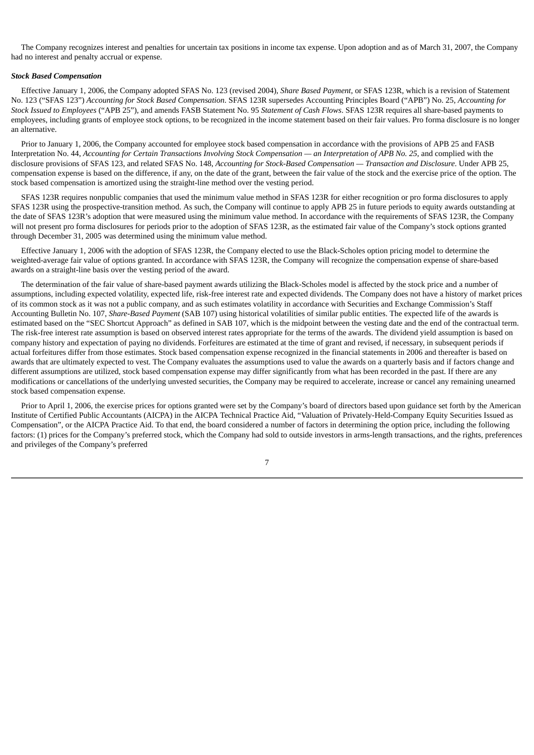The Company recognizes interest and penalties for uncertain tax positions in income tax expense. Upon adoption and as of March 31, 2007, the Company had no interest and penalty accrual or expense.

***Stock Based Compensation***

Effective January 1, 2006, the Company adopted SFAS No. 123 (revised 2004), *Share Based Payment*, or SFAS 123R, which is a revision of Statement No. 123 ("SFAS 123") *Accounting for Stock Based Compensation*. SFAS 123R supersedes Accounting Principles Board ("APB") No. 25, *Accounting for Stock Issued to Employees* ("APB 25"), and amends FASB Statement No. 95 *Statement of Cash Flows*. SFAS 123R requires all share-based payments to employees, including grants of employee stock options, to be recognized in the income statement based on their fair values. Pro forma disclosure is no longer an alternative.

Prior to January 1, 2006, the Company accounted for employee stock based compensation in accordance with the provisions of APB 25 and FASB Interpretation No. 44, *Accounting for Certain Transactions Involving Stock Compensation — an Interpretation of APB No. 25*, and complied with the disclosure provisions of SFAS 123, and related SFAS No. 148, *Accounting for Stock-Based Compensation — Transaction and Disclosure*. Under APB 25, compensation expense is based on the difference, if any, on the date of the grant, between the fair value of the stock and the exercise price of the option. The stock based compensation is amortized using the straight-line method over the vesting period.

SFAS 123R requires nonpublic companies that used the minimum value method in SFAS 123R for either recognition or pro forma disclosures to apply SFAS 123R using the prospective-transition method. As such, the Company will continue to apply APB 25 in future periods to equity awards outstanding at the date of SFAS 123R's adoption that were measured using the minimum value method. In accordance with the requirements of SFAS 123R, the Company will not present pro forma disclosures for periods prior to the adoption of SFAS 123R, as the estimated fair value of the Company's stock options granted through December 31, 2005 was determined using the minimum value method.

Effective January 1, 2006 with the adoption of SFAS 123R, the Company elected to use the Black-Scholes option pricing model to determine the weighted-average fair value of options granted. In accordance with SFAS 123R, the Company will recognize the compensation expense of share-based awards on a straight-line basis over the vesting period of the award.

The determination of the fair value of share-based payment awards utilizing the Black-Scholes model is affected by the stock price and a number of assumptions, including expected volatility, expected life, risk-free interest rate and expected dividends. The Company does not have a history of market prices of its common stock as it was not a public company, and as such estimates volatility in accordance with Securities and Exchange Commission's Staff Accounting Bulletin No. 107, *Share-Based Payment* (SAB 107) using historical volatilities of similar public entities. The expected life of the awards is estimated based on the "SEC Shortcut Approach" as defined in SAB 107, which is the midpoint between the vesting date and the end of the contractual term. The risk-free interest rate assumption is based on observed interest rates appropriate for the terms of the awards. The dividend yield assumption is based on company history and expectation of paying no dividends. Forfeitures are estimated at the time of grant and revised, if necessary, in subsequent periods if actual forfeitures differ from those estimates. Stock based compensation expense recognized in the financial statements in 2006 and thereafter is based on awards that are ultimately expected to vest. The Company evaluates the assumptions used to value the awards on a quarterly basis and if factors change and different assumptions are utilized, stock based compensation expense may differ significantly from what has been recorded in the past. If there are any modifications or cancellations of the underlying unvested securities, the Company may be required to accelerate, increase or cancel any remaining unearned stock based compensation expense.

Prior to April 1, 2006, the exercise prices for options granted were set by the Company's board of directors based upon guidance set forth by the American Institute of Certified Public Accountants (AICPA) in the AICPA Technical Practice Aid, "Valuation of Privately-Held-Company Equity Securities Issued as Compensation", or the AICPA Practice Aid. To that end, the board considered a number of factors in determining the option price, including the following factors: (1) prices for the Company's preferred stock, which the Company had sold to outside investors in arms-length transactions, and the rights, preferences and privileges of the Company's preferred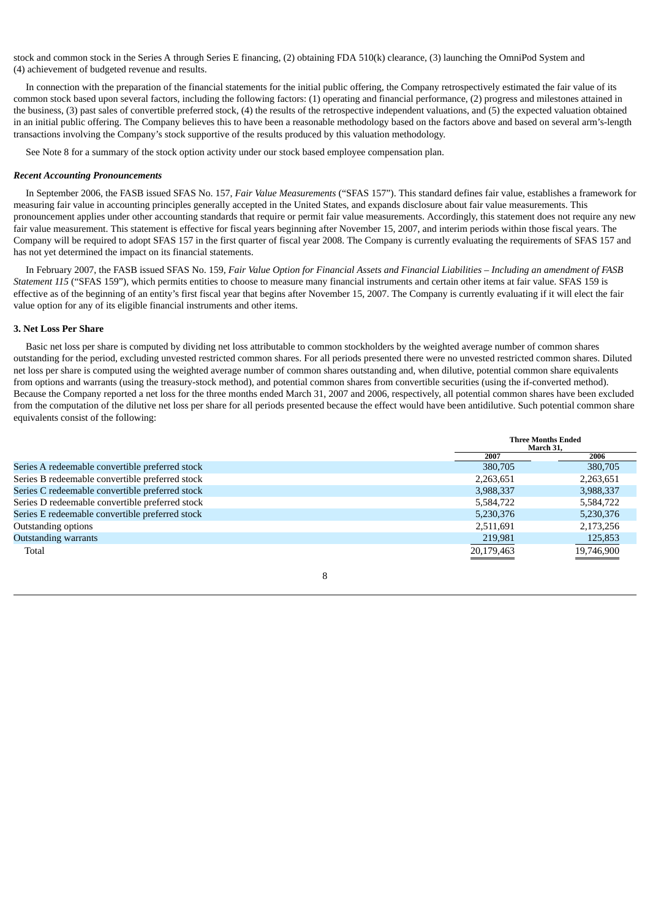stock and common stock in the Series A through Series E financing, (2) obtaining FDA 510(k) clearance, (3) launching the OmniPod System and (4) achievement of budgeted revenue and results.

In connection with the preparation of the financial statements for the initial public offering, the Company retrospectively estimated the fair value of its common stock based upon several factors, including the following factors: (1) operating and financial performance, (2) progress and milestones attained in the business, (3) past sales of convertible preferred stock, (4) the results of the retrospective independent valuations, and (5) the expected valuation obtained in an initial public offering. The Company believes this to have been a reasonable methodology based on the factors above and based on several arm's-length transactions involving the Company's stock supportive of the results produced by this valuation methodology.

See Note 8 for a summary of the stock option activity under our stock based employee compensation plan.

***Recent Accounting Pronouncements***

In September 2006, the FASB issued SFAS No. 157, *Fair Value Measurements* ("SFAS 157"). This standard defines fair value, establishes a framework for measuring fair value in accounting principles generally accepted in the United States, and expands disclosure about fair value measurements. This pronouncement applies under other accounting standards that require or permit fair value measurements. Accordingly, this statement does not require any new fair value measurement. This statement is effective for fiscal years beginning after November 15, 2007, and interim periods within those fiscal years. The Company will be required to adopt SFAS 157 in the first quarter of fiscal year 2008. The Company is currently evaluating the requirements of SFAS 157 and has not yet determined the impact on its financial statements.

In February 2007, the FASB issued SFAS No. 159, *Fair Value Option for Financial Assets and Financial Liabilities – Including an amendment of FASB Statement 115* ("SFAS 159"), which permits entities to choose to measure many financial instruments and certain other items at fair value. SFAS 159 is effective as of the beginning of an entity's first fiscal year that begins after November 15, 2007. The Company is currently evaluating if it will elect the fair value option for any of its eligible financial instruments and other items.

**3. Net Loss Per Share**

Basic net loss per share is computed by dividing net loss attributable to common stockholders by the weighted average number of common shares outstanding for the period, excluding unvested restricted common shares. For all periods presented there were no unvested restricted common shares. Diluted net loss per share is computed using the weighted average number of common shares outstanding and, when dilutive, potential common share equivalents from options and warrants (using the treasury-stock method), and potential common shares from convertible securities (using the if-converted method). Because the Company reported a net loss for the three months ended March 31, 2007 and 2006, respectively, all potential common shares have been excluded from the computation of the dilutive net loss per share for all periods presented because the effect would have been antidilutive. Such potential common share equivalents consist of the following:

| | Three Months Ended March 31, | |
|---|---|---|
| | 2007 | 2006 |
| Series A redeemable convertible preferred stock | 380,705 | 380,705 |
| Series B redeemable convertible preferred stock | 2,263,651 | 2,263,651 |
| Series C redeemable convertible preferred stock | 3,988,337 | 3,988,337 |
| Series D redeemable convertible preferred stock | 5,584,722 | 5,584,722 |
| Series E redeemable convertible preferred stock | 5,230,376 | 5,230,376 |
| Outstanding options | 2,511,691 | 2,173,256 |
| Outstanding warrants | 219,981 | 125,853 |
| Total | 20,179,463 | 19,746,900 |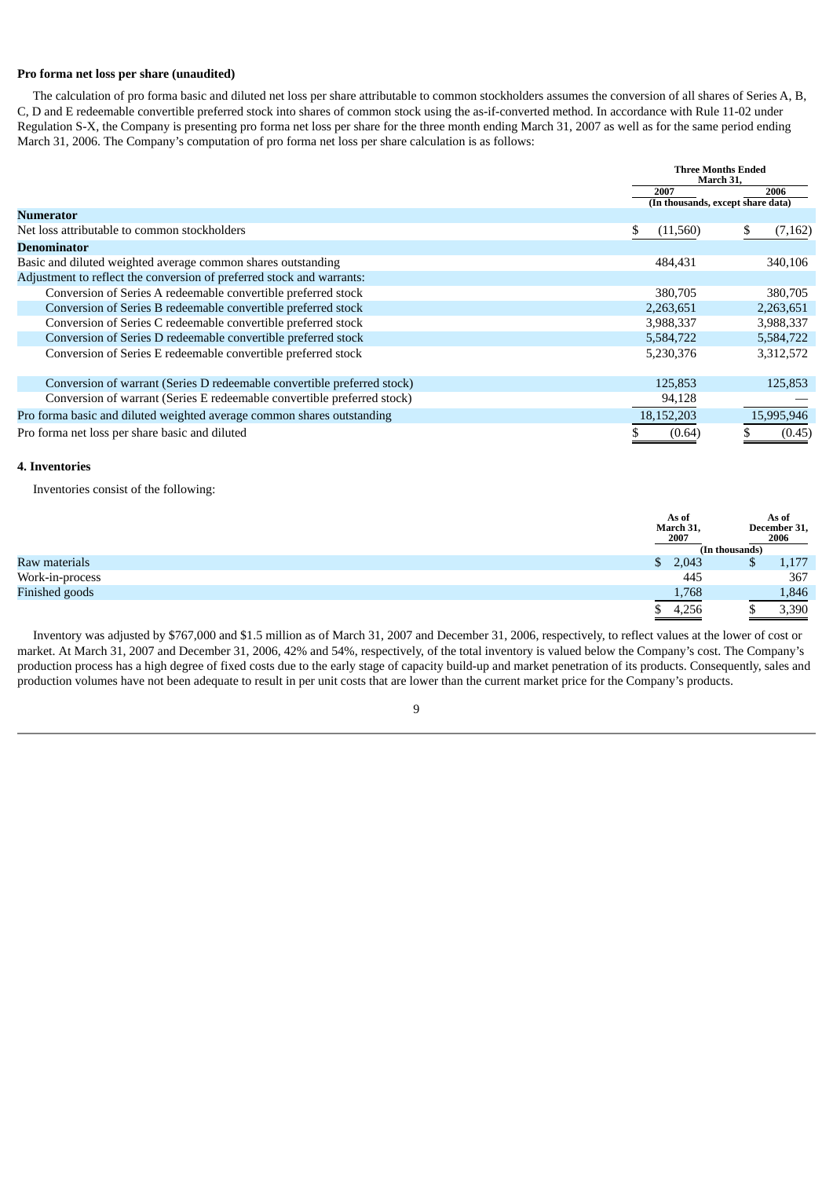**Pro forma net loss per share (unaudited)**

The calculation of pro forma basic and diluted net loss per share attributable to common stockholders assumes the conversion of all shares of Series A, B, C, D and E redeemable convertible preferred stock into shares of common stock using the as-if-converted method. In accordance with Rule 11-02 under Regulation S-X, the Company is presenting pro forma net loss per share for the three month ending March 31, 2007 as well as for the same period ending March 31, 2006. The Company's computation of pro forma net loss per share calculation is as follows:

| | Three Months Ended March 31, | |
|---|---|---|
| | 2007 | 2006 |
| | (In thousands, except share data) | |
| **Numerator** | | |
| Net loss attributable to common stockholders | $ (11,560) | $ (7,162) |
| **Denominator** | | |
| Basic and diluted weighted average common shares outstanding | 484,431 | 340,106 |
| Adjustment to reflect the conversion of preferred stock and warrants: | | |
| Conversion of Series A redeemable convertible preferred stock | 380,705 | 380,705 |
| Conversion of Series B redeemable convertible preferred stock | 2,263,651 | 2,263,651 |
| Conversion of Series C redeemable convertible preferred stock | 3,988,337 | 3,988,337 |
| Conversion of Series D redeemable convertible preferred stock | 5,584,722 | 5,584,722 |
| Conversion of Series E redeemable convertible preferred stock | 5,230,376 | 3,312,572 |
| Conversion of warrant (Series D redeemable convertible preferred stock) | 125,853 | 125,853 |
| Conversion of warrant (Series E redeemable convertible preferred stock) | 94,128 | — |
| Pro forma basic and diluted weighted average common shares outstanding | 18,152,203 | 15,995,946 |
| Pro forma net loss per share basic and diluted | $ (0.64) | $ (0.45) |

**4. Inventories**

Inventories consist of the following:

| | As of March 31, 2007 | As of December 31, 2006 |
|---|---|---|
| | (In thousands) | |
| Raw materials | $ 2,043 | $ 1,177 |
| Work-in-process | 445 | 367 |
| Finished goods | 1,768 | 1,846 |
| | $ 4,256 | $ 3,390 |

Inventory was adjusted by $767,000 and $1.5 million as of March 31, 2007 and December 31, 2006, respectively, to reflect values at the lower of cost or market. At March 31, 2007 and December 31, 2006, 42% and 54%, respectively, of the total inventory is valued below the Company's cost. The Company's production process has a high degree of fixed costs due to the early stage of capacity build-up and market penetration of its products. Consequently, sales and production volumes have not been adequate to result in per unit costs that are lower than the current market price for the Company's products.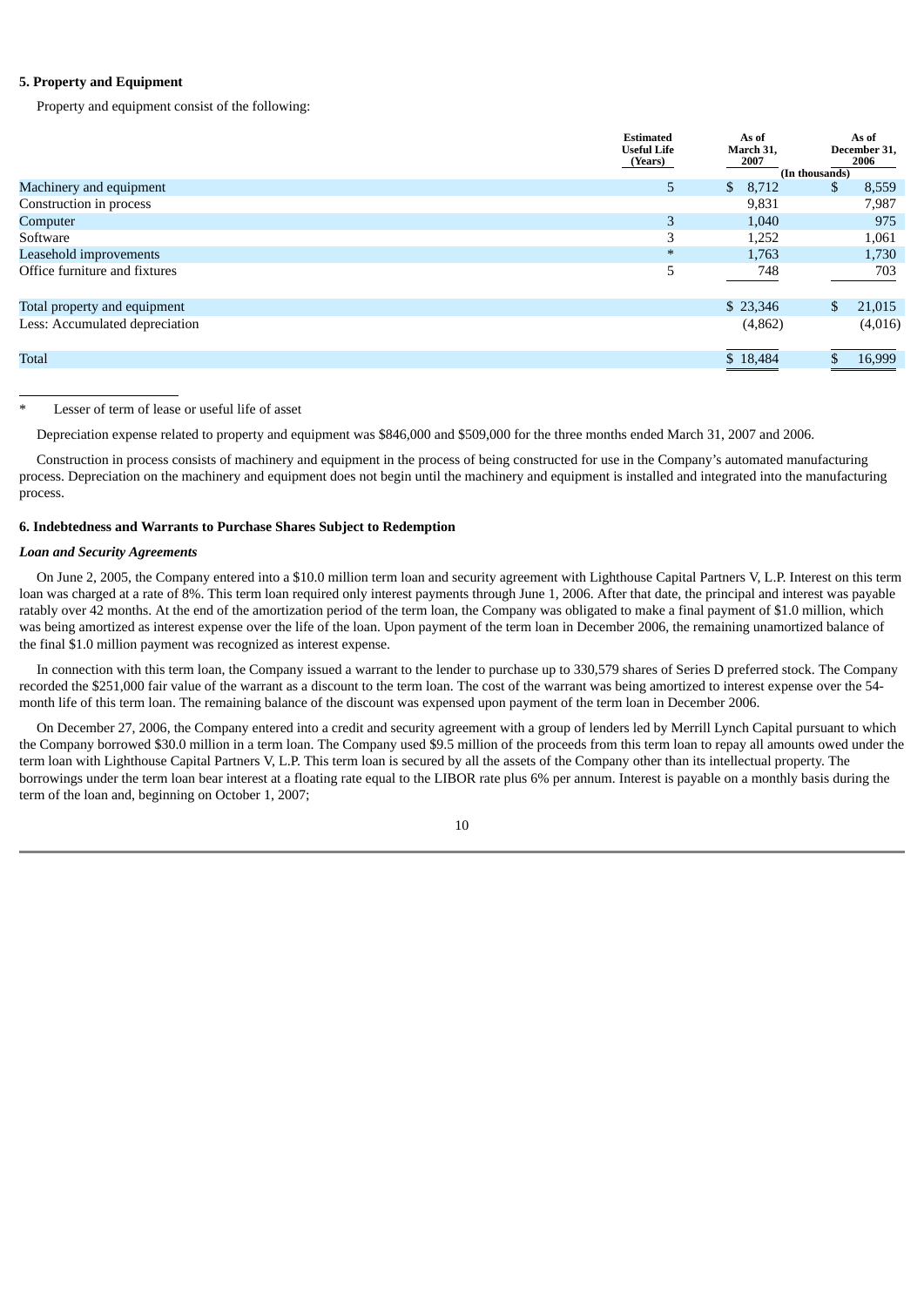### 5. Property and Equipment

Property and equipment consist of the following:

| | Estimated Useful Life (Years) | As of March 31, 2007 | As of December 31, 2006 |
|---|---|---|---|
| | | (In thousands) | |
| Machinery and equipment | 5 | $ 8,712 | $ 8,559 |
| Construction in process | | 9,831 | 7,987 |
| Computer | 3 | 1,040 | 975 |
| Software | 3 | 1,252 | 1,061 |
| Leasehold improvements | * | 1,763 | 1,730 |
| Office furniture and fixtures | 5 | 748 | 703 |
| Total property and equipment | | $ 23,346 | $ 21,015 |
| Less: Accumulated depreciation | | (4,862) | (4,016) |
| Total | | $ 18,484 | $ 16,999 |

\* Lesser of term of lease or useful life of asset

Depreciation expense related to property and equipment was $846,000 and $509,000 for the three months ended March 31, 2007 and 2006.

Construction in process consists of machinery and equipment in the process of being constructed for use in the Company's automated manufacturing process. Depreciation on the machinery and equipment does not begin until the machinery and equipment is installed and integrated into the manufacturing process.

### 6. Indebtedness and Warrants to Purchase Shares Subject to Redemption

***Loan and Security Agreements***

On June 2, 2005, the Company entered into a $10.0 million term loan and security agreement with Lighthouse Capital Partners V, L.P. Interest on this term loan was charged at a rate of 8%. This term loan required only interest payments through June 1, 2006. After that date, the principal and interest was payable ratably over 42 months. At the end of the amortization period of the term loan, the Company was obligated to make a final payment of $1.0 million, which was being amortized as interest expense over the life of the loan. Upon payment of the term loan in December 2006, the remaining unamortized balance of the final $1.0 million payment was recognized as interest expense.

In connection with this term loan, the Company issued a warrant to the lender to purchase up to 330,579 shares of Series D preferred stock. The Company recorded the $251,000 fair value of the warrant as a discount to the term loan. The cost of the warrant was being amortized to interest expense over the 54-month life of this term loan. The remaining balance of the discount was expensed upon payment of the term loan in December 2006.

On December 27, 2006, the Company entered into a credit and security agreement with a group of lenders led by Merrill Lynch Capital pursuant to which the Company borrowed $30.0 million in a term loan. The Company used $9.5 million of the proceeds from this term loan to repay all amounts owed under the term loan with Lighthouse Capital Partners V, L.P. This term loan is secured by all the assets of the Company other than its intellectual property. The borrowings under the term loan bear interest at a floating rate equal to the LIBOR rate plus 6% per annum. Interest is payable on a monthly basis during the term of the loan and, beginning on October 1, 2007;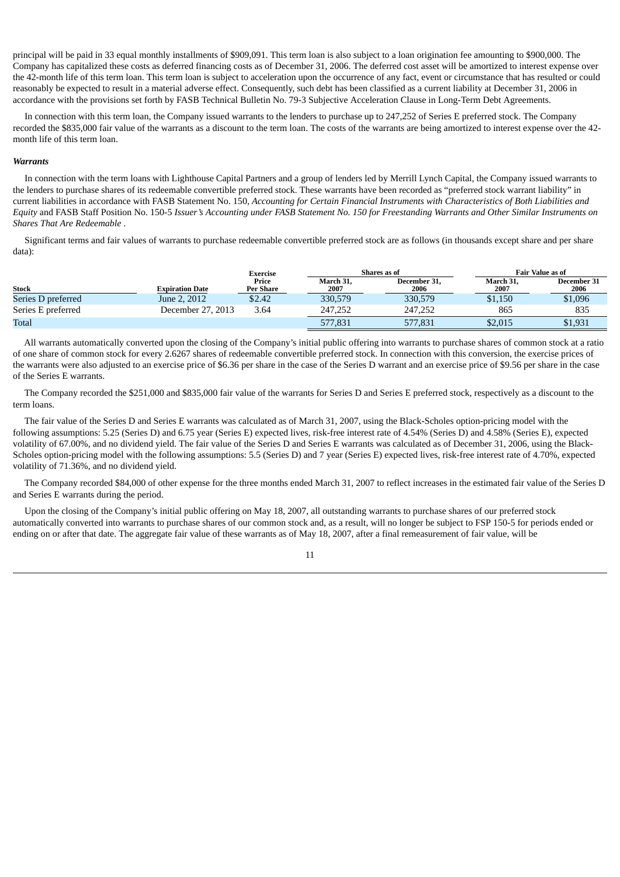principal will be paid in 33 equal monthly installments of $909,091. This term loan is also subject to a loan origination fee amounting to $900,000. The Company has capitalized these costs as deferred financing costs as of December 31, 2006. The deferred cost asset will be amortized to interest expense over the 42-month life of this term loan. This term loan is subject to acceleration upon the occurrence of any fact, event or circumstance that has resulted or could reasonably be expected to result in a material adverse effect. Consequently, such debt has been classified as a current liability at December 31, 2006 in accordance with the provisions set forth by FASB Technical Bulletin No. 79-3 Subjective Acceleration Clause in Long-Term Debt Agreements.

In connection with this term loan, the Company issued warrants to the lenders to purchase up to 247,252 of Series E preferred stock. The Company recorded the $835,000 fair value of the warrants as a discount to the term loan. The costs of the warrants are being amortized to interest expense over the 42-month life of this term loan.

***Warrants***

In connection with the term loans with Lighthouse Capital Partners and a group of lenders led by Merrill Lynch Capital, the Company issued warrants to the lenders to purchase shares of its redeemable convertible preferred stock. These warrants have been recorded as "preferred stock warrant liability" in current liabilities in accordance with FASB Statement No. 150, *Accounting for Certain Financial Instruments with Characteristics of Both Liabilities and Equity* and FASB Staff Position No. 150-5 *Issuer's Accounting under FASB Statement No. 150 for Freestanding Warrants and Other Similar Instruments on Shares That Are Redeemable* .

Significant terms and fair values of warrants to purchase redeemable convertible preferred stock are as follows (in thousands except share and per share data):

| Stock | Expiration Date | Exercise Price Per Share | Shares as of March 31, 2007 | Shares as of December 31, 2006 | Fair Value as of March 31, 2007 | Fair Value as of December 31 2006 |
|---|---|---|---|---|---|---|
| Series D preferred | June 2, 2012 | $2.42 | 330,579 | 330,579 | $1,150 | $1,096 |
| Series E preferred | December 27, 2013 | 3.64 | 247,252 | 247,252 | 865 | 835 |
| Total | | | 577,831 | 577,831 | $2,015 | $1,931 |

All warrants automatically converted upon the closing of the Company's initial public offering into warrants to purchase shares of common stock at a ratio of one share of common stock for every 2.6267 shares of redeemable convertible preferred stock. In connection with this conversion, the exercise prices of the warrants were also adjusted to an exercise price of $6.36 per share in the case of the Series D warrant and an exercise price of $9.56 per share in the case of the Series E warrants.

The Company recorded the $251,000 and $835,000 fair value of the warrants for Series D and Series E preferred stock, respectively as a discount to the term loans.

The fair value of the Series D and Series E warrants was calculated as of March 31, 2007, using the Black-Scholes option-pricing model with the following assumptions: 5.25 (Series D) and 6.75 year (Series E) expected lives, risk-free interest rate of 4.54% (Series D) and 4.58% (Series E), expected volatility of 67.00%, and no dividend yield. The fair value of the Series D and Series E warrants was calculated as of December 31, 2006, using the Black-Scholes option-pricing model with the following assumptions: 5.5 (Series D) and 7 year (Series E) expected lives, risk-free interest rate of 4.70%, expected volatility of 71.36%, and no dividend yield.

The Company recorded $84,000 of other expense for the three months ended March 31, 2007 to reflect increases in the estimated fair value of the Series D and Series E warrants during the period.

Upon the closing of the Company's initial public offering on May 18, 2007, all outstanding warrants to purchase shares of our preferred stock automatically converted into warrants to purchase shares of our common stock and, as a result, will no longer be subject to FSP 150-5 for periods ended or ending on or after that date. The aggregate fair value of these warrants as of May 18, 2007, after a final remeasurement of fair value, will be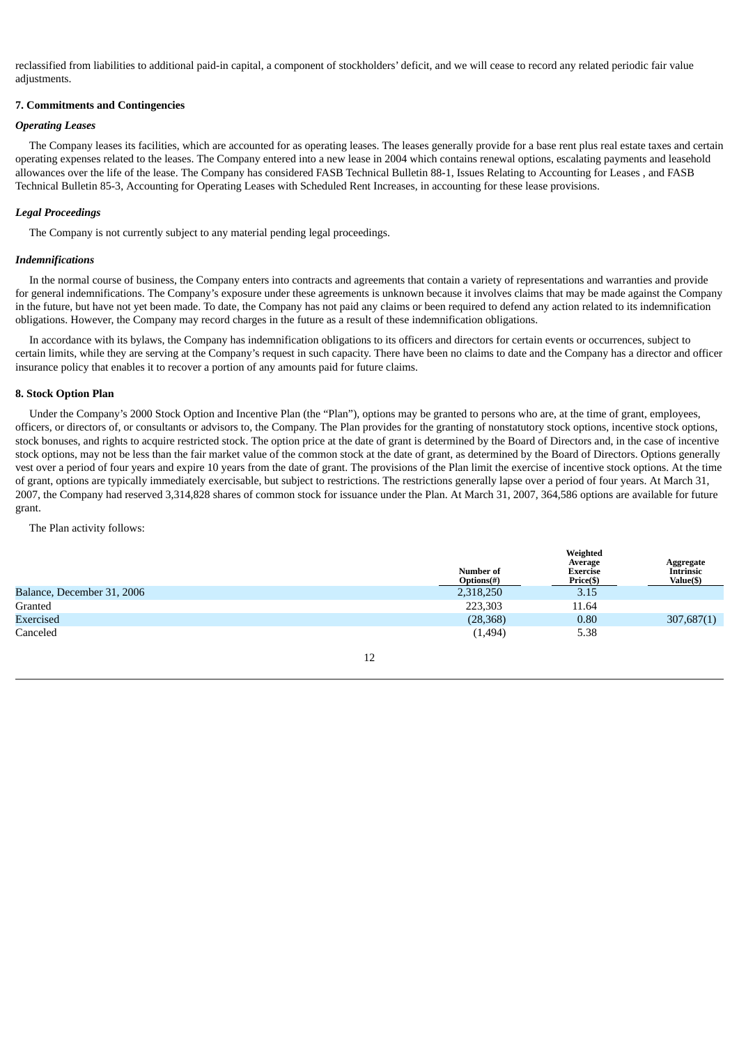reclassified from liabilities to additional paid-in capital, a component of stockholders' deficit, and we will cease to record any related periodic fair value adjustments.

**7. Commitments and Contingencies**

***Operating Leases***

The Company leases its facilities, which are accounted for as operating leases. The leases generally provide for a base rent plus real estate taxes and certain operating expenses related to the leases. The Company entered into a new lease in 2004 which contains renewal options, escalating payments and leasehold allowances over the life of the lease. The Company has considered FASB Technical Bulletin 88-1, Issues Relating to Accounting for Leases , and FASB Technical Bulletin 85-3, Accounting for Operating Leases with Scheduled Rent Increases, in accounting for these lease provisions.

***Legal Proceedings***

The Company is not currently subject to any material pending legal proceedings.

***Indemnifications***

In the normal course of business, the Company enters into contracts and agreements that contain a variety of representations and warranties and provide for general indemnifications. The Company's exposure under these agreements is unknown because it involves claims that may be made against the Company in the future, but have not yet been made. To date, the Company has not paid any claims or been required to defend any action related to its indemnification obligations. However, the Company may record charges in the future as a result of these indemnification obligations.

In accordance with its bylaws, the Company has indemnification obligations to its officers and directors for certain events or occurrences, subject to certain limits, while they are serving at the Company's request in such capacity. There have been no claims to date and the Company has a director and officer insurance policy that enables it to recover a portion of any amounts paid for future claims.

**8. Stock Option Plan**

Under the Company's 2000 Stock Option and Incentive Plan (the "Plan"), options may be granted to persons who are, at the time of grant, employees, officers, or directors of, or consultants or advisors to, the Company. The Plan provides for the granting of nonstatutory stock options, incentive stock options, stock bonuses, and rights to acquire restricted stock. The option price at the date of grant is determined by the Board of Directors and, in the case of incentive stock options, may not be less than the fair market value of the common stock at the date of grant, as determined by the Board of Directors. Options generally vest over a period of four years and expire 10 years from the date of grant. The provisions of the Plan limit the exercise of incentive stock options. At the time of grant, options are typically immediately exercisable, but subject to restrictions. The restrictions generally lapse over a period of four years. At March 31, 2007, the Company had reserved 3,314,828 shares of common stock for issuance under the Plan. At March 31, 2007, 364,586 options are available for future grant.

The Plan activity follows:

| | Number of Options(#) | Weighted Average Exercise Price($) | Aggregate Intrinsic Value($) |
|---|---|---|---|
| Balance, December 31, 2006 | 2,318,250 | 3.15 | |
| Granted | 223,303 | 11.64 | |
| Exercised | (28,368) | 0.80 | 307,687(1) |
| Canceled | (1,494) | 5.38 | |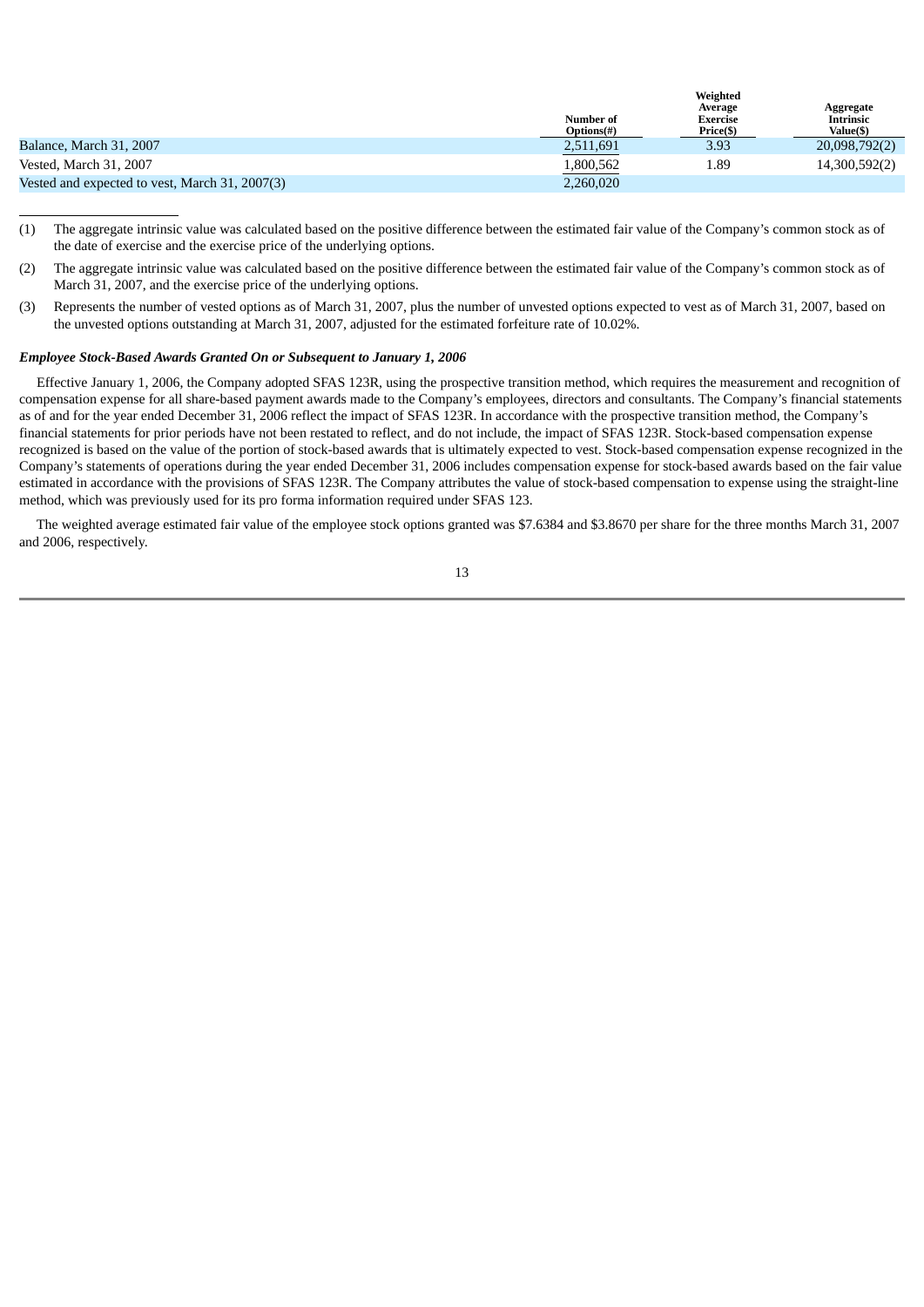|  | Number of Options(#) | Weighted Average Exercise Price($) | Aggregate Intrinsic Value($) |
| --- | --- | --- | --- |
| Balance, March 31, 2007 | 2,511,691 | 3.93 | 20,098,792(2) |
| Vested, March 31, 2007 | 1,800,562 | 1.89 | 14,300,592(2) |
| Vested and expected to vest, March 31, 2007(3) | 2,260,020 |  |  |

(1) The aggregate intrinsic value was calculated based on the positive difference between the estimated fair value of the Company's common stock as of the date of exercise and the exercise price of the underlying options.

(2) The aggregate intrinsic value was calculated based on the positive difference between the estimated fair value of the Company's common stock as of March 31, 2007, and the exercise price of the underlying options.

(3) Represents the number of vested options as of March 31, 2007, plus the number of unvested options expected to vest as of March 31, 2007, based on the unvested options outstanding at March 31, 2007, adjusted for the estimated forfeiture rate of 10.02%.

***Employee Stock-Based Awards Granted On or Subsequent to January 1, 2006***

Effective January 1, 2006, the Company adopted SFAS 123R, using the prospective transition method, which requires the measurement and recognition of compensation expense for all share-based payment awards made to the Company's employees, directors and consultants. The Company's financial statements as of and for the year ended December 31, 2006 reflect the impact of SFAS 123R. In accordance with the prospective transition method, the Company's financial statements for prior periods have not been restated to reflect, and do not include, the impact of SFAS 123R. Stock-based compensation expense recognized is based on the value of the portion of stock-based awards that is ultimately expected to vest. Stock-based compensation expense recognized in the Company's statements of operations during the year ended December 31, 2006 includes compensation expense for stock-based awards based on the fair value estimated in accordance with the provisions of SFAS 123R. The Company attributes the value of stock-based compensation to expense using the straight-line method, which was previously used for its pro forma information required under SFAS 123.

The weighted average estimated fair value of the employee stock options granted was $7.6384 and $3.8670 per share for the three months March 31, 2007 and 2006, respectively.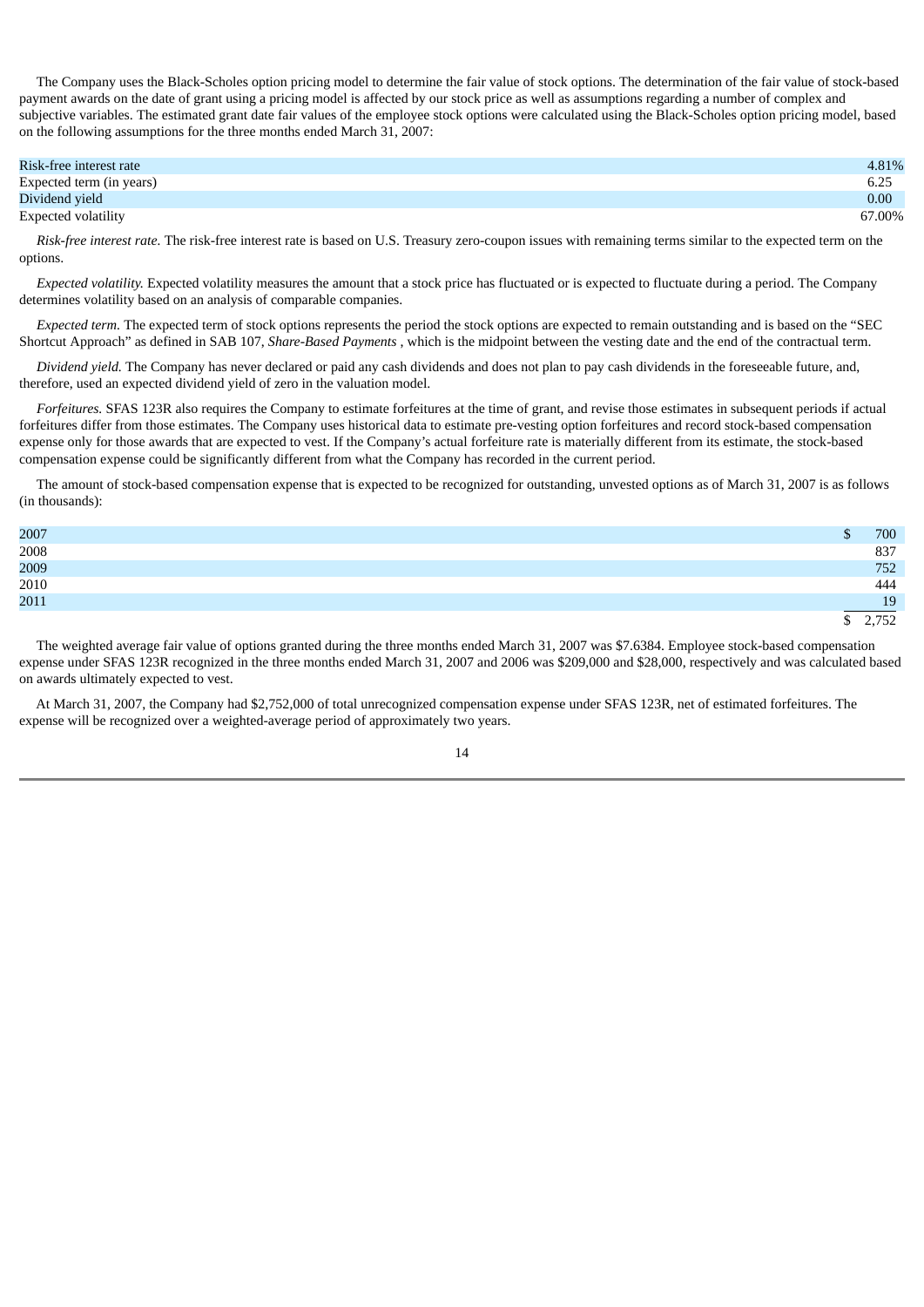The Company uses the Black-Scholes option pricing model to determine the fair value of stock options. The determination of the fair value of stock-based payment awards on the date of grant using a pricing model is affected by our stock price as well as assumptions regarding a number of complex and subjective variables. The estimated grant date fair values of the employee stock options were calculated using the Black-Scholes option pricing model, based on the following assumptions for the three months ended March 31, 2007:

| | |
|---|---|
| Risk-free interest rate | 4.81% |
| Expected term (in years) | 6.25 |
| Dividend yield | 0.00 |
| Expected volatility | 67.00% |

*Risk-free interest rate.* The risk-free interest rate is based on U.S. Treasury zero-coupon issues with remaining terms similar to the expected term on the options.

*Expected volatility.* Expected volatility measures the amount that a stock price has fluctuated or is expected to fluctuate during a period. The Company determines volatility based on an analysis of comparable companies.

*Expected term.* The expected term of stock options represents the period the stock options are expected to remain outstanding and is based on the "SEC Shortcut Approach" as defined in SAB 107, *Share-Based Payments* , which is the midpoint between the vesting date and the end of the contractual term.

*Dividend yield.* The Company has never declared or paid any cash dividends and does not plan to pay cash dividends in the foreseeable future, and, therefore, used an expected dividend yield of zero in the valuation model.

*Forfeitures.* SFAS 123R also requires the Company to estimate forfeitures at the time of grant, and revise those estimates in subsequent periods if actual forfeitures differ from those estimates. The Company uses historical data to estimate pre-vesting option forfeitures and record stock-based compensation expense only for those awards that are expected to vest. If the Company's actual forfeiture rate is materially different from its estimate, the stock-based compensation expense could be significantly different from what the Company has recorded in the current period.

The amount of stock-based compensation expense that is expected to be recognized for outstanding, unvested options as of March 31, 2007 is as follows (in thousands):

| | |
|---|---|
| 2007 | $ 700 |
| 2008 | 837 |
| 2009 | 752 |
| 2010 | 444 |
| 2011 | 19 |
| | $ 2,752 |

The weighted average fair value of options granted during the three months ended March 31, 2007 was $7.6384. Employee stock-based compensation expense under SFAS 123R recognized in the three months ended March 31, 2007 and 2006 was $209,000 and $28,000, respectively and was calculated based on awards ultimately expected to vest.

At March 31, 2007, the Company had $2,752,000 of total unrecognized compensation expense under SFAS 123R, net of estimated forfeitures. The expense will be recognized over a weighted-average period of approximately two years.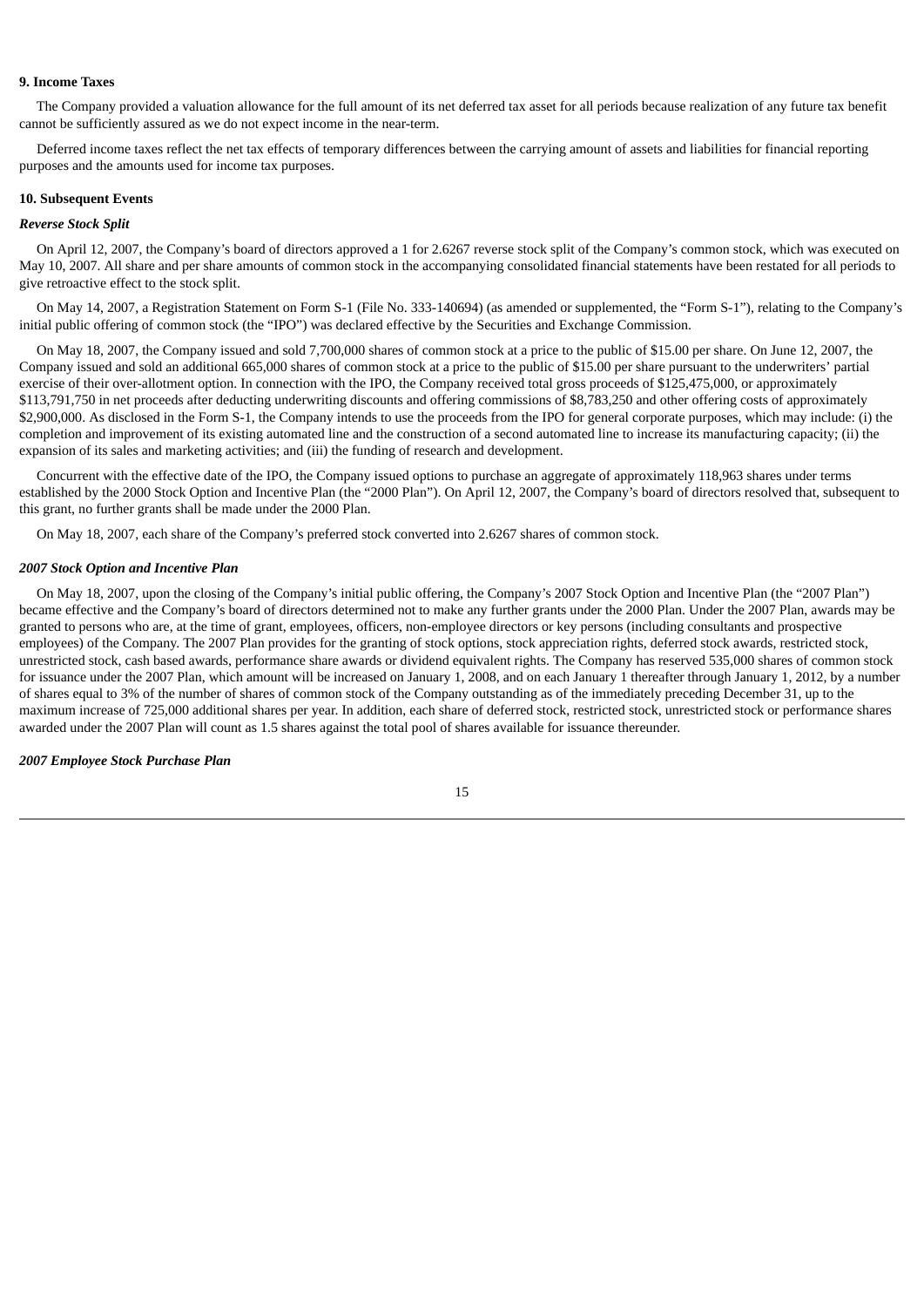**9. Income Taxes**

The Company provided a valuation allowance for the full amount of its net deferred tax asset for all periods because realization of any future tax benefit cannot be sufficiently assured as we do not expect income in the near-term.

Deferred income taxes reflect the net tax effects of temporary differences between the carrying amount of assets and liabilities for financial reporting purposes and the amounts used for income tax purposes.

**10. Subsequent Events**

***Reverse Stock Split***

On April 12, 2007, the Company's board of directors approved a 1 for 2.6267 reverse stock split of the Company's common stock, which was executed on May 10, 2007. All share and per share amounts of common stock in the accompanying consolidated financial statements have been restated for all periods to give retroactive effect to the stock split.

On May 14, 2007, a Registration Statement on Form S-1 (File No. 333-140694) (as amended or supplemented, the "Form S-1"), relating to the Company's initial public offering of common stock (the "IPO") was declared effective by the Securities and Exchange Commission.

On May 18, 2007, the Company issued and sold 7,700,000 shares of common stock at a price to the public of $15.00 per share. On June 12, 2007, the Company issued and sold an additional 665,000 shares of common stock at a price to the public of $15.00 per share pursuant to the underwriters' partial exercise of their over-allotment option. In connection with the IPO, the Company received total gross proceeds of $125,475,000, or approximately $113,791,750 in net proceeds after deducting underwriting discounts and offering commissions of $8,783,250 and other offering costs of approximately $2,900,000. As disclosed in the Form S-1, the Company intends to use the proceeds from the IPO for general corporate purposes, which may include: (i) the completion and improvement of its existing automated line and the construction of a second automated line to increase its manufacturing capacity; (ii) the expansion of its sales and marketing activities; and (iii) the funding of research and development.

Concurrent with the effective date of the IPO, the Company issued options to purchase an aggregate of approximately 118,963 shares under terms established by the 2000 Stock Option and Incentive Plan (the "2000 Plan"). On April 12, 2007, the Company's board of directors resolved that, subsequent to this grant, no further grants shall be made under the 2000 Plan.

On May 18, 2007, each share of the Company's preferred stock converted into 2.6267 shares of common stock.

***2007 Stock Option and Incentive Plan***

On May 18, 2007, upon the closing of the Company's initial public offering, the Company's 2007 Stock Option and Incentive Plan (the "2007 Plan") became effective and the Company's board of directors determined not to make any further grants under the 2000 Plan. Under the 2007 Plan, awards may be granted to persons who are, at the time of grant, employees, officers, non-employee directors or key persons (including consultants and prospective employees) of the Company. The 2007 Plan provides for the granting of stock options, stock appreciation rights, deferred stock awards, restricted stock, unrestricted stock, cash based awards, performance share awards or dividend equivalent rights. The Company has reserved 535,000 shares of common stock for issuance under the 2007 Plan, which amount will be increased on January 1, 2008, and on each January 1 thereafter through January 1, 2012, by a number of shares equal to 3% of the number of shares of common stock of the Company outstanding as of the immediately preceding December 31, up to the maximum increase of 725,000 additional shares per year. In addition, each share of deferred stock, restricted stock, unrestricted stock or performance shares awarded under the 2007 Plan will count as 1.5 shares against the total pool of shares available for issuance thereunder.

***2007 Employee Stock Purchase Plan***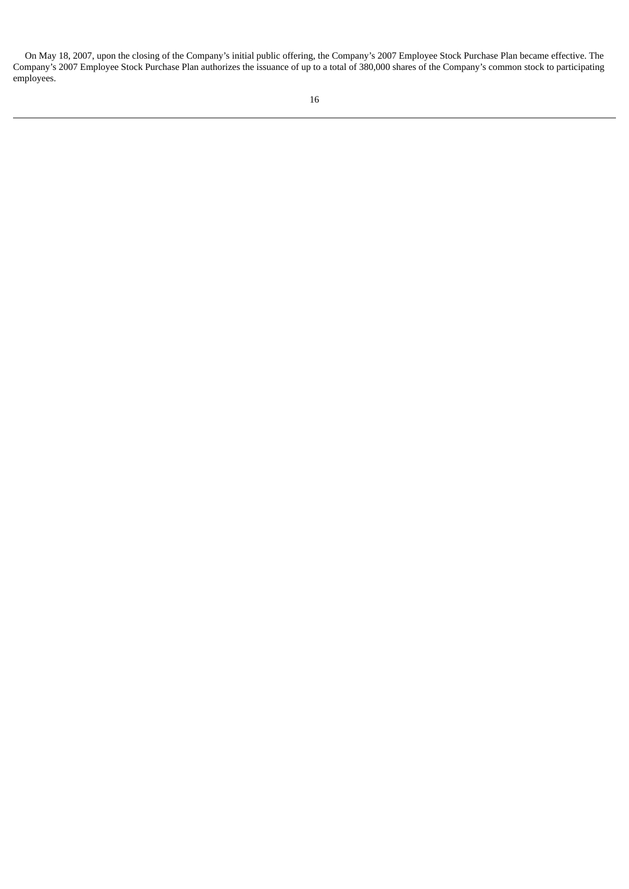On May 18, 2007, upon the closing of the Company's initial public offering, the Company's 2007 Employee Stock Purchase Plan became effective. The Company's 2007 Employee Stock Purchase Plan authorizes the issuance of up to a total of 380,000 shares of the Company's common stock to participating employees.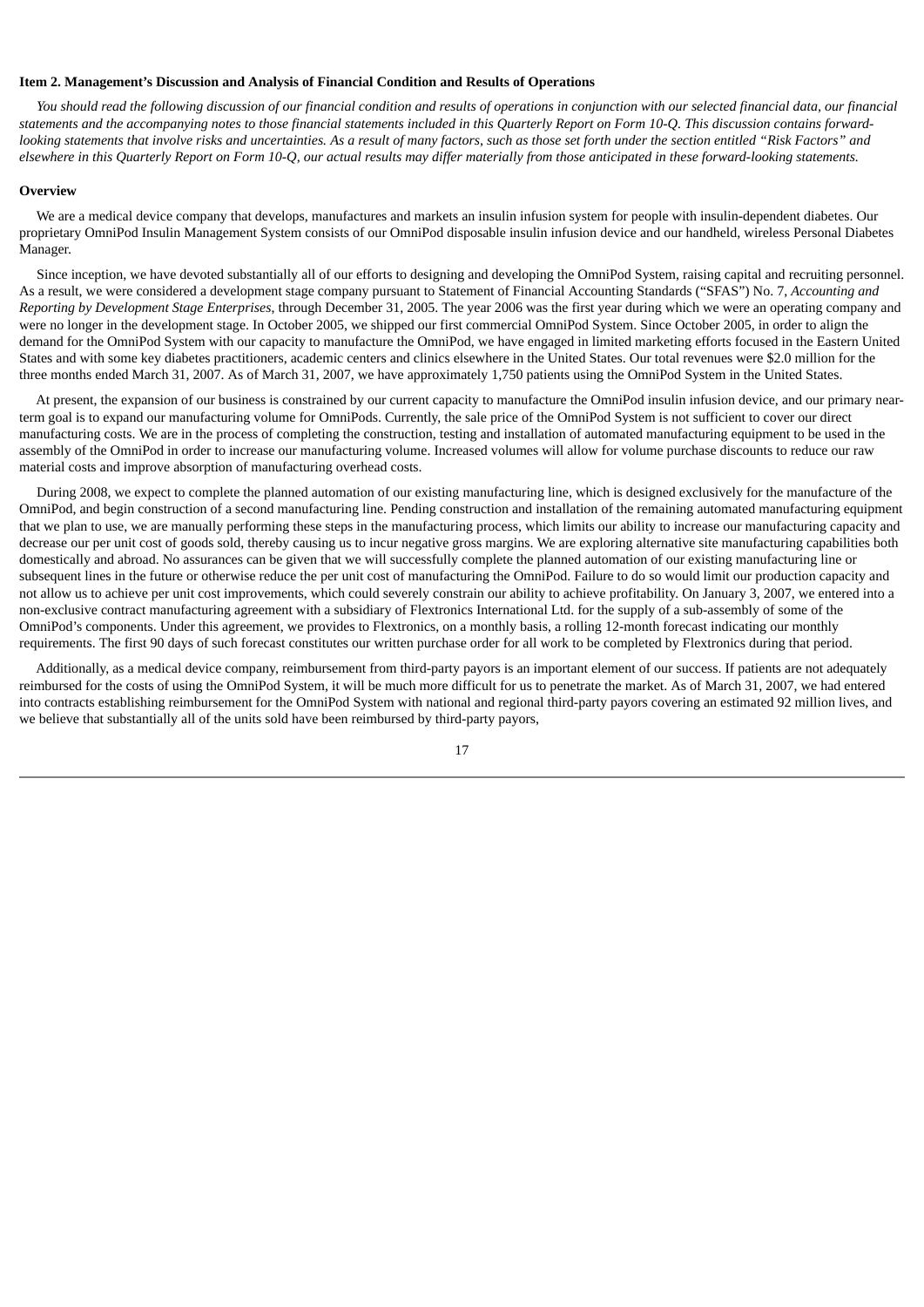**Item 2. Management's Discussion and Analysis of Financial Condition and Results of Operations**

*You should read the following discussion of our financial condition and results of operations in conjunction with our selected financial data, our financial statements and the accompanying notes to those financial statements included in this Quarterly Report on Form 10-Q. This discussion contains forward-looking statements that involve risks and uncertainties. As a result of many factors, such as those set forth under the section entitled "Risk Factors" and elsewhere in this Quarterly Report on Form 10-Q, our actual results may differ materially from those anticipated in these forward-looking statements.*

**Overview**

We are a medical device company that develops, manufactures and markets an insulin infusion system for people with insulin-dependent diabetes. Our proprietary OmniPod Insulin Management System consists of our OmniPod disposable insulin infusion device and our handheld, wireless Personal Diabetes Manager.

Since inception, we have devoted substantially all of our efforts to designing and developing the OmniPod System, raising capital and recruiting personnel. As a result, we were considered a development stage company pursuant to Statement of Financial Accounting Standards ("SFAS") No. 7, *Accounting and Reporting by Development Stage Enterprises*, through December 31, 2005. The year 2006 was the first year during which we were an operating company and were no longer in the development stage. In October 2005, we shipped our first commercial OmniPod System. Since October 2005, in order to align the demand for the OmniPod System with our capacity to manufacture the OmniPod, we have engaged in limited marketing efforts focused in the Eastern United States and with some key diabetes practitioners, academic centers and clinics elsewhere in the United States. Our total revenues were $2.0 million for the three months ended March 31, 2007. As of March 31, 2007, we have approximately 1,750 patients using the OmniPod System in the United States.

At present, the expansion of our business is constrained by our current capacity to manufacture the OmniPod insulin infusion device, and our primary near-term goal is to expand our manufacturing volume for OmniPods. Currently, the sale price of the OmniPod System is not sufficient to cover our direct manufacturing costs. We are in the process of completing the construction, testing and installation of automated manufacturing equipment to be used in the assembly of the OmniPod in order to increase our manufacturing volume. Increased volumes will allow for volume purchase discounts to reduce our raw material costs and improve absorption of manufacturing overhead costs.

During 2008, we expect to complete the planned automation of our existing manufacturing line, which is designed exclusively for the manufacture of the OmniPod, and begin construction of a second manufacturing line. Pending construction and installation of the remaining automated manufacturing equipment that we plan to use, we are manually performing these steps in the manufacturing process, which limits our ability to increase our manufacturing capacity and decrease our per unit cost of goods sold, thereby causing us to incur negative gross margins. We are exploring alternative site manufacturing capabilities both domestically and abroad. No assurances can be given that we will successfully complete the planned automation of our existing manufacturing line or subsequent lines in the future or otherwise reduce the per unit cost of manufacturing the OmniPod. Failure to do so would limit our production capacity and not allow us to achieve per unit cost improvements, which could severely constrain our ability to achieve profitability. On January 3, 2007, we entered into a non-exclusive contract manufacturing agreement with a subsidiary of Flextronics International Ltd. for the supply of a sub-assembly of some of the OmniPod's components. Under this agreement, we provides to Flextronics, on a monthly basis, a rolling 12-month forecast indicating our monthly requirements. The first 90 days of such forecast constitutes our written purchase order for all work to be completed by Flextronics during that period.

Additionally, as a medical device company, reimbursement from third-party payors is an important element of our success. If patients are not adequately reimbursed for the costs of using the OmniPod System, it will be much more difficult for us to penetrate the market. As of March 31, 2007, we had entered into contracts establishing reimbursement for the OmniPod System with national and regional third-party payors covering an estimated 92 million lives, and we believe that substantially all of the units sold have been reimbursed by third-party payors,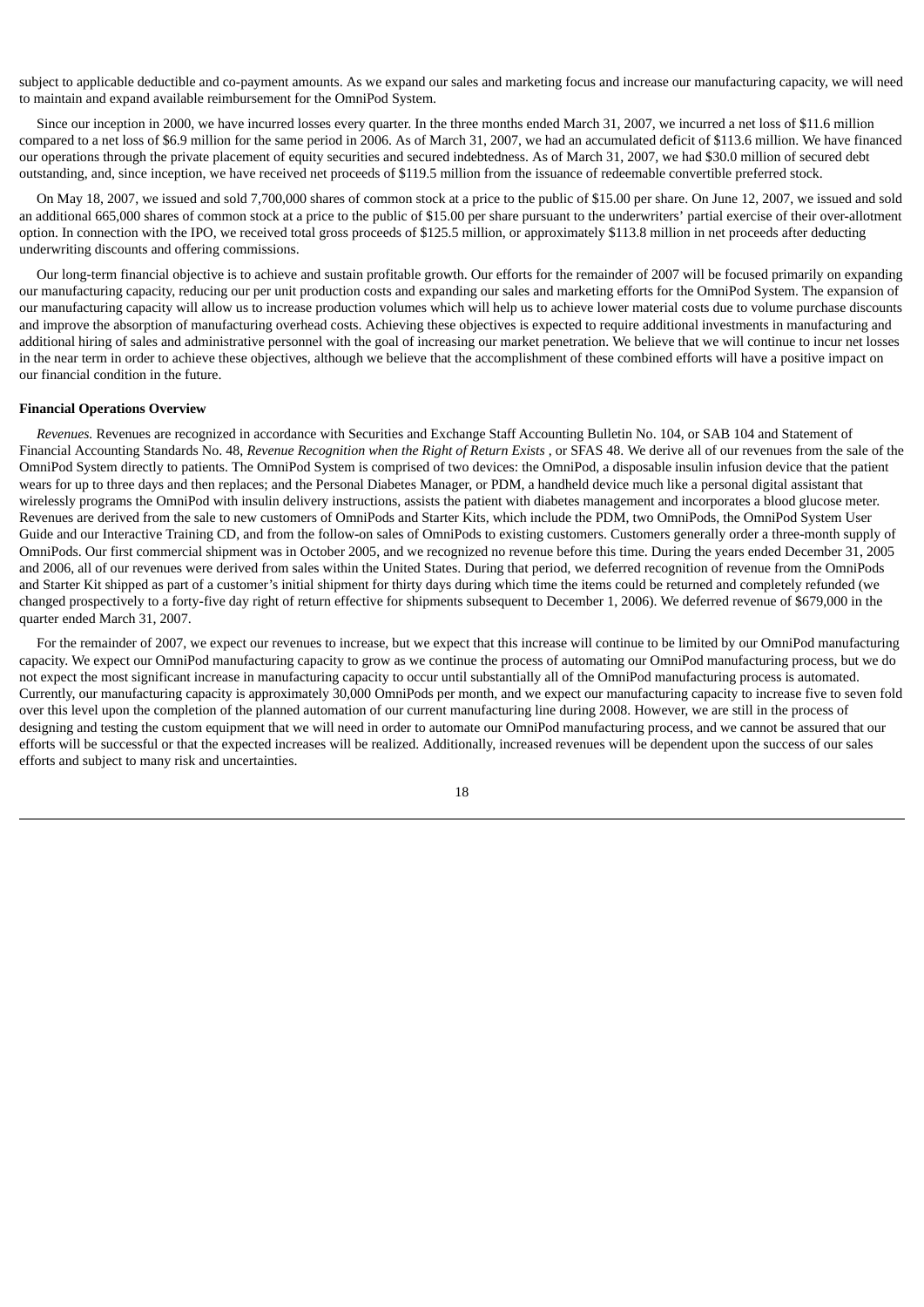subject to applicable deductible and co-payment amounts. As we expand our sales and marketing focus and increase our manufacturing capacity, we will need to maintain and expand available reimbursement for the OmniPod System.

Since our inception in 2000, we have incurred losses every quarter. In the three months ended March 31, 2007, we incurred a net loss of $11.6 million compared to a net loss of $6.9 million for the same period in 2006. As of March 31, 2007, we had an accumulated deficit of $113.6 million. We have financed our operations through the private placement of equity securities and secured indebtedness. As of March 31, 2007, we had $30.0 million of secured debt outstanding, and, since inception, we have received net proceeds of $119.5 million from the issuance of redeemable convertible preferred stock.

On May 18, 2007, we issued and sold 7,700,000 shares of common stock at a price to the public of $15.00 per share. On June 12, 2007, we issued and sold an additional 665,000 shares of common stock at a price to the public of $15.00 per share pursuant to the underwriters' partial exercise of their over-allotment option. In connection with the IPO, we received total gross proceeds of $125.5 million, or approximately $113.8 million in net proceeds after deducting underwriting discounts and offering commissions.

Our long-term financial objective is to achieve and sustain profitable growth. Our efforts for the remainder of 2007 will be focused primarily on expanding our manufacturing capacity, reducing our per unit production costs and expanding our sales and marketing efforts for the OmniPod System. The expansion of our manufacturing capacity will allow us to increase production volumes which will help us to achieve lower material costs due to volume purchase discounts and improve the absorption of manufacturing overhead costs. Achieving these objectives is expected to require additional investments in manufacturing and additional hiring of sales and administrative personnel with the goal of increasing our market penetration. We believe that we will continue to incur net losses in the near term in order to achieve these objectives, although we believe that the accomplishment of these combined efforts will have a positive impact on our financial condition in the future.

**Financial Operations Overview**

*Revenues.* Revenues are recognized in accordance with Securities and Exchange Staff Accounting Bulletin No. 104, or SAB 104 and Statement of Financial Accounting Standards No. 48, *Revenue Recognition when the Right of Return Exists* , or SFAS 48. We derive all of our revenues from the sale of the OmniPod System directly to patients. The OmniPod System is comprised of two devices: the OmniPod, a disposable insulin infusion device that the patient wears for up to three days and then replaces; and the Personal Diabetes Manager, or PDM, a handheld device much like a personal digital assistant that wirelessly programs the OmniPod with insulin delivery instructions, assists the patient with diabetes management and incorporates a blood glucose meter. Revenues are derived from the sale to new customers of OmniPods and Starter Kits, which include the PDM, two OmniPods, the OmniPod System User Guide and our Interactive Training CD, and from the follow-on sales of OmniPods to existing customers. Customers generally order a three-month supply of OmniPods. Our first commercial shipment was in October 2005, and we recognized no revenue before this time. During the years ended December 31, 2005 and 2006, all of our revenues were derived from sales within the United States. During that period, we deferred recognition of revenue from the OmniPods and Starter Kit shipped as part of a customer's initial shipment for thirty days during which time the items could be returned and completely refunded (we changed prospectively to a forty-five day right of return effective for shipments subsequent to December 1, 2006). We deferred revenue of $679,000 in the quarter ended March 31, 2007.

For the remainder of 2007, we expect our revenues to increase, but we expect that this increase will continue to be limited by our OmniPod manufacturing capacity. We expect our OmniPod manufacturing capacity to grow as we continue the process of automating our OmniPod manufacturing process, but we do not expect the most significant increase in manufacturing capacity to occur until substantially all of the OmniPod manufacturing process is automated. Currently, our manufacturing capacity is approximately 30,000 OmniPods per month, and we expect our manufacturing capacity to increase five to seven fold over this level upon the completion of the planned automation of our current manufacturing line during 2008. However, we are still in the process of designing and testing the custom equipment that we will need in order to automate our OmniPod manufacturing process, and we cannot be assured that our efforts will be successful or that the expected increases will be realized. Additionally, increased revenues will be dependent upon the success of our sales efforts and subject to many risk and uncertainties.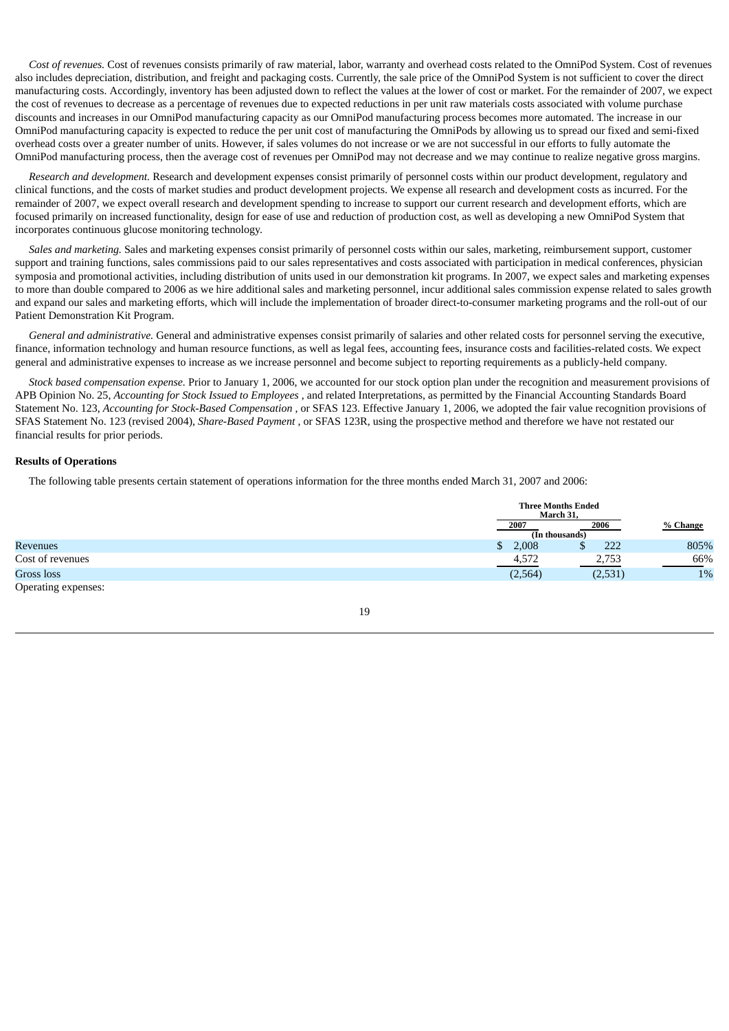*Cost of revenues.* Cost of revenues consists primarily of raw material, labor, warranty and overhead costs related to the OmniPod System. Cost of revenues also includes depreciation, distribution, and freight and packaging costs. Currently, the sale price of the OmniPod System is not sufficient to cover the direct manufacturing costs. Accordingly, inventory has been adjusted down to reflect the values at the lower of cost or market. For the remainder of 2007, we expect the cost of revenues to decrease as a percentage of revenues due to expected reductions in per unit raw materials costs associated with volume purchase discounts and increases in our OmniPod manufacturing capacity as our OmniPod manufacturing process becomes more automated. The increase in our OmniPod manufacturing capacity is expected to reduce the per unit cost of manufacturing the OmniPods by allowing us to spread our fixed and semi-fixed overhead costs over a greater number of units. However, if sales volumes do not increase or we are not successful in our efforts to fully automate the OmniPod manufacturing process, then the average cost of revenues per OmniPod may not decrease and we may continue to realize negative gross margins.

*Research and development.* Research and development expenses consist primarily of personnel costs within our product development, regulatory and clinical functions, and the costs of market studies and product development projects. We expense all research and development costs as incurred. For the remainder of 2007, we expect overall research and development spending to increase to support our current research and development efforts, which are focused primarily on increased functionality, design for ease of use and reduction of production cost, as well as developing a new OmniPod System that incorporates continuous glucose monitoring technology.

*Sales and marketing.* Sales and marketing expenses consist primarily of personnel costs within our sales, marketing, reimbursement support, customer support and training functions, sales commissions paid to our sales representatives and costs associated with participation in medical conferences, physician symposia and promotional activities, including distribution of units used in our demonstration kit programs. In 2007, we expect sales and marketing expenses to more than double compared to 2006 as we hire additional sales and marketing personnel, incur additional sales commission expense related to sales growth and expand our sales and marketing efforts, which will include the implementation of broader direct-to-consumer marketing programs and the roll-out of our Patient Demonstration Kit Program.

*General and administrative.* General and administrative expenses consist primarily of salaries and other related costs for personnel serving the executive, finance, information technology and human resource functions, as well as legal fees, accounting fees, insurance costs and facilities-related costs. We expect general and administrative expenses to increase as we increase personnel and become subject to reporting requirements as a publicly-held company.

*Stock based compensation expense.* Prior to January 1, 2006, we accounted for our stock option plan under the recognition and measurement provisions of APB Opinion No. 25, *Accounting for Stock Issued to Employees* , and related Interpretations, as permitted by the Financial Accounting Standards Board Statement No. 123, *Accounting for Stock-Based Compensation* , or SFAS 123. Effective January 1, 2006, we adopted the fair value recognition provisions of SFAS Statement No. 123 (revised 2004), *Share-Based Payment* , or SFAS 123R, using the prospective method and therefore we have not restated our financial results for prior periods.

**Results of Operations**

The following table presents certain statement of operations information for the three months ended March 31, 2007 and 2006:

| | Three Months Ended March 31, | | |
|---|---|---|---|
| | 2007 | 2006 | % Change |
| | (In thousands) | | |
| Revenues | $ 2,008 | $ 222 | 805% |
| Cost of revenues | 4,572 | 2,753 | 66% |
| Gross loss | (2,564) | (2,531) | 1% |
| Operating expenses: | | | |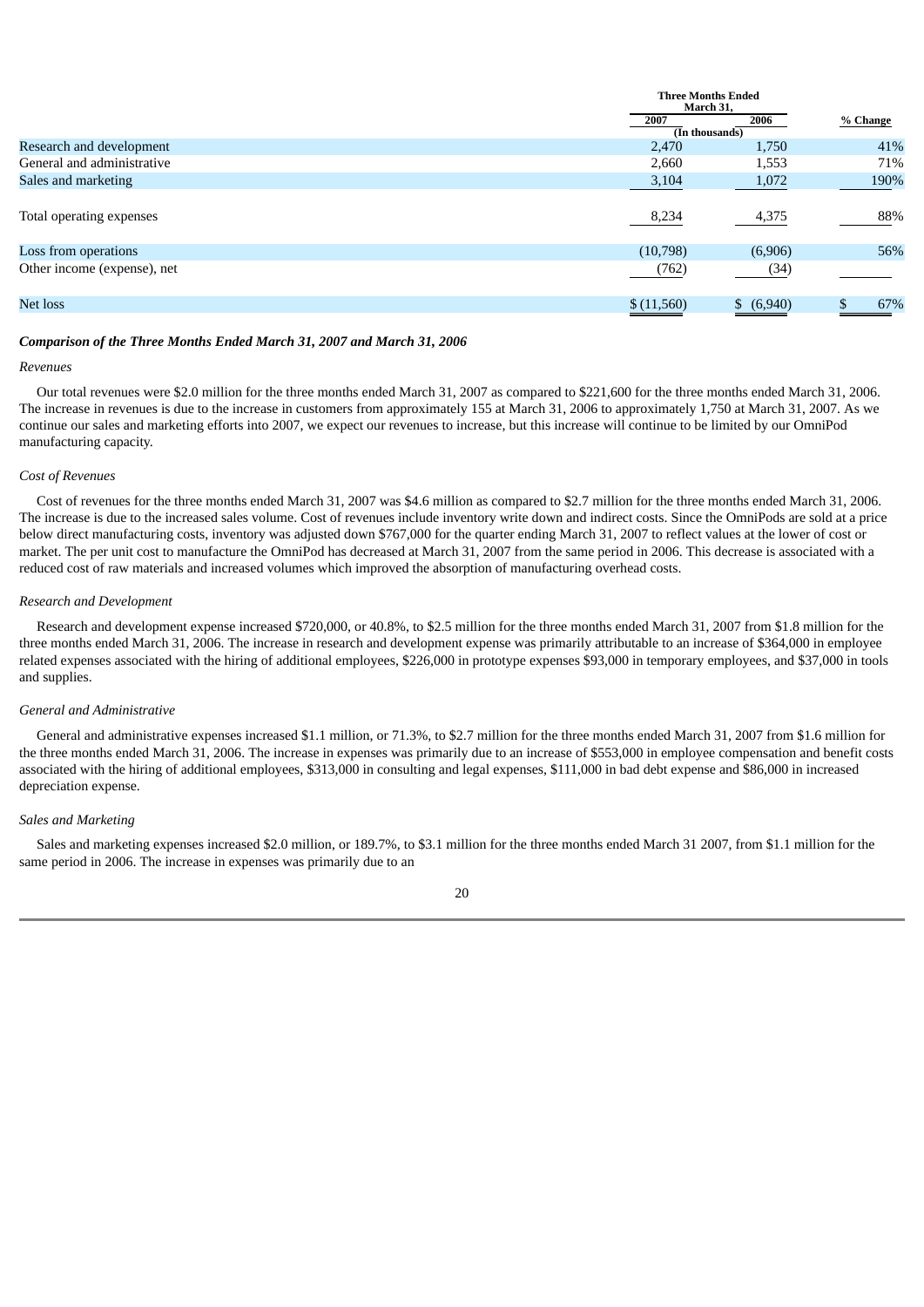| | Three Months Ended March 31, | | |
|---|---|---|---|
| | 2007 | 2006 | % Change |
| | (In thousands) | | |
| Research and development | 2,470 | 1,750 | 41% |
| General and administrative | 2,660 | 1,553 | 71% |
| Sales and marketing | 3,104 | 1,072 | 190% |
| Total operating expenses | 8,234 | 4,375 | 88% |
| Loss from operations | (10,798) | (6,906) | 56% |
| Other income (expense), net | (762) | (34) | |
| Net loss | $ (11,560) | $ (6,940) | $ 67% |

### *Comparison of the Three Months Ended March 31, 2007 and March 31, 2006*

*Revenues*

Our total revenues were $2.0 million for the three months ended March 31, 2007 as compared to $221,600 for the three months ended March 31, 2006. The increase in revenues is due to the increase in customers from approximately 155 at March 31, 2006 to approximately 1,750 at March 31, 2007. As we continue our sales and marketing efforts into 2007, we expect our revenues to increase, but this increase will continue to be limited by our OmniPod manufacturing capacity.

*Cost of Revenues*

Cost of revenues for the three months ended March 31, 2007 was $4.6 million as compared to $2.7 million for the three months ended March 31, 2006. The increase is due to the increased sales volume. Cost of revenues include inventory write down and indirect costs. Since the OmniPods are sold at a price below direct manufacturing costs, inventory was adjusted down $767,000 for the quarter ending March 31, 2007 to reflect values at the lower of cost or market. The per unit cost to manufacture the OmniPod has decreased at March 31, 2007 from the same period in 2006. This decrease is associated with a reduced cost of raw materials and increased volumes which improved the absorption of manufacturing overhead costs.

*Research and Development*

Research and development expense increased $720,000, or 40.8%, to $2.5 million for the three months ended March 31, 2007 from $1.8 million for the three months ended March 31, 2006. The increase in research and development expense was primarily attributable to an increase of $364,000 in employee related expenses associated with the hiring of additional employees, $226,000 in prototype expenses $93,000 in temporary employees, and $37,000 in tools and supplies.

*General and Administrative*

General and administrative expenses increased $1.1 million, or 71.3%, to $2.7 million for the three months ended March 31, 2007 from $1.6 million for the three months ended March 31, 2006. The increase in expenses was primarily due to an increase of $553,000 in employee compensation and benefit costs associated with the hiring of additional employees, $313,000 in consulting and legal expenses, $111,000 in bad debt expense and $86,000 in increased depreciation expense.

*Sales and Marketing*

Sales and marketing expenses increased $2.0 million, or 189.7%, to $3.1 million for the three months ended March 31 2007, from $1.1 million for the same period in 2006. The increase in expenses was primarily due to an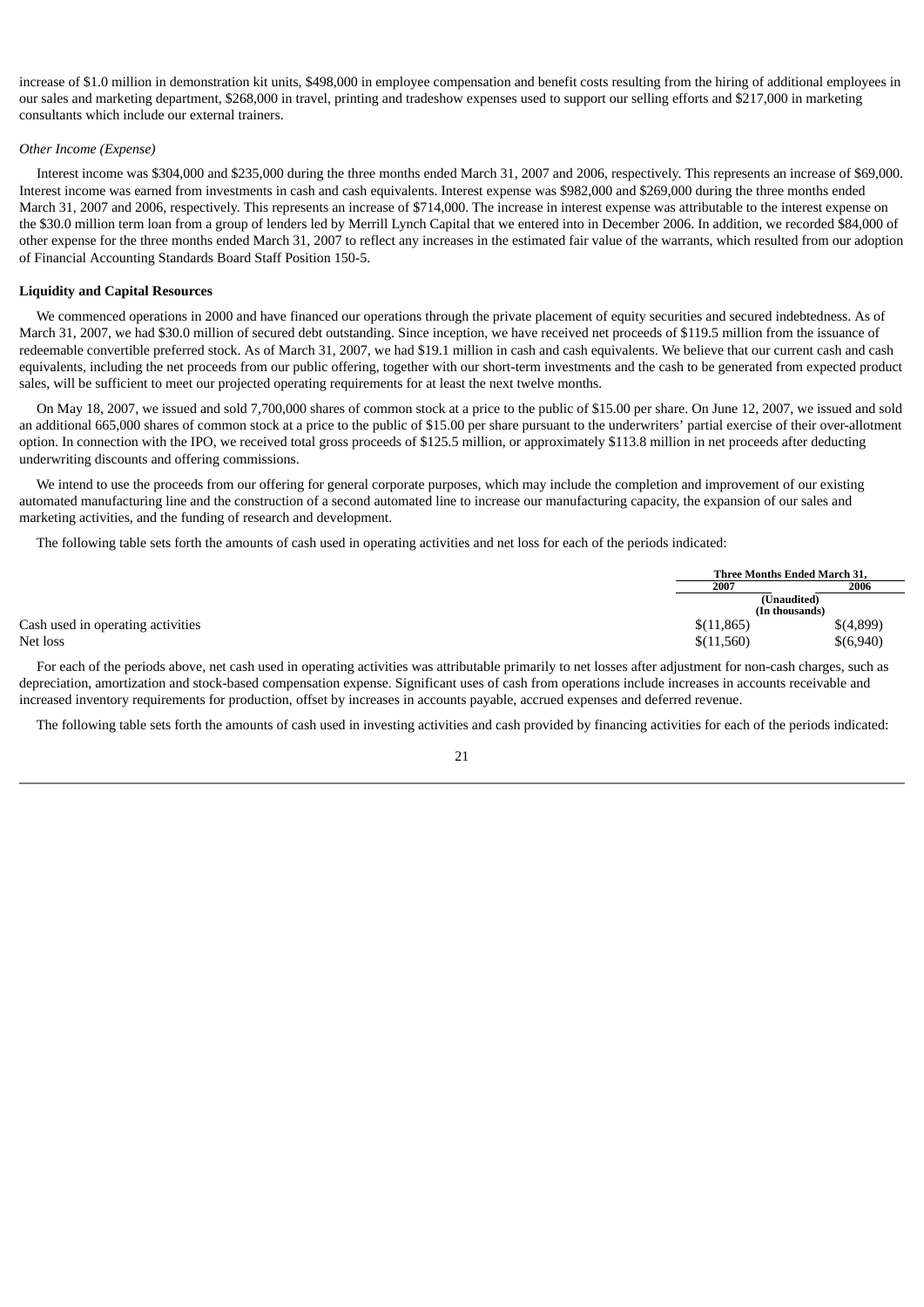increase of $1.0 million in demonstration kit units, $498,000 in employee compensation and benefit costs resulting from the hiring of additional employees in our sales and marketing department, $268,000 in travel, printing and tradeshow expenses used to support our selling efforts and $217,000 in marketing consultants which include our external trainers.

*Other Income (Expense)*

Interest income was $304,000 and $235,000 during the three months ended March 31, 2007 and 2006, respectively. This represents an increase of $69,000. Interest income was earned from investments in cash and cash equivalents. Interest expense was $982,000 and $269,000 during the three months ended March 31, 2007 and 2006, respectively. This represents an increase of $714,000. The increase in interest expense was attributable to the interest expense on the $30.0 million term loan from a group of lenders led by Merrill Lynch Capital that we entered into in December 2006. In addition, we recorded $84,000 of other expense for the three months ended March 31, 2007 to reflect any increases in the estimated fair value of the warrants, which resulted from our adoption of Financial Accounting Standards Board Staff Position 150-5.

**Liquidity and Capital Resources**

We commenced operations in 2000 and have financed our operations through the private placement of equity securities and secured indebtedness. As of March 31, 2007, we had $30.0 million of secured debt outstanding. Since inception, we have received net proceeds of $119.5 million from the issuance of redeemable convertible preferred stock. As of March 31, 2007, we had $19.1 million in cash and cash equivalents. We believe that our current cash and cash equivalents, including the net proceeds from our public offering, together with our short-term investments and the cash to be generated from expected product sales, will be sufficient to meet our projected operating requirements for at least the next twelve months.

On May 18, 2007, we issued and sold 7,700,000 shares of common stock at a price to the public of $15.00 per share. On June 12, 2007, we issued and sold an additional 665,000 shares of common stock at a price to the public of $15.00 per share pursuant to the underwriters' partial exercise of their over-allotment option. In connection with the IPO, we received total gross proceeds of $125.5 million, or approximately $113.8 million in net proceeds after deducting underwriting discounts and offering commissions.

We intend to use the proceeds from our offering for general corporate purposes, which may include the completion and improvement of our existing automated manufacturing line and the construction of a second automated line to increase our manufacturing capacity, the expansion of our sales and marketing activities, and the funding of research and development.

The following table sets forth the amounts of cash used in operating activities and net loss for each of the periods indicated:

| | Three Months Ended March 31, | |
|---|---|---|
| | 2007 | 2006 |
| | (Unaudited) (In thousands) | |
| Cash used in operating activities | $(11,865) | $(4,899) |
| Net loss | $(11,560) | $(6,940) |

For each of the periods above, net cash used in operating activities was attributable primarily to net losses after adjustment for non-cash charges, such as depreciation, amortization and stock-based compensation expense. Significant uses of cash from operations include increases in accounts receivable and increased inventory requirements for production, offset by increases in accounts payable, accrued expenses and deferred revenue.

The following table sets forth the amounts of cash used in investing activities and cash provided by financing activities for each of the periods indicated: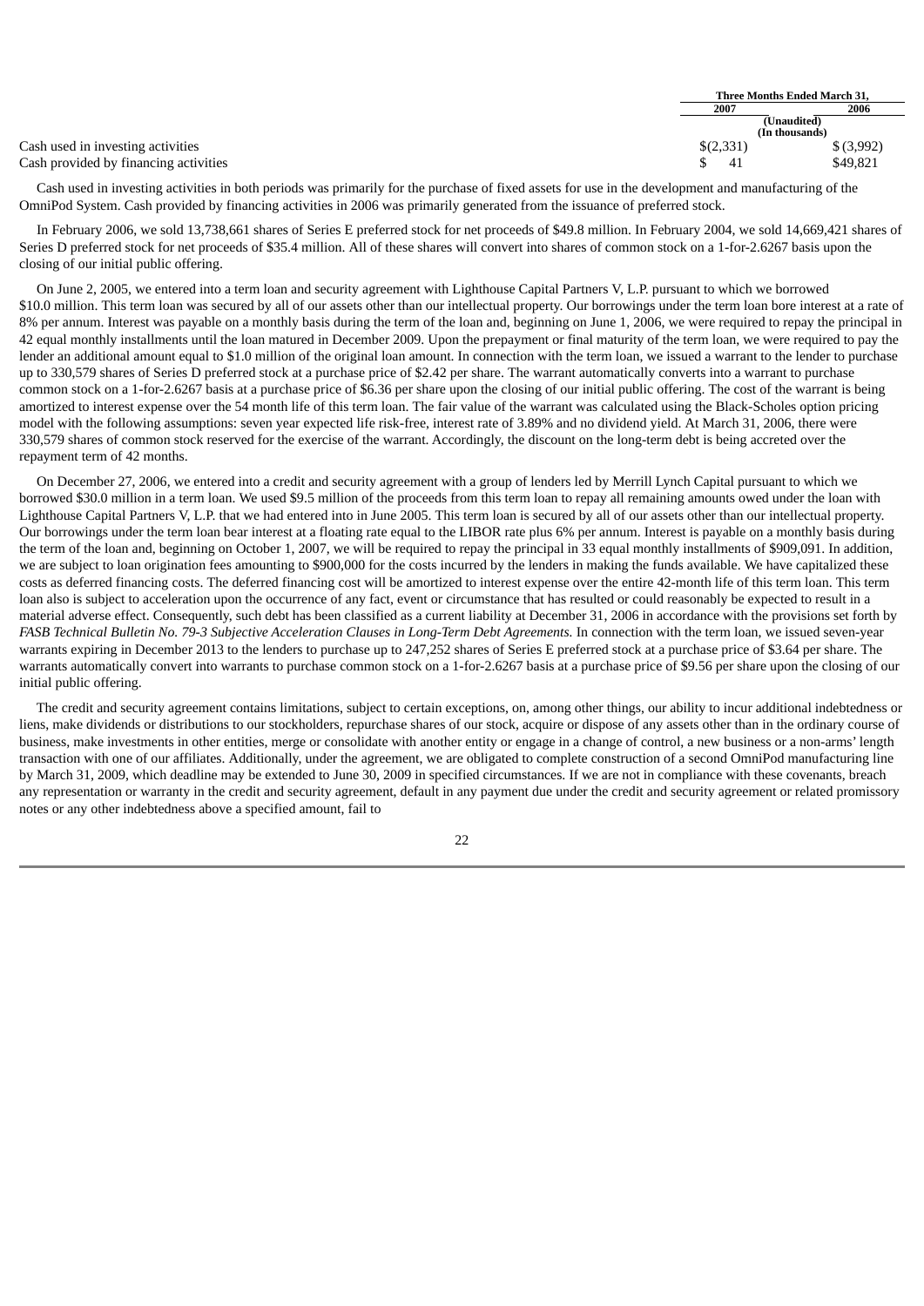| | Three Months Ended March 31, | |
|---|---|---|
| | 2007 | 2006 |
| | (Unaudited) (In thousands) | |
| Cash used in investing activities | $(2,331) | $ (3,992) |
| Cash provided by financing activities | $ 41 | $49,821 |

Cash used in investing activities in both periods was primarily for the purchase of fixed assets for use in the development and manufacturing of the OmniPod System. Cash provided by financing activities in 2006 was primarily generated from the issuance of preferred stock.

In February 2006, we sold 13,738,661 shares of Series E preferred stock for net proceeds of $49.8 million. In February 2004, we sold 14,669,421 shares of Series D preferred stock for net proceeds of $35.4 million. All of these shares will convert into shares of common stock on a 1-for-2.6267 basis upon the closing of our initial public offering.

On June 2, 2005, we entered into a term loan and security agreement with Lighthouse Capital Partners V, L.P. pursuant to which we borrowed $10.0 million. This term loan was secured by all of our assets other than our intellectual property. Our borrowings under the term loan bore interest at a rate of 8% per annum. Interest was payable on a monthly basis during the term of the loan and, beginning on June 1, 2006, we were required to repay the principal in 42 equal monthly installments until the loan matured in December 2009. Upon the prepayment or final maturity of the term loan, we were required to pay the lender an additional amount equal to $1.0 million of the original loan amount. In connection with the term loan, we issued a warrant to the lender to purchase up to 330,579 shares of Series D preferred stock at a purchase price of $2.42 per share. The warrant automatically converts into a warrant to purchase common stock on a 1-for-2.6267 basis at a purchase price of $6.36 per share upon the closing of our initial public offering. The cost of the warrant is being amortized to interest expense over the 54 month life of this term loan. The fair value of the warrant was calculated using the Black-Scholes option pricing model with the following assumptions: seven year expected life risk-free, interest rate of 3.89% and no dividend yield. At March 31, 2006, there were 330,579 shares of common stock reserved for the exercise of the warrant. Accordingly, the discount on the long-term debt is being accreted over the repayment term of 42 months.

On December 27, 2006, we entered into a credit and security agreement with a group of lenders led by Merrill Lynch Capital pursuant to which we borrowed $30.0 million in a term loan. We used $9.5 million of the proceeds from this term loan to repay all remaining amounts owed under the loan with Lighthouse Capital Partners V, L.P. that we had entered into in June 2005. This term loan is secured by all of our assets other than our intellectual property. Our borrowings under the term loan bear interest at a floating rate equal to the LIBOR rate plus 6% per annum. Interest is payable on a monthly basis during the term of the loan and, beginning on October 1, 2007, we will be required to repay the principal in 33 equal monthly installments of $909,091. In addition, we are subject to loan origination fees amounting to $900,000 for the costs incurred by the lenders in making the funds available. We have capitalized these costs as deferred financing costs. The deferred financing cost will be amortized to interest expense over the entire 42-month life of this term loan. This term loan also is subject to acceleration upon the occurrence of any fact, event or circumstance that has resulted or could reasonably be expected to result in a material adverse effect. Consequently, such debt has been classified as a current liability at December 31, 2006 in accordance with the provisions set forth by *FASB Technical Bulletin No. 79-3 Subjective Acceleration Clauses in Long-Term Debt Agreements.* In connection with the term loan, we issued seven-year warrants expiring in December 2013 to the lenders to purchase up to 247,252 shares of Series E preferred stock at a purchase price of $3.64 per share. The warrants automatically convert into warrants to purchase common stock on a 1-for-2.6267 basis at a purchase price of $9.56 per share upon the closing of our initial public offering.

The credit and security agreement contains limitations, subject to certain exceptions, on, among other things, our ability to incur additional indebtedness or liens, make dividends or distributions to our stockholders, repurchase shares of our stock, acquire or dispose of any assets other than in the ordinary course of business, make investments in other entities, merge or consolidate with another entity or engage in a change of control, a new business or a non-arms' length transaction with one of our affiliates. Additionally, under the agreement, we are obligated to complete construction of a second OmniPod manufacturing line by March 31, 2009, which deadline may be extended to June 30, 2009 in specified circumstances. If we are not in compliance with these covenants, breach any representation or warranty in the credit and security agreement, default in any payment due under the credit and security agreement or related promissory notes or any other indebtedness above a specified amount, fail to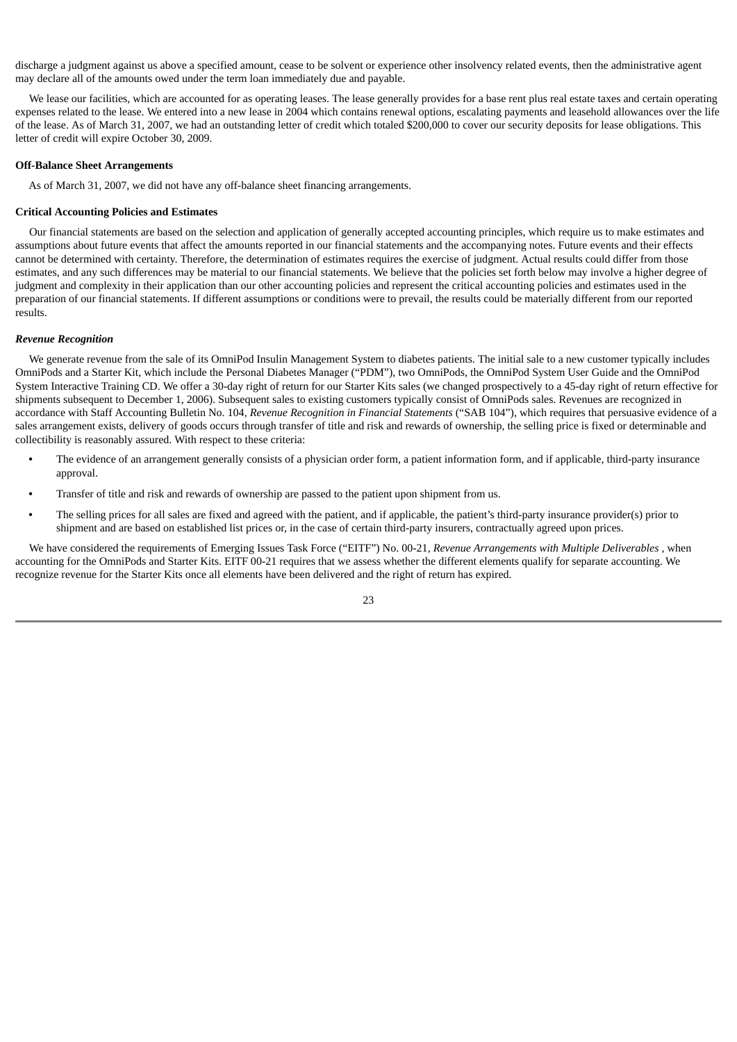discharge a judgment against us above a specified amount, cease to be solvent or experience other insolvency related events, then the administrative agent may declare all of the amounts owed under the term loan immediately due and payable.

We lease our facilities, which are accounted for as operating leases. The lease generally provides for a base rent plus real estate taxes and certain operating expenses related to the lease. We entered into a new lease in 2004 which contains renewal options, escalating payments and leasehold allowances over the life of the lease. As of March 31, 2007, we had an outstanding letter of credit which totaled $200,000 to cover our security deposits for lease obligations. This letter of credit will expire October 30, 2009.

**Off-Balance Sheet Arrangements**

As of March 31, 2007, we did not have any off-balance sheet financing arrangements.

**Critical Accounting Policies and Estimates**

Our financial statements are based on the selection and application of generally accepted accounting principles, which require us to make estimates and assumptions about future events that affect the amounts reported in our financial statements and the accompanying notes. Future events and their effects cannot be determined with certainty. Therefore, the determination of estimates requires the exercise of judgment. Actual results could differ from those estimates, and any such differences may be material to our financial statements. We believe that the policies set forth below may involve a higher degree of judgment and complexity in their application than our other accounting policies and represent the critical accounting policies and estimates used in the preparation of our financial statements. If different assumptions or conditions were to prevail, the results could be materially different from our reported results.

***Revenue Recognition***

We generate revenue from the sale of its OmniPod Insulin Management System to diabetes patients. The initial sale to a new customer typically includes OmniPods and a Starter Kit, which include the Personal Diabetes Manager ("PDM"), two OmniPods, the OmniPod System User Guide and the OmniPod System Interactive Training CD. We offer a 30-day right of return for our Starter Kits sales (we changed prospectively to a 45-day right of return effective for shipments subsequent to December 1, 2006). Subsequent sales to existing customers typically consist of OmniPods sales. Revenues are recognized in accordance with Staff Accounting Bulletin No. 104, *Revenue Recognition in Financial Statements* ("SAB 104"), which requires that persuasive evidence of a sales arrangement exists, delivery of goods occurs through transfer of title and risk and rewards of ownership, the selling price is fixed or determinable and collectibility is reasonably assured. With respect to these criteria:

- The evidence of an arrangement generally consists of a physician order form, a patient information form, and if applicable, third-party insurance approval.
- Transfer of title and risk and rewards of ownership are passed to the patient upon shipment from us.
- The selling prices for all sales are fixed and agreed with the patient, and if applicable, the patient's third-party insurance provider(s) prior to shipment and are based on established list prices or, in the case of certain third-party insurers, contractually agreed upon prices.

We have considered the requirements of Emerging Issues Task Force ("EITF") No. 00-21, *Revenue Arrangements with Multiple Deliverables* , when accounting for the OmniPods and Starter Kits. EITF 00-21 requires that we assess whether the different elements qualify for separate accounting. We recognize revenue for the Starter Kits once all elements have been delivered and the right of return has expired.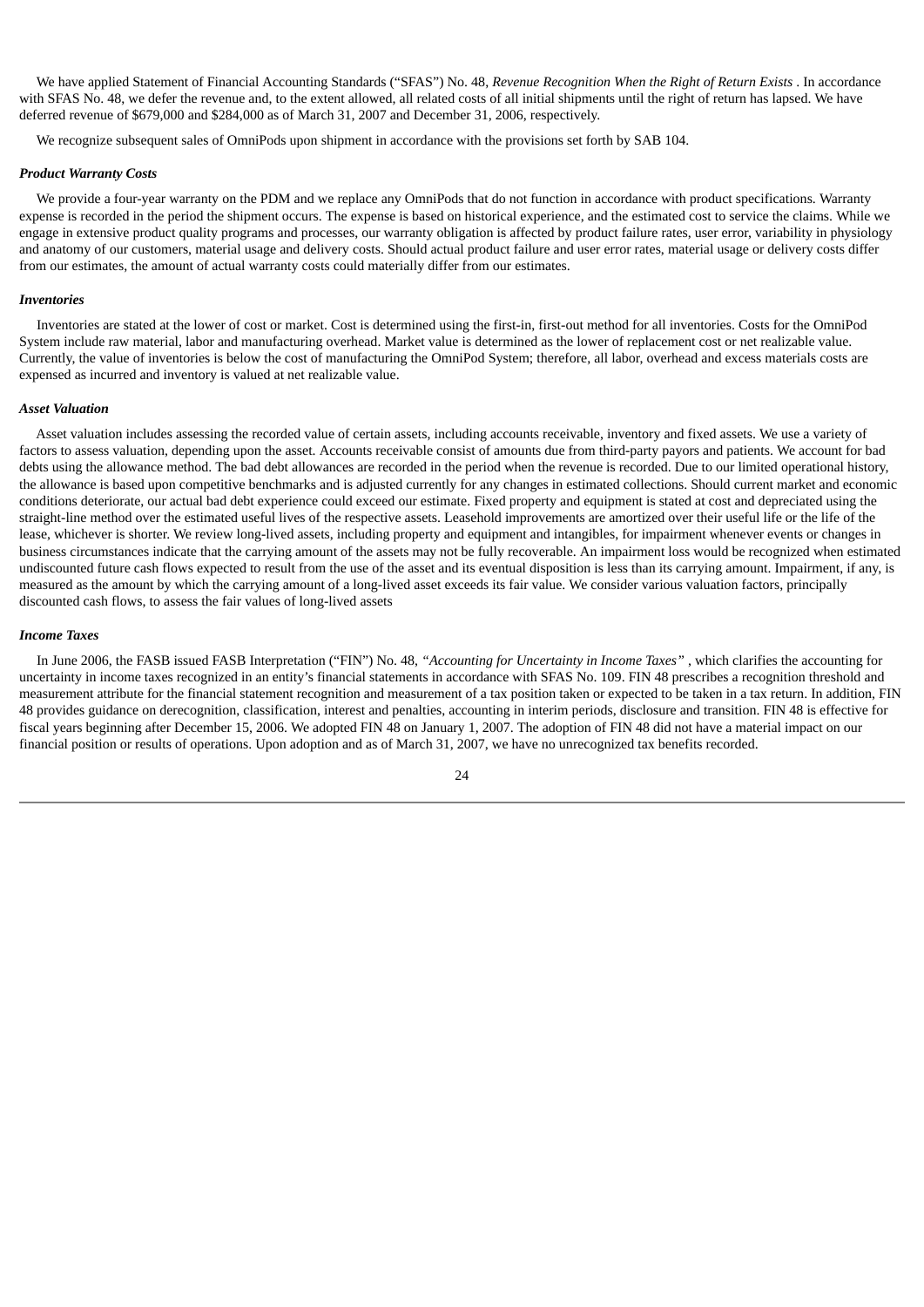We have applied Statement of Financial Accounting Standards ("SFAS") No. 48, *Revenue Recognition When the Right of Return Exists* . In accordance with SFAS No. 48, we defer the revenue and, to the extent allowed, all related costs of all initial shipments until the right of return has lapsed. We have deferred revenue of $679,000 and $284,000 as of March 31, 2007 and December 31, 2006, respectively.

We recognize subsequent sales of OmniPods upon shipment in accordance with the provisions set forth by SAB 104.

***Product Warranty Costs***

We provide a four-year warranty on the PDM and we replace any OmniPods that do not function in accordance with product specifications. Warranty expense is recorded in the period the shipment occurs. The expense is based on historical experience, and the estimated cost to service the claims. While we engage in extensive product quality programs and processes, our warranty obligation is affected by product failure rates, user error, variability in physiology and anatomy of our customers, material usage and delivery costs. Should actual product failure and user error rates, material usage or delivery costs differ from our estimates, the amount of actual warranty costs could materially differ from our estimates.

***Inventories***

Inventories are stated at the lower of cost or market. Cost is determined using the first-in, first-out method for all inventories. Costs for the OmniPod System include raw material, labor and manufacturing overhead. Market value is determined as the lower of replacement cost or net realizable value. Currently, the value of inventories is below the cost of manufacturing the OmniPod System; therefore, all labor, overhead and excess materials costs are expensed as incurred and inventory is valued at net realizable value.

***Asset Valuation***

Asset valuation includes assessing the recorded value of certain assets, including accounts receivable, inventory and fixed assets. We use a variety of factors to assess valuation, depending upon the asset. Accounts receivable consist of amounts due from third-party payors and patients. We account for bad debts using the allowance method. The bad debt allowances are recorded in the period when the revenue is recorded. Due to our limited operational history, the allowance is based upon competitive benchmarks and is adjusted currently for any changes in estimated collections. Should current market and economic conditions deteriorate, our actual bad debt experience could exceed our estimate. Fixed property and equipment is stated at cost and depreciated using the straight-line method over the estimated useful lives of the respective assets. Leasehold improvements are amortized over their useful life or the life of the lease, whichever is shorter. We review long-lived assets, including property and equipment and intangibles, for impairment whenever events or changes in business circumstances indicate that the carrying amount of the assets may not be fully recoverable. An impairment loss would be recognized when estimated undiscounted future cash flows expected to result from the use of the asset and its eventual disposition is less than its carrying amount. Impairment, if any, is measured as the amount by which the carrying amount of a long-lived asset exceeds its fair value. We consider various valuation factors, principally discounted cash flows, to assess the fair values of long-lived assets

***Income Taxes***

In June 2006, the FASB issued FASB Interpretation ("FIN") No. 48, *"Accounting for Uncertainty in Income Taxes"* , which clarifies the accounting for uncertainty in income taxes recognized in an entity's financial statements in accordance with SFAS No. 109. FIN 48 prescribes a recognition threshold and measurement attribute for the financial statement recognition and measurement of a tax position taken or expected to be taken in a tax return. In addition, FIN 48 provides guidance on derecognition, classification, interest and penalties, accounting in interim periods, disclosure and transition. FIN 48 is effective for fiscal years beginning after December 15, 2006. We adopted FIN 48 on January 1, 2007. The adoption of FIN 48 did not have a material impact on our financial position or results of operations. Upon adoption and as of March 31, 2007, we have no unrecognized tax benefits recorded.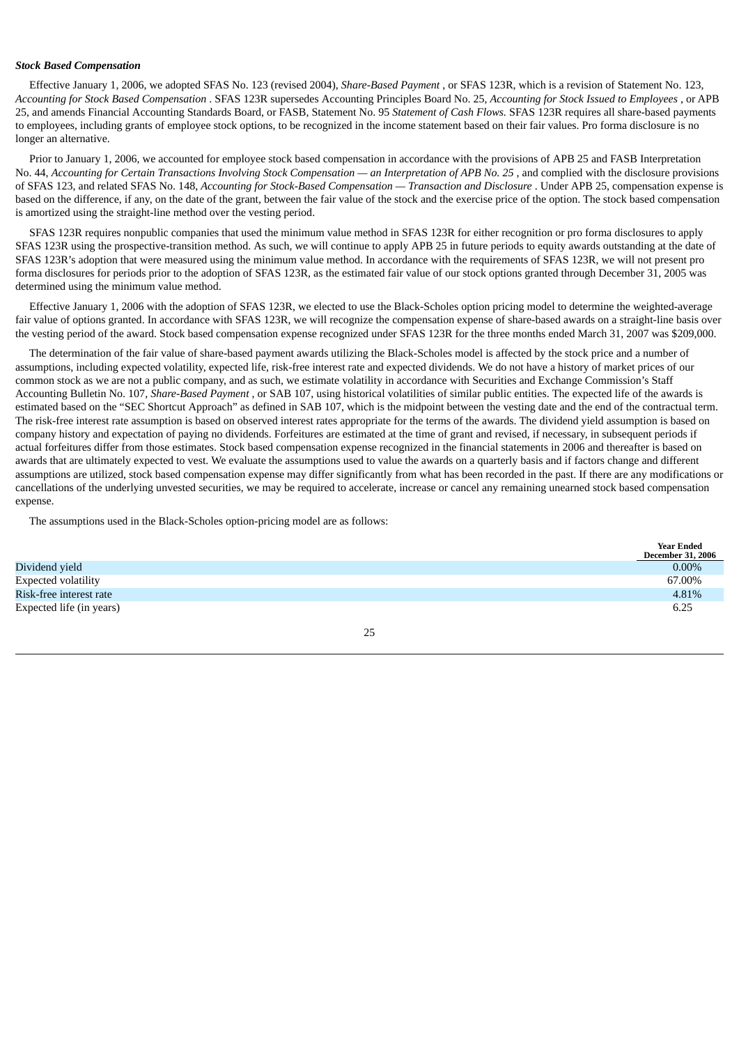***Stock Based Compensation***

Effective January 1, 2006, we adopted SFAS No. 123 (revised 2004), *Share-Based Payment* , or SFAS 123R, which is a revision of Statement No. 123, *Accounting for Stock Based Compensation* . SFAS 123R supersedes Accounting Principles Board No. 25, *Accounting for Stock Issued to Employees* , or APB 25, and amends Financial Accounting Standards Board, or FASB, Statement No. 95 *Statement of Cash Flows.* SFAS 123R requires all share-based payments to employees, including grants of employee stock options, to be recognized in the income statement based on their fair values. Pro forma disclosure is no longer an alternative.

Prior to January 1, 2006, we accounted for employee stock based compensation in accordance with the provisions of APB 25 and FASB Interpretation No. 44, *Accounting for Certain Transactions Involving Stock Compensation — an Interpretation of APB No. 25* , and complied with the disclosure provisions of SFAS 123, and related SFAS No. 148, *Accounting for Stock-Based Compensation — Transaction and Disclosure* . Under APB 25, compensation expense is based on the difference, if any, on the date of the grant, between the fair value of the stock and the exercise price of the option. The stock based compensation is amortized using the straight-line method over the vesting period.

SFAS 123R requires nonpublic companies that used the minimum value method in SFAS 123R for either recognition or pro forma disclosures to apply SFAS 123R using the prospective-transition method. As such, we will continue to apply APB 25 in future periods to equity awards outstanding at the date of SFAS 123R's adoption that were measured using the minimum value method. In accordance with the requirements of SFAS 123R, we will not present pro forma disclosures for periods prior to the adoption of SFAS 123R, as the estimated fair value of our stock options granted through December 31, 2005 was determined using the minimum value method.

Effective January 1, 2006 with the adoption of SFAS 123R, we elected to use the Black-Scholes option pricing model to determine the weighted-average fair value of options granted. In accordance with SFAS 123R, we will recognize the compensation expense of share-based awards on a straight-line basis over the vesting period of the award. Stock based compensation expense recognized under SFAS 123R for the three months ended March 31, 2007 was $209,000.

The determination of the fair value of share-based payment awards utilizing the Black-Scholes model is affected by the stock price and a number of assumptions, including expected volatility, expected life, risk-free interest rate and expected dividends. We do not have a history of market prices of our common stock as we are not a public company, and as such, we estimate volatility in accordance with Securities and Exchange Commission's Staff Accounting Bulletin No. 107, *Share-Based Payment* , or SAB 107, using historical volatilities of similar public entities. The expected life of the awards is estimated based on the "SEC Shortcut Approach" as defined in SAB 107, which is the midpoint between the vesting date and the end of the contractual term. The risk-free interest rate assumption is based on observed interest rates appropriate for the terms of the awards. The dividend yield assumption is based on company history and expectation of paying no dividends. Forfeitures are estimated at the time of grant and revised, if necessary, in subsequent periods if actual forfeitures differ from those estimates. Stock based compensation expense recognized in the financial statements in 2006 and thereafter is based on awards that are ultimately expected to vest. We evaluate the assumptions used to value the awards on a quarterly basis and if factors change and different assumptions are utilized, stock based compensation expense may differ significantly from what has been recorded in the past. If there are any modifications or cancellations of the underlying unvested securities, we may be required to accelerate, increase or cancel any remaining unearned stock based compensation expense.

The assumptions used in the Black-Scholes option-pricing model are as follows:

| | Year Ended December 31, 2006 |
|---|---|
| Dividend yield | 0.00% |
| Expected volatility | 67.00% |
| Risk-free interest rate | 4.81% |
| Expected life (in years) | 6.25 |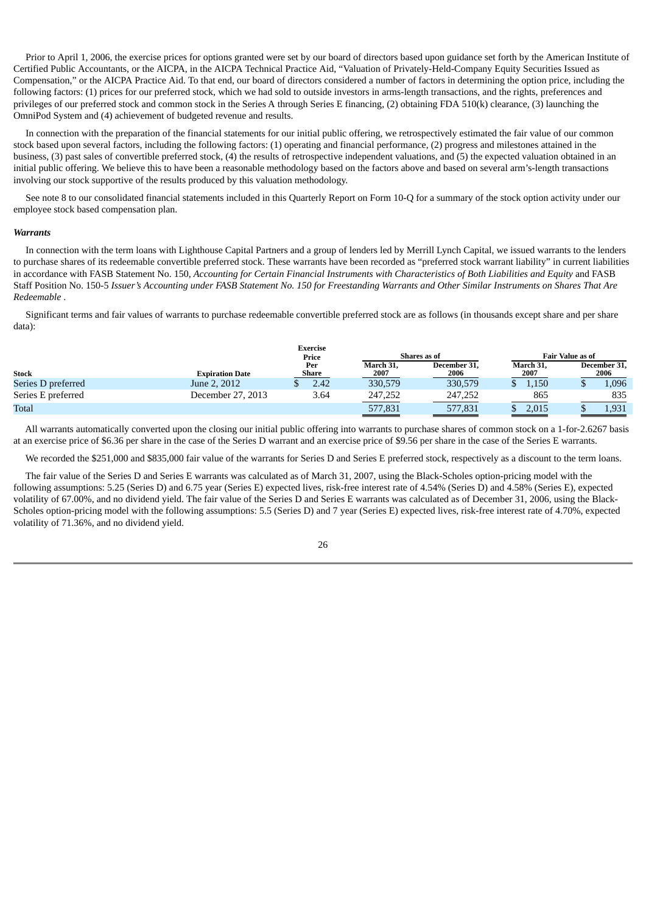Prior to April 1, 2006, the exercise prices for options granted were set by our board of directors based upon guidance set forth by the American Institute of Certified Public Accountants, or the AICPA, in the AICPA Technical Practice Aid, "Valuation of Privately-Held-Company Equity Securities Issued as Compensation," or the AICPA Practice Aid. To that end, our board of directors considered a number of factors in determining the option price, including the following factors: (1) prices for our preferred stock, which we had sold to outside investors in arms-length transactions, and the rights, preferences and privileges of our preferred stock and common stock in the Series A through Series E financing, (2) obtaining FDA 510(k) clearance, (3) launching the OmniPod System and (4) achievement of budgeted revenue and results.

In connection with the preparation of the financial statements for our initial public offering, we retrospectively estimated the fair value of our common stock based upon several factors, including the following factors: (1) operating and financial performance, (2) progress and milestones attained in the business, (3) past sales of convertible preferred stock, (4) the results of retrospective independent valuations, and (5) the expected valuation obtained in an initial public offering. We believe this to have been a reasonable methodology based on the factors above and based on several arm's-length transactions involving our stock supportive of the results produced by this valuation methodology.

See note 8 to our consolidated financial statements included in this Quarterly Report on Form 10-Q for a summary of the stock option activity under our employee stock based compensation plan.

***Warrants***

In connection with the term loans with Lighthouse Capital Partners and a group of lenders led by Merrill Lynch Capital, we issued warrants to the lenders to purchase shares of its redeemable convertible preferred stock. These warrants have been recorded as "preferred stock warrant liability" in current liabilities in accordance with FASB Statement No. 150, *Accounting for Certain Financial Instruments with Characteristics of Both Liabilities and Equity* and FASB Staff Position No. 150-5 *Issuer's Accounting under FASB Statement No. 150 for Freestanding Warrants and Other Similar Instruments on Shares That Are Redeemable* .

Significant terms and fair values of warrants to purchase redeemable convertible preferred stock are as follows (in thousands except share and per share data):

| Stock | Expiration Date | Exercise Price Per Share | Shares as of March 31, 2007 | Shares as of December 31, 2006 | Fair Value as of March 31, 2007 | Fair Value as of December 31, 2006 |
|---|---|---|---|---|---|---|
| Series D preferred | June 2, 2012 | $ 2.42 | 330,579 | 330,579 | $ 1,150 | $ 1,096 |
| Series E preferred | December 27, 2013 | 3.64 | 247,252 | 247,252 | 865 | 835 |
| Total | | | 577,831 | 577,831 | $ 2,015 | $ 1,931 |

All warrants automatically converted upon the closing our initial public offering into warrants to purchase shares of common stock on a 1-for-2.6267 basis at an exercise price of $6.36 per share in the case of the Series D warrant and an exercise price of $9.56 per share in the case of the Series E warrants.

We recorded the $251,000 and $835,000 fair value of the warrants for Series D and Series E preferred stock, respectively as a discount to the term loans.

The fair value of the Series D and Series E warrants was calculated as of March 31, 2007, using the Black-Scholes option-pricing model with the following assumptions: 5.25 (Series D) and 6.75 year (Series E) expected lives, risk-free interest rate of 4.54% (Series D) and 4.58% (Series E), expected volatility of 67.00%, and no dividend yield. The fair value of the Series D and Series E warrants was calculated as of December 31, 2006, using the Black-Scholes option-pricing model with the following assumptions: 5.5 (Series D) and 7 year (Series E) expected lives, risk-free interest rate of 4.70%, expected volatility of 71.36%, and no dividend yield.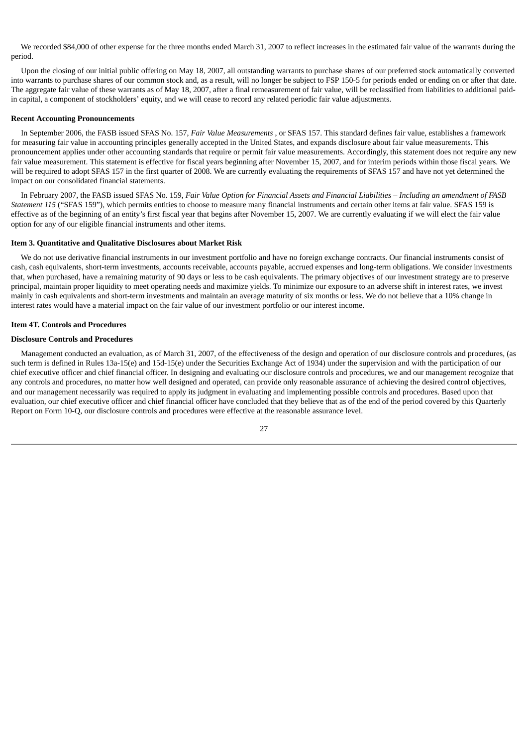We recorded $84,000 of other expense for the three months ended March 31, 2007 to reflect increases in the estimated fair value of the warrants during the period.

Upon the closing of our initial public offering on May 18, 2007, all outstanding warrants to purchase shares of our preferred stock automatically converted into warrants to purchase shares of our common stock and, as a result, will no longer be subject to FSP 150-5 for periods ended or ending on or after that date. The aggregate fair value of these warrants as of May 18, 2007, after a final remeasurement of fair value, will be reclassified from liabilities to additional paid-in capital, a component of stockholders' equity, and we will cease to record any related periodic fair value adjustments.

**Recent Accounting Pronouncements**

In September 2006, the FASB issued SFAS No. 157, *Fair Value Measurements* , or SFAS 157. This standard defines fair value, establishes a framework for measuring fair value in accounting principles generally accepted in the United States, and expands disclosure about fair value measurements. This pronouncement applies under other accounting standards that require or permit fair value measurements. Accordingly, this statement does not require any new fair value measurement. This statement is effective for fiscal years beginning after November 15, 2007, and for interim periods within those fiscal years. We will be required to adopt SFAS 157 in the first quarter of 2008. We are currently evaluating the requirements of SFAS 157 and have not yet determined the impact on our consolidated financial statements.

In February 2007, the FASB issued SFAS No. 159, *Fair Value Option for Financial Assets and Financial Liabilities – Including an amendment of FASB Statement 115* ("SFAS 159"), which permits entities to choose to measure many financial instruments and certain other items at fair value. SFAS 159 is effective as of the beginning of an entity's first fiscal year that begins after November 15, 2007. We are currently evaluating if we will elect the fair value option for any of our eligible financial instruments and other items.

**Item 3. Quantitative and Qualitative Disclosures about Market Risk**

We do not use derivative financial instruments in our investment portfolio and have no foreign exchange contracts. Our financial instruments consist of cash, cash equivalents, short-term investments, accounts receivable, accounts payable, accrued expenses and long-term obligations. We consider investments that, when purchased, have a remaining maturity of 90 days or less to be cash equivalents. The primary objectives of our investment strategy are to preserve principal, maintain proper liquidity to meet operating needs and maximize yields. To minimize our exposure to an adverse shift in interest rates, we invest mainly in cash equivalents and short-term investments and maintain an average maturity of six months or less. We do not believe that a 10% change in interest rates would have a material impact on the fair value of our investment portfolio or our interest income.

**Item 4T. Controls and Procedures**

**Disclosure Controls and Procedures**

Management conducted an evaluation, as of March 31, 2007, of the effectiveness of the design and operation of our disclosure controls and procedures, (as such term is defined in Rules 13a-15(e) and 15d-15(e) under the Securities Exchange Act of 1934) under the supervision and with the participation of our chief executive officer and chief financial officer. In designing and evaluating our disclosure controls and procedures, we and our management recognize that any controls and procedures, no matter how well designed and operated, can provide only reasonable assurance of achieving the desired control objectives, and our management necessarily was required to apply its judgment in evaluating and implementing possible controls and procedures. Based upon that evaluation, our chief executive officer and chief financial officer have concluded that they believe that as of the end of the period covered by this Quarterly Report on Form 10-Q, our disclosure controls and procedures were effective at the reasonable assurance level.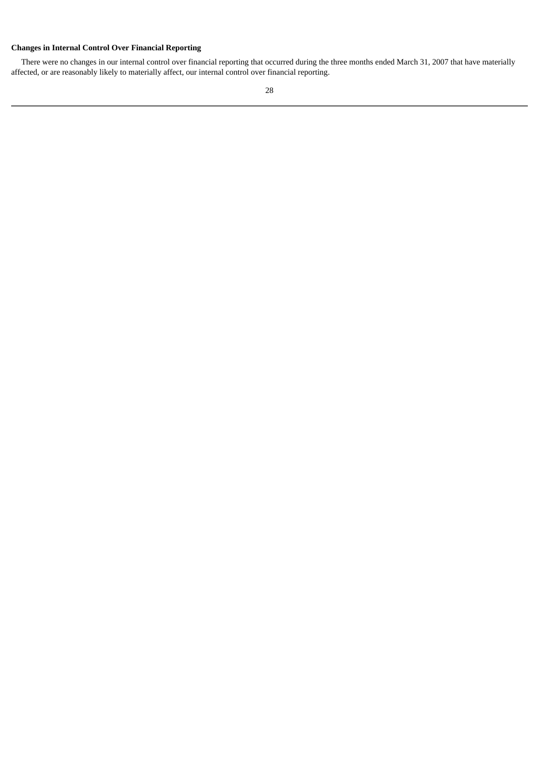**Changes in Internal Control Over Financial Reporting**

There were no changes in our internal control over financial reporting that occurred during the three months ended March 31, 2007 that have materially affected, or are reasonably likely to materially affect, our internal control over financial reporting.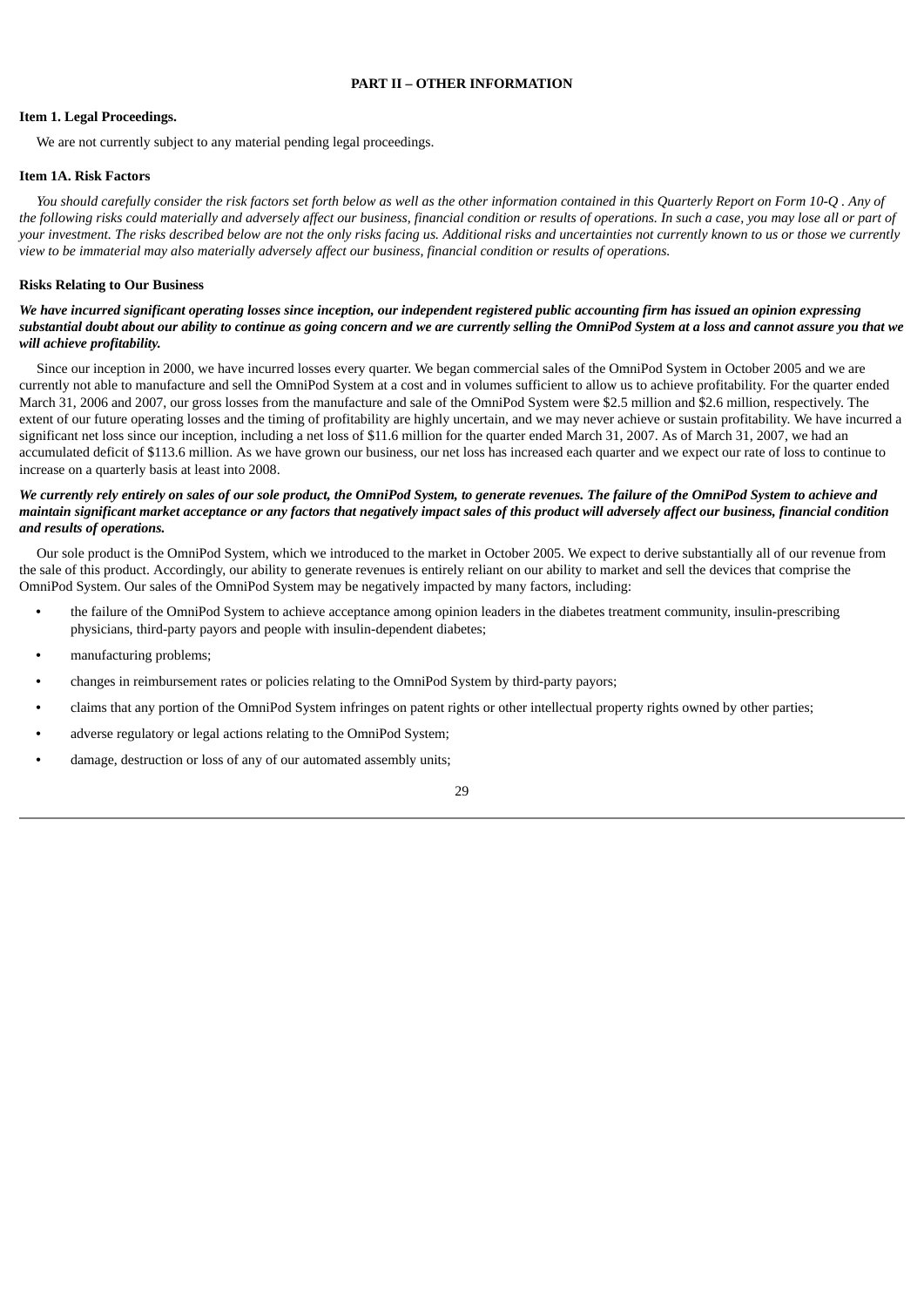## PART II – OTHER INFORMATION

### Item 1. Legal Proceedings.

We are not currently subject to any material pending legal proceedings.

### Item 1A. Risk Factors

*You should carefully consider the risk factors set forth below as well as the other information contained in this Quarterly Report on Form 10-Q . Any of the following risks could materially and adversely affect our business, financial condition or results of operations. In such a case, you may lose all or part of your investment. The risks described below are not the only risks facing us. Additional risks and uncertainties not currently known to us or those we currently view to be immaterial may also materially adversely affect our business, financial condition or results of operations.*

#### Risks Relating to Our Business

***We have incurred significant operating losses since inception, our independent registered public accounting firm has issued an opinion expressing substantial doubt about our ability to continue as going concern and we are currently selling the OmniPod System at a loss and cannot assure you that we will achieve profitability.***

Since our inception in 2000, we have incurred losses every quarter. We began commercial sales of the OmniPod System in October 2005 and we are currently not able to manufacture and sell the OmniPod System at a cost and in volumes sufficient to allow us to achieve profitability. For the quarter ended March 31, 2006 and 2007, our gross losses from the manufacture and sale of the OmniPod System were $2.5 million and $2.6 million, respectively. The extent of our future operating losses and the timing of profitability are highly uncertain, and we may never achieve or sustain profitability. We have incurred a significant net loss since our inception, including a net loss of $11.6 million for the quarter ended March 31, 2007. As of March 31, 2007, we had an accumulated deficit of $113.6 million. As we have grown our business, our net loss has increased each quarter and we expect our rate of loss to continue to increase on a quarterly basis at least into 2008.

***We currently rely entirely on sales of our sole product, the OmniPod System, to generate revenues. The failure of the OmniPod System to achieve and maintain significant market acceptance or any factors that negatively impact sales of this product will adversely affect our business, financial condition and results of operations.***

Our sole product is the OmniPod System, which we introduced to the market in October 2005. We expect to derive substantially all of our revenue from the sale of this product. Accordingly, our ability to generate revenues is entirely reliant on our ability to market and sell the devices that comprise the OmniPod System. Our sales of the OmniPod System may be negatively impacted by many factors, including:

- the failure of the OmniPod System to achieve acceptance among opinion leaders in the diabetes treatment community, insulin-prescribing physicians, third-party payors and people with insulin-dependent diabetes;
- manufacturing problems;
- changes in reimbursement rates or policies relating to the OmniPod System by third-party payors;
- claims that any portion of the OmniPod System infringes on patent rights or other intellectual property rights owned by other parties;
- adverse regulatory or legal actions relating to the OmniPod System;
- damage, destruction or loss of any of our automated assembly units;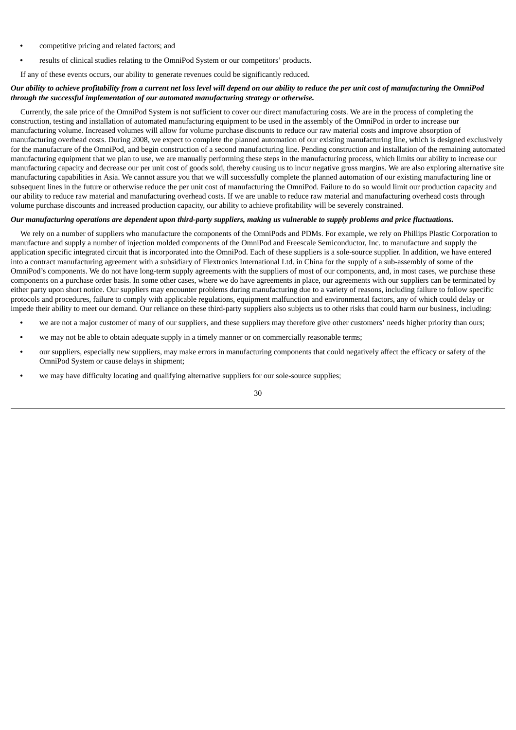- competitive pricing and related factors; and
- results of clinical studies relating to the OmniPod System or our competitors' products.

If any of these events occurs, our ability to generate revenues could be significantly reduced.

***Our ability to achieve profitability from a current net loss level will depend on our ability to reduce the per unit cost of manufacturing the OmniPod through the successful implementation of our automated manufacturing strategy or otherwise.***

Currently, the sale price of the OmniPod System is not sufficient to cover our direct manufacturing costs. We are in the process of completing the construction, testing and installation of automated manufacturing equipment to be used in the assembly of the OmniPod in order to increase our manufacturing volume. Increased volumes will allow for volume purchase discounts to reduce our raw material costs and improve absorption of manufacturing overhead costs. During 2008, we expect to complete the planned automation of our existing manufacturing line, which is designed exclusively for the manufacture of the OmniPod, and begin construction of a second manufacturing line. Pending construction and installation of the remaining automated manufacturing equipment that we plan to use, we are manually performing these steps in the manufacturing process, which limits our ability to increase our manufacturing capacity and decrease our per unit cost of goods sold, thereby causing us to incur negative gross margins. We are also exploring alternative site manufacturing capabilities in Asia. We cannot assure you that we will successfully complete the planned automation of our existing manufacturing line or subsequent lines in the future or otherwise reduce the per unit cost of manufacturing the OmniPod. Failure to do so would limit our production capacity and our ability to reduce raw material and manufacturing overhead costs. If we are unable to reduce raw material and manufacturing overhead costs through volume purchase discounts and increased production capacity, our ability to achieve profitability will be severely constrained.

***Our manufacturing operations are dependent upon third-party suppliers, making us vulnerable to supply problems and price fluctuations.***

We rely on a number of suppliers who manufacture the components of the OmniPods and PDMs. For example, we rely on Phillips Plastic Corporation to manufacture and supply a number of injection molded components of the OmniPod and Freescale Semiconductor, Inc. to manufacture and supply the application specific integrated circuit that is incorporated into the OmniPod. Each of these suppliers is a sole-source supplier. In addition, we have entered into a contract manufacturing agreement with a subsidiary of Flextronics International Ltd. in China for the supply of a sub-assembly of some of the OmniPod's components. We do not have long-term supply agreements with the suppliers of most of our components, and, in most cases, we purchase these components on a purchase order basis. In some other cases, where we do have agreements in place, our agreements with our suppliers can be terminated by either party upon short notice. Our suppliers may encounter problems during manufacturing due to a variety of reasons, including failure to follow specific protocols and procedures, failure to comply with applicable regulations, equipment malfunction and environmental factors, any of which could delay or impede their ability to meet our demand. Our reliance on these third-party suppliers also subjects us to other risks that could harm our business, including:

- we are not a major customer of many of our suppliers, and these suppliers may therefore give other customers' needs higher priority than ours;
- we may not be able to obtain adequate supply in a timely manner or on commercially reasonable terms;
- our suppliers, especially new suppliers, may make errors in manufacturing components that could negatively affect the efficacy or safety of the OmniPod System or cause delays in shipment;
- we may have difficulty locating and qualifying alternative suppliers for our sole-source supplies;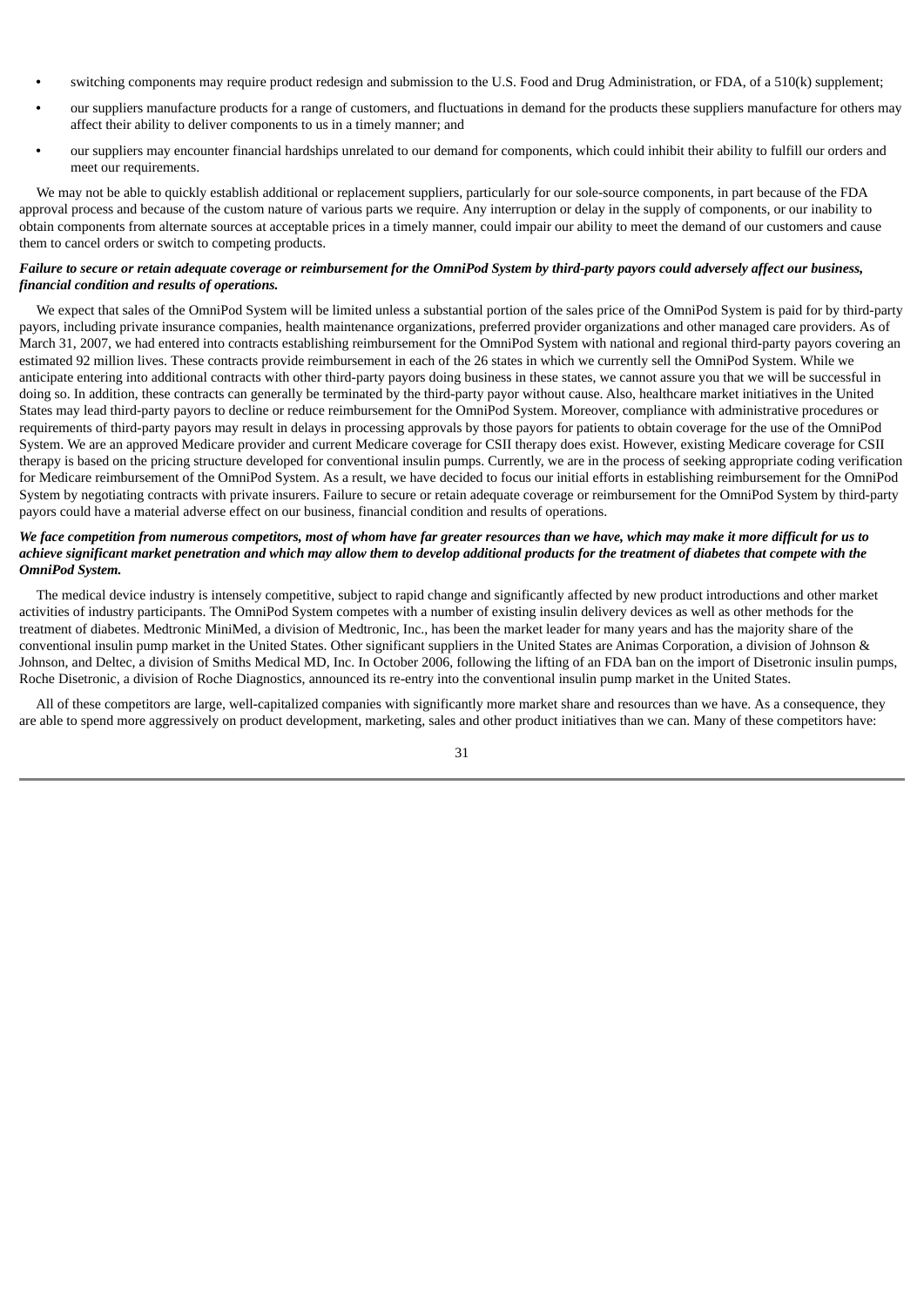- switching components may require product redesign and submission to the U.S. Food and Drug Administration, or FDA, of a 510(k) supplement;
- our suppliers manufacture products for a range of customers, and fluctuations in demand for the products these suppliers manufacture for others may affect their ability to deliver components to us in a timely manner; and
- our suppliers may encounter financial hardships unrelated to our demand for components, which could inhibit their ability to fulfill our orders and meet our requirements.

We may not be able to quickly establish additional or replacement suppliers, particularly for our sole-source components, in part because of the FDA approval process and because of the custom nature of various parts we require. Any interruption or delay in the supply of components, or our inability to obtain components from alternate sources at acceptable prices in a timely manner, could impair our ability to meet the demand of our customers and cause them to cancel orders or switch to competing products.

***Failure to secure or retain adequate coverage or reimbursement for the OmniPod System by third-party payors could adversely affect our business, financial condition and results of operations.***

We expect that sales of the OmniPod System will be limited unless a substantial portion of the sales price of the OmniPod System is paid for by third-party payors, including private insurance companies, health maintenance organizations, preferred provider organizations and other managed care providers. As of March 31, 2007, we had entered into contracts establishing reimbursement for the OmniPod System with national and regional third-party payors covering an estimated 92 million lives. These contracts provide reimbursement in each of the 26 states in which we currently sell the OmniPod System. While we anticipate entering into additional contracts with other third-party payors doing business in these states, we cannot assure you that we will be successful in doing so. In addition, these contracts can generally be terminated by the third-party payor without cause. Also, healthcare market initiatives in the United States may lead third-party payors to decline or reduce reimbursement for the OmniPod System. Moreover, compliance with administrative procedures or requirements of third-party payors may result in delays in processing approvals by those payors for patients to obtain coverage for the use of the OmniPod System. We are an approved Medicare provider and current Medicare coverage for CSII therapy does exist. However, existing Medicare coverage for CSII therapy is based on the pricing structure developed for conventional insulin pumps. Currently, we are in the process of seeking appropriate coding verification for Medicare reimbursement of the OmniPod System. As a result, we have decided to focus our initial efforts in establishing reimbursement for the OmniPod System by negotiating contracts with private insurers. Failure to secure or retain adequate coverage or reimbursement for the OmniPod System by third-party payors could have a material adverse effect on our business, financial condition and results of operations.

***We face competition from numerous competitors, most of whom have far greater resources than we have, which may make it more difficult for us to achieve significant market penetration and which may allow them to develop additional products for the treatment of diabetes that compete with the OmniPod System.***

The medical device industry is intensely competitive, subject to rapid change and significantly affected by new product introductions and other market activities of industry participants. The OmniPod System competes with a number of existing insulin delivery devices as well as other methods for the treatment of diabetes. Medtronic MiniMed, a division of Medtronic, Inc., has been the market leader for many years and has the majority share of the conventional insulin pump market in the United States. Other significant suppliers in the United States are Animas Corporation, a division of Johnson & Johnson, and Deltec, a division of Smiths Medical MD, Inc. In October 2006, following the lifting of an FDA ban on the import of Disetronic insulin pumps, Roche Disetronic, a division of Roche Diagnostics, announced its re-entry into the conventional insulin pump market in the United States.

All of these competitors are large, well-capitalized companies with significantly more market share and resources than we have. As a consequence, they are able to spend more aggressively on product development, marketing, sales and other product initiatives than we can. Many of these competitors have: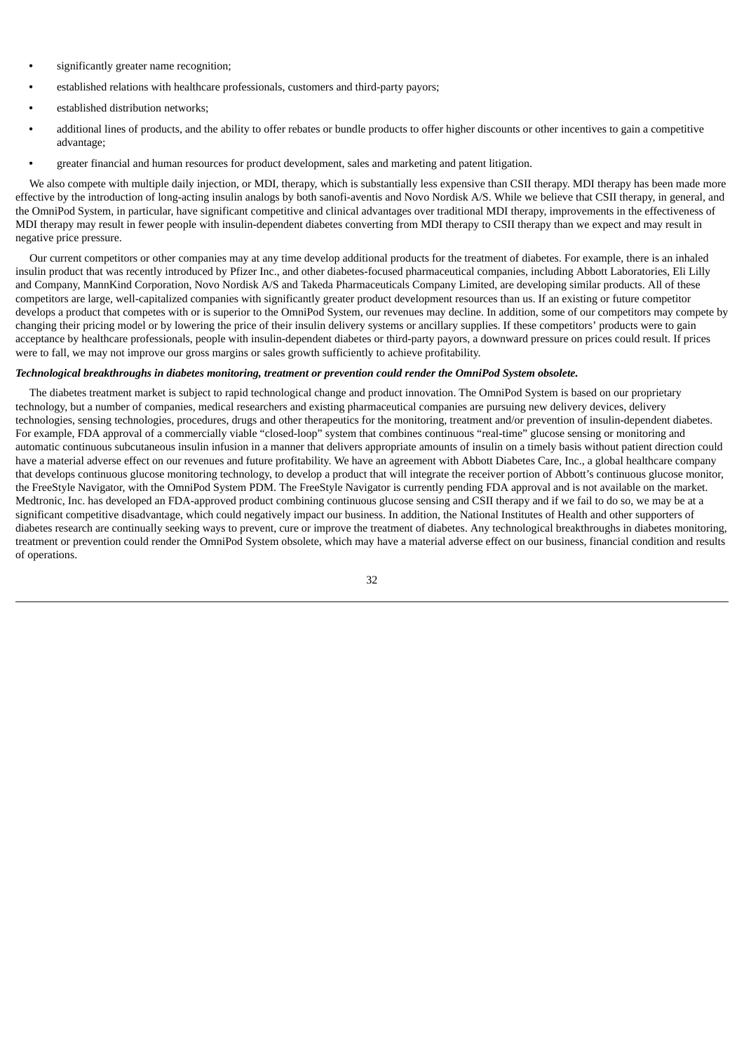- significantly greater name recognition;
- established relations with healthcare professionals, customers and third-party payors;
- established distribution networks;
- additional lines of products, and the ability to offer rebates or bundle products to offer higher discounts or other incentives to gain a competitive advantage;
- greater financial and human resources for product development, sales and marketing and patent litigation.

We also compete with multiple daily injection, or MDI, therapy, which is substantially less expensive than CSII therapy. MDI therapy has been made more effective by the introduction of long-acting insulin analogs by both sanofi-aventis and Novo Nordisk A/S. While we believe that CSII therapy, in general, and the OmniPod System, in particular, have significant competitive and clinical advantages over traditional MDI therapy, improvements in the effectiveness of MDI therapy may result in fewer people with insulin-dependent diabetes converting from MDI therapy to CSII therapy than we expect and may result in negative price pressure.

Our current competitors or other companies may at any time develop additional products for the treatment of diabetes. For example, there is an inhaled insulin product that was recently introduced by Pfizer Inc., and other diabetes-focused pharmaceutical companies, including Abbott Laboratories, Eli Lilly and Company, MannKind Corporation, Novo Nordisk A/S and Takeda Pharmaceuticals Company Limited, are developing similar products. All of these competitors are large, well-capitalized companies with significantly greater product development resources than us. If an existing or future competitor develops a product that competes with or is superior to the OmniPod System, our revenues may decline. In addition, some of our competitors may compete by changing their pricing model or by lowering the price of their insulin delivery systems or ancillary supplies. If these competitors' products were to gain acceptance by healthcare professionals, people with insulin-dependent diabetes or third-party payors, a downward pressure on prices could result. If prices were to fall, we may not improve our gross margins or sales growth sufficiently to achieve profitability.

***Technological breakthroughs in diabetes monitoring, treatment or prevention could render the OmniPod System obsolete.***

The diabetes treatment market is subject to rapid technological change and product innovation. The OmniPod System is based on our proprietary technology, but a number of companies, medical researchers and existing pharmaceutical companies are pursuing new delivery devices, delivery technologies, sensing technologies, procedures, drugs and other therapeutics for the monitoring, treatment and/or prevention of insulin-dependent diabetes. For example, FDA approval of a commercially viable "closed-loop" system that combines continuous "real-time" glucose sensing or monitoring and automatic continuous subcutaneous insulin infusion in a manner that delivers appropriate amounts of insulin on a timely basis without patient direction could have a material adverse effect on our revenues and future profitability. We have an agreement with Abbott Diabetes Care, Inc., a global healthcare company that develops continuous glucose monitoring technology, to develop a product that will integrate the receiver portion of Abbott's continuous glucose monitor, the FreeStyle Navigator, with the OmniPod System PDM. The FreeStyle Navigator is currently pending FDA approval and is not available on the market. Medtronic, Inc. has developed an FDA-approved product combining continuous glucose sensing and CSII therapy and if we fail to do so, we may be at a significant competitive disadvantage, which could negatively impact our business. In addition, the National Institutes of Health and other supporters of diabetes research are continually seeking ways to prevent, cure or improve the treatment of diabetes. Any technological breakthroughs in diabetes monitoring, treatment or prevention could render the OmniPod System obsolete, which may have a material adverse effect on our business, financial condition and results of operations.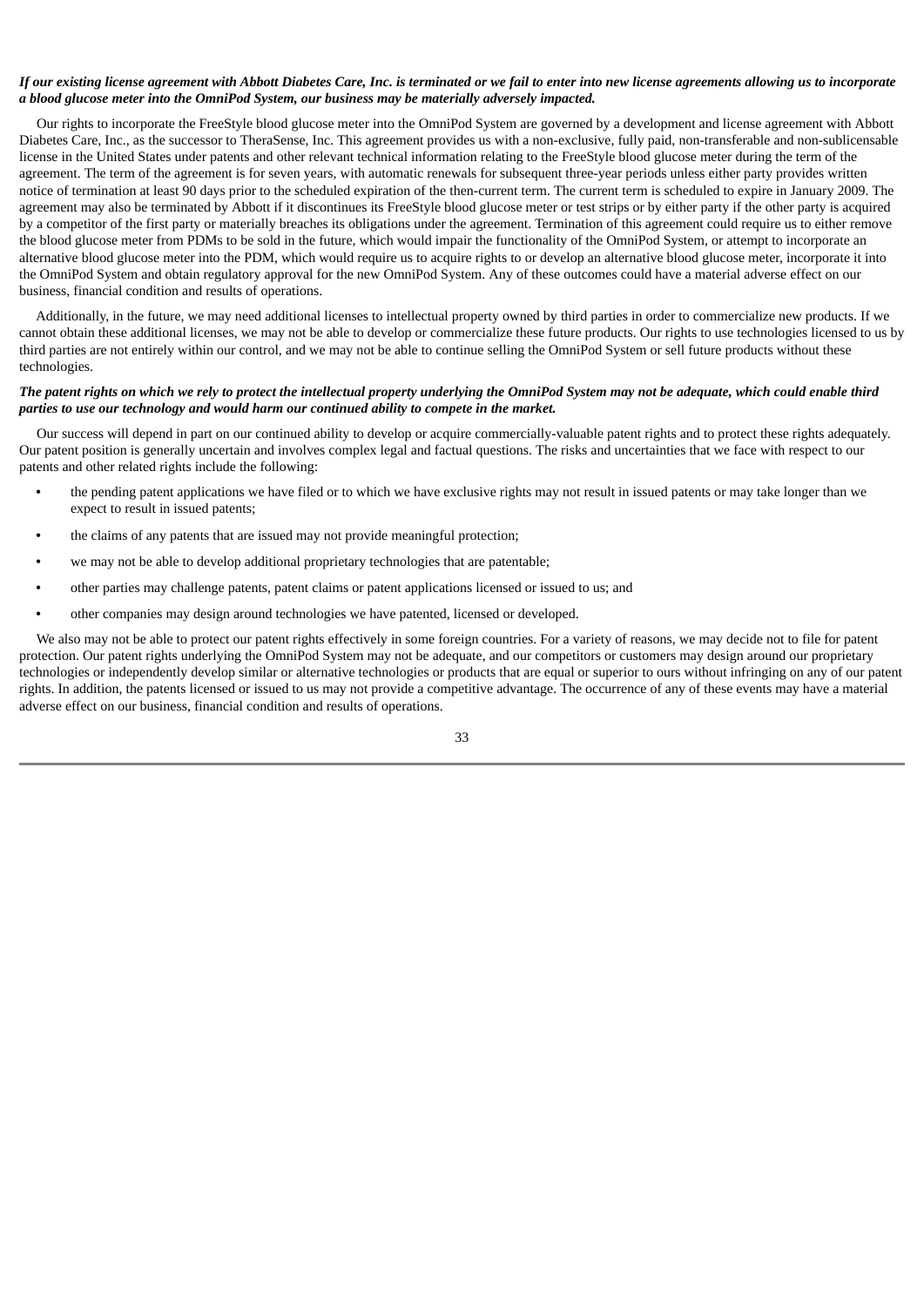***If our existing license agreement with Abbott Diabetes Care, Inc. is terminated or we fail to enter into new license agreements allowing us to incorporate a blood glucose meter into the OmniPod System, our business may be materially adversely impacted.***

Our rights to incorporate the FreeStyle blood glucose meter into the OmniPod System are governed by a development and license agreement with Abbott Diabetes Care, Inc., as the successor to TheraSense, Inc. This agreement provides us with a non-exclusive, fully paid, non-transferable and non-sublicensable license in the United States under patents and other relevant technical information relating to the FreeStyle blood glucose meter during the term of the agreement. The term of the agreement is for seven years, with automatic renewals for subsequent three-year periods unless either party provides written notice of termination at least 90 days prior to the scheduled expiration of the then-current term. The current term is scheduled to expire in January 2009. The agreement may also be terminated by Abbott if it discontinues its FreeStyle blood glucose meter or test strips or by either party if the other party is acquired by a competitor of the first party or materially breaches its obligations under the agreement. Termination of this agreement could require us to either remove the blood glucose meter from PDMs to be sold in the future, which would impair the functionality of the OmniPod System, or attempt to incorporate an alternative blood glucose meter into the PDM, which would require us to acquire rights to or develop an alternative blood glucose meter, incorporate it into the OmniPod System and obtain regulatory approval for the new OmniPod System. Any of these outcomes could have a material adverse effect on our business, financial condition and results of operations.

Additionally, in the future, we may need additional licenses to intellectual property owned by third parties in order to commercialize new products. If we cannot obtain these additional licenses, we may not be able to develop or commercialize these future products. Our rights to use technologies licensed to us by third parties are not entirely within our control, and we may not be able to continue selling the OmniPod System or sell future products without these technologies.

***The patent rights on which we rely to protect the intellectual property underlying the OmniPod System may not be adequate, which could enable third parties to use our technology and would harm our continued ability to compete in the market.***

Our success will depend in part on our continued ability to develop or acquire commercially-valuable patent rights and to protect these rights adequately. Our patent position is generally uncertain and involves complex legal and factual questions. The risks and uncertainties that we face with respect to our patents and other related rights include the following:

- the pending patent applications we have filed or to which we have exclusive rights may not result in issued patents or may take longer than we expect to result in issued patents;
- the claims of any patents that are issued may not provide meaningful protection;
- we may not be able to develop additional proprietary technologies that are patentable;
- other parties may challenge patents, patent claims or patent applications licensed or issued to us; and
- other companies may design around technologies we have patented, licensed or developed.

We also may not be able to protect our patent rights effectively in some foreign countries. For a variety of reasons, we may decide not to file for patent protection. Our patent rights underlying the OmniPod System may not be adequate, and our competitors or customers may design around our proprietary technologies or independently develop similar or alternative technologies or products that are equal or superior to ours without infringing on any of our patent rights. In addition, the patents licensed or issued to us may not provide a competitive advantage. The occurrence of any of these events may have a material adverse effect on our business, financial condition and results of operations.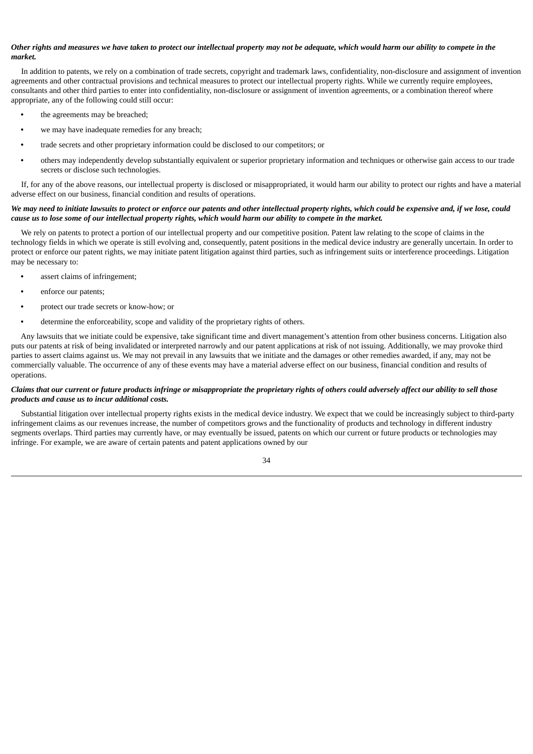***Other rights and measures we have taken to protect our intellectual property may not be adequate, which would harm our ability to compete in the market.***

In addition to patents, we rely on a combination of trade secrets, copyright and trademark laws, confidentiality, non-disclosure and assignment of invention agreements and other contractual provisions and technical measures to protect our intellectual property rights. While we currently require employees, consultants and other third parties to enter into confidentiality, non-disclosure or assignment of invention agreements, or a combination thereof where appropriate, any of the following could still occur:

- the agreements may be breached;
- we may have inadequate remedies for any breach;
- trade secrets and other proprietary information could be disclosed to our competitors; or
- others may independently develop substantially equivalent or superior proprietary information and techniques or otherwise gain access to our trade secrets or disclose such technologies.

If, for any of the above reasons, our intellectual property is disclosed or misappropriated, it would harm our ability to protect our rights and have a material adverse effect on our business, financial condition and results of operations.

***We may need to initiate lawsuits to protect or enforce our patents and other intellectual property rights, which could be expensive and, if we lose, could cause us to lose some of our intellectual property rights, which would harm our ability to compete in the market.***

We rely on patents to protect a portion of our intellectual property and our competitive position. Patent law relating to the scope of claims in the technology fields in which we operate is still evolving and, consequently, patent positions in the medical device industry are generally uncertain. In order to protect or enforce our patent rights, we may initiate patent litigation against third parties, such as infringement suits or interference proceedings. Litigation may be necessary to:

- assert claims of infringement;
- enforce our patents;
- protect our trade secrets or know-how; or
- determine the enforceability, scope and validity of the proprietary rights of others.

Any lawsuits that we initiate could be expensive, take significant time and divert management's attention from other business concerns. Litigation also puts our patents at risk of being invalidated or interpreted narrowly and our patent applications at risk of not issuing. Additionally, we may provoke third parties to assert claims against us. We may not prevail in any lawsuits that we initiate and the damages or other remedies awarded, if any, may not be commercially valuable. The occurrence of any of these events may have a material adverse effect on our business, financial condition and results of operations.

***Claims that our current or future products infringe or misappropriate the proprietary rights of others could adversely affect our ability to sell those products and cause us to incur additional costs.***

Substantial litigation over intellectual property rights exists in the medical device industry. We expect that we could be increasingly subject to third-party infringement claims as our revenues increase, the number of competitors grows and the functionality of products and technology in different industry segments overlaps. Third parties may currently have, or may eventually be issued, patents on which our current or future products or technologies may infringe. For example, we are aware of certain patents and patent applications owned by our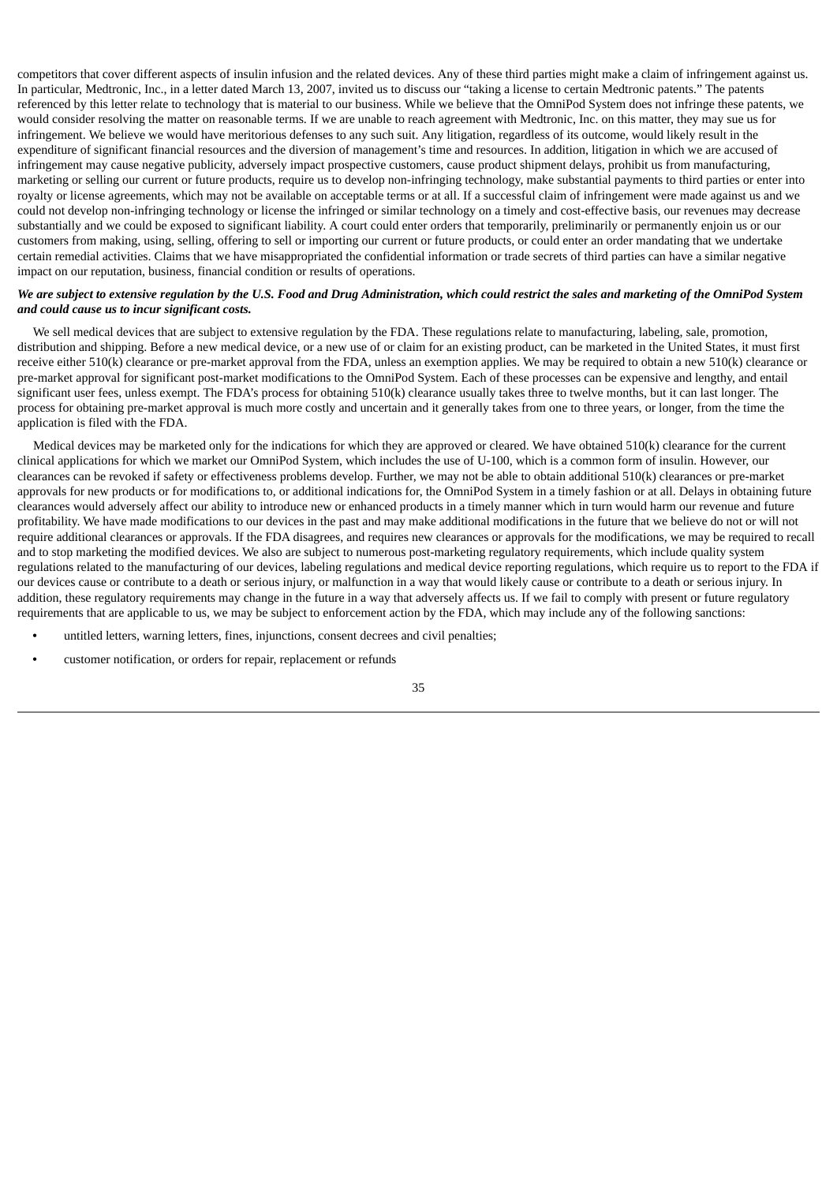competitors that cover different aspects of insulin infusion and the related devices. Any of these third parties might make a claim of infringement against us. In particular, Medtronic, Inc., in a letter dated March 13, 2007, invited us to discuss our "taking a license to certain Medtronic patents." The patents referenced by this letter relate to technology that is material to our business. While we believe that the OmniPod System does not infringe these patents, we would consider resolving the matter on reasonable terms. If we are unable to reach agreement with Medtronic, Inc. on this matter, they may sue us for infringement. We believe we would have meritorious defenses to any such suit. Any litigation, regardless of its outcome, would likely result in the expenditure of significant financial resources and the diversion of management's time and resources. In addition, litigation in which we are accused of infringement may cause negative publicity, adversely impact prospective customers, cause product shipment delays, prohibit us from manufacturing, marketing or selling our current or future products, require us to develop non-infringing technology, make substantial payments to third parties or enter into royalty or license agreements, which may not be available on acceptable terms or at all. If a successful claim of infringement were made against us and we could not develop non-infringing technology or license the infringed or similar technology on a timely and cost-effective basis, our revenues may decrease substantially and we could be exposed to significant liability. A court could enter orders that temporarily, preliminarily or permanently enjoin us or our customers from making, using, selling, offering to sell or importing our current or future products, or could enter an order mandating that we undertake certain remedial activities. Claims that we have misappropriated the confidential information or trade secrets of third parties can have a similar negative impact on our reputation, business, financial condition or results of operations.

***We are subject to extensive regulation by the U.S. Food and Drug Administration, which could restrict the sales and marketing of the OmniPod System and could cause us to incur significant costs.***

We sell medical devices that are subject to extensive regulation by the FDA. These regulations relate to manufacturing, labeling, sale, promotion, distribution and shipping. Before a new medical device, or a new use of or claim for an existing product, can be marketed in the United States, it must first receive either 510(k) clearance or pre-market approval from the FDA, unless an exemption applies. We may be required to obtain a new 510(k) clearance or pre-market approval for significant post-market modifications to the OmniPod System. Each of these processes can be expensive and lengthy, and entail significant user fees, unless exempt. The FDA's process for obtaining 510(k) clearance usually takes three to twelve months, but it can last longer. The process for obtaining pre-market approval is much more costly and uncertain and it generally takes from one to three years, or longer, from the time the application is filed with the FDA.

Medical devices may be marketed only for the indications for which they are approved or cleared. We have obtained 510(k) clearance for the current clinical applications for which we market our OmniPod System, which includes the use of U-100, which is a common form of insulin. However, our clearances can be revoked if safety or effectiveness problems develop. Further, we may not be able to obtain additional 510(k) clearances or pre-market approvals for new products or for modifications to, or additional indications for, the OmniPod System in a timely fashion or at all. Delays in obtaining future clearances would adversely affect our ability to introduce new or enhanced products in a timely manner which in turn would harm our revenue and future profitability. We have made modifications to our devices in the past and may make additional modifications in the future that we believe do not or will not require additional clearances or approvals. If the FDA disagrees, and requires new clearances or approvals for the modifications, we may be required to recall and to stop marketing the modified devices. We also are subject to numerous post-marketing regulatory requirements, which include quality system regulations related to the manufacturing of our devices, labeling regulations and medical device reporting regulations, which require us to report to the FDA if our devices cause or contribute to a death or serious injury, or malfunction in a way that would likely cause or contribute to a death or serious injury. In addition, these regulatory requirements may change in the future in a way that adversely affects us. If we fail to comply with present or future regulatory requirements that are applicable to us, we may be subject to enforcement action by the FDA, which may include any of the following sanctions:

- untitled letters, warning letters, fines, injunctions, consent decrees and civil penalties;
- customer notification, or orders for repair, replacement or refunds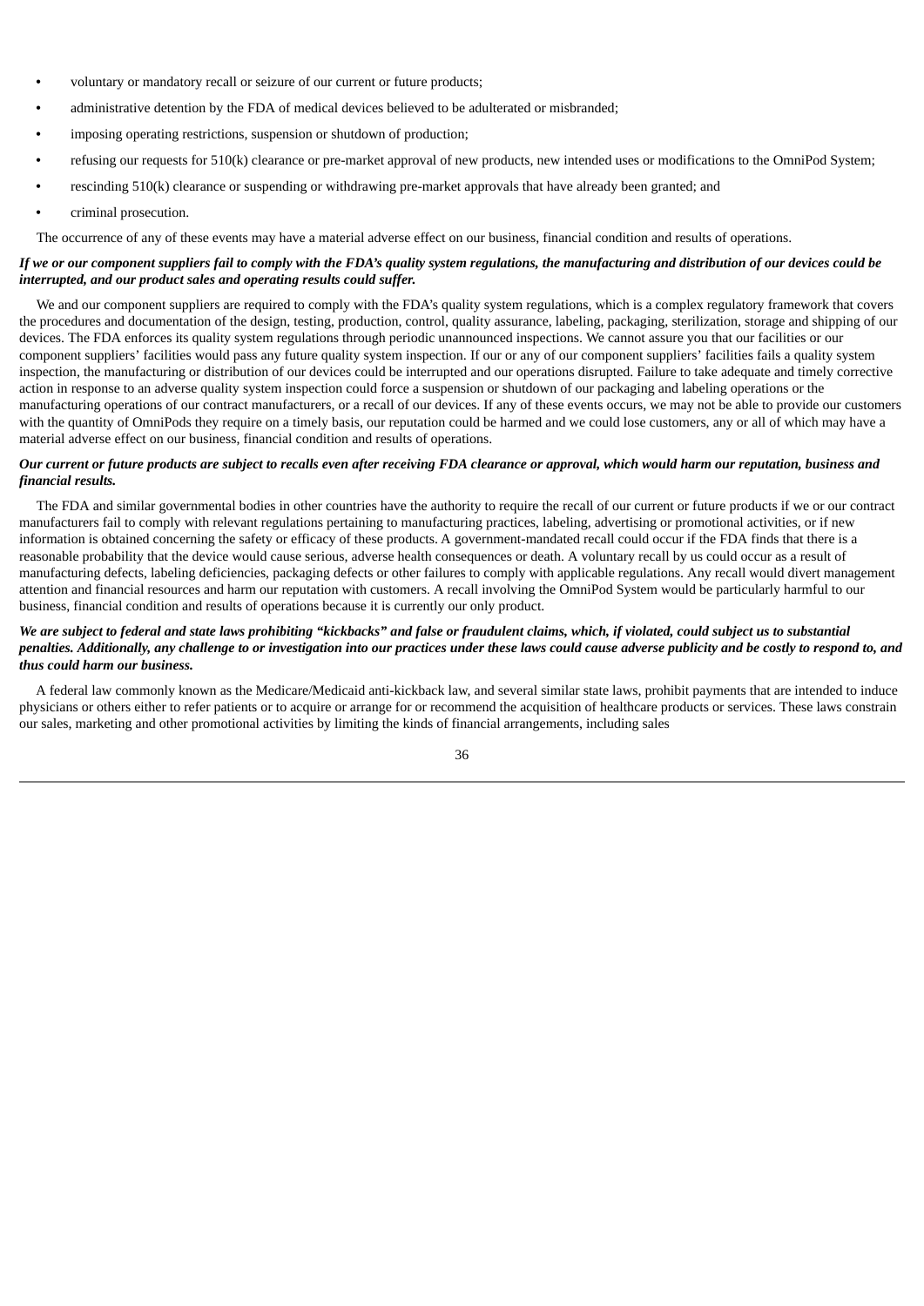- voluntary or mandatory recall or seizure of our current or future products;
- administrative detention by the FDA of medical devices believed to be adulterated or misbranded;
- imposing operating restrictions, suspension or shutdown of production;
- refusing our requests for 510(k) clearance or pre-market approval of new products, new intended uses or modifications to the OmniPod System;
- rescinding 510(k) clearance or suspending or withdrawing pre-market approvals that have already been granted; and
- criminal prosecution.

The occurrence of any of these events may have a material adverse effect on our business, financial condition and results of operations.

***If we or our component suppliers fail to comply with the FDA's quality system regulations, the manufacturing and distribution of our devices could be interrupted, and our product sales and operating results could suffer.***

We and our component suppliers are required to comply with the FDA's quality system regulations, which is a complex regulatory framework that covers the procedures and documentation of the design, testing, production, control, quality assurance, labeling, packaging, sterilization, storage and shipping of our devices. The FDA enforces its quality system regulations through periodic unannounced inspections. We cannot assure you that our facilities or our component suppliers' facilities would pass any future quality system inspection. If our or any of our component suppliers' facilities fails a quality system inspection, the manufacturing or distribution of our devices could be interrupted and our operations disrupted. Failure to take adequate and timely corrective action in response to an adverse quality system inspection could force a suspension or shutdown of our packaging and labeling operations or the manufacturing operations of our contract manufacturers, or a recall of our devices. If any of these events occurs, we may not be able to provide our customers with the quantity of OmniPods they require on a timely basis, our reputation could be harmed and we could lose customers, any or all of which may have a material adverse effect on our business, financial condition and results of operations.

***Our current or future products are subject to recalls even after receiving FDA clearance or approval, which would harm our reputation, business and financial results.***

The FDA and similar governmental bodies in other countries have the authority to require the recall of our current or future products if we or our contract manufacturers fail to comply with relevant regulations pertaining to manufacturing practices, labeling, advertising or promotional activities, or if new information is obtained concerning the safety or efficacy of these products. A government-mandated recall could occur if the FDA finds that there is a reasonable probability that the device would cause serious, adverse health consequences or death. A voluntary recall by us could occur as a result of manufacturing defects, labeling deficiencies, packaging defects or other failures to comply with applicable regulations. Any recall would divert management attention and financial resources and harm our reputation with customers. A recall involving the OmniPod System would be particularly harmful to our business, financial condition and results of operations because it is currently our only product.

***We are subject to federal and state laws prohibiting "kickbacks" and false or fraudulent claims, which, if violated, could subject us to substantial penalties. Additionally, any challenge to or investigation into our practices under these laws could cause adverse publicity and be costly to respond to, and thus could harm our business.***

A federal law commonly known as the Medicare/Medicaid anti-kickback law, and several similar state laws, prohibit payments that are intended to induce physicians or others either to refer patients or to acquire or arrange for or recommend the acquisition of healthcare products or services. These laws constrain our sales, marketing and other promotional activities by limiting the kinds of financial arrangements, including sales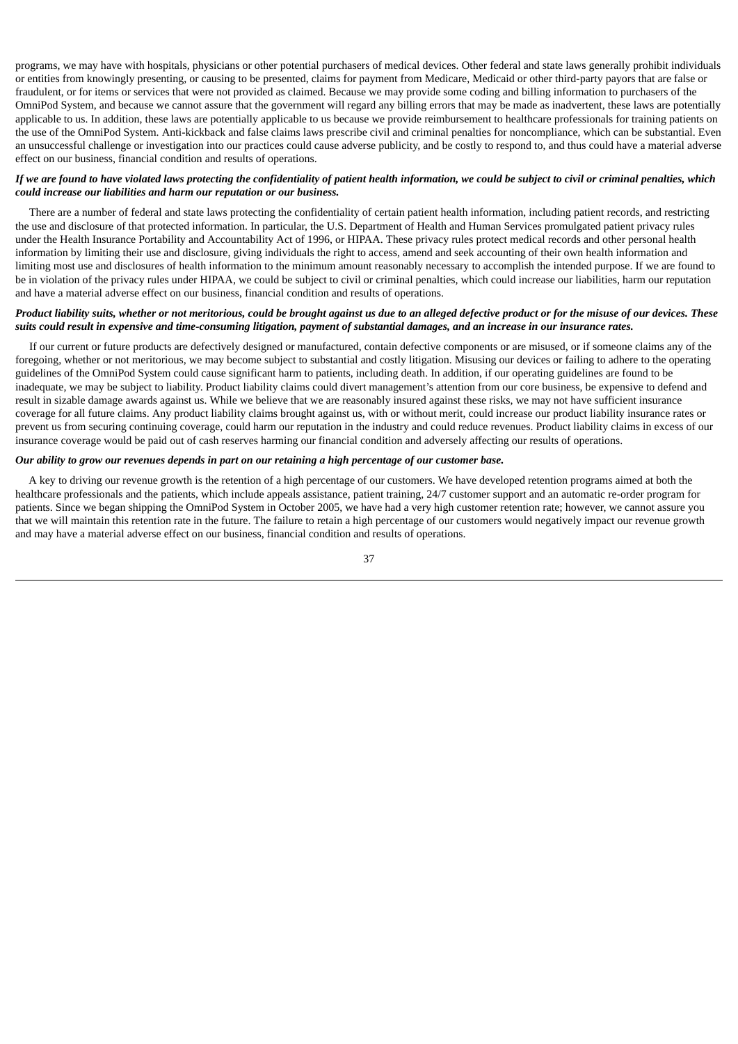programs, we may have with hospitals, physicians or other potential purchasers of medical devices. Other federal and state laws generally prohibit individuals or entities from knowingly presenting, or causing to be presented, claims for payment from Medicare, Medicaid or other third-party payors that are false or fraudulent, or for items or services that were not provided as claimed. Because we may provide some coding and billing information to purchasers of the OmniPod System, and because we cannot assure that the government will regard any billing errors that may be made as inadvertent, these laws are potentially applicable to us. In addition, these laws are potentially applicable to us because we provide reimbursement to healthcare professionals for training patients on the use of the OmniPod System. Anti-kickback and false claims laws prescribe civil and criminal penalties for noncompliance, which can be substantial. Even an unsuccessful challenge or investigation into our practices could cause adverse publicity, and be costly to respond to, and thus could have a material adverse effect on our business, financial condition and results of operations.

***If we are found to have violated laws protecting the confidentiality of patient health information, we could be subject to civil or criminal penalties, which could increase our liabilities and harm our reputation or our business.***

There are a number of federal and state laws protecting the confidentiality of certain patient health information, including patient records, and restricting the use and disclosure of that protected information. In particular, the U.S. Department of Health and Human Services promulgated patient privacy rules under the Health Insurance Portability and Accountability Act of 1996, or HIPAA. These privacy rules protect medical records and other personal health information by limiting their use and disclosure, giving individuals the right to access, amend and seek accounting of their own health information and limiting most use and disclosures of health information to the minimum amount reasonably necessary to accomplish the intended purpose. If we are found to be in violation of the privacy rules under HIPAA, we could be subject to civil or criminal penalties, which could increase our liabilities, harm our reputation and have a material adverse effect on our business, financial condition and results of operations.

***Product liability suits, whether or not meritorious, could be brought against us due to an alleged defective product or for the misuse of our devices. These suits could result in expensive and time-consuming litigation, payment of substantial damages, and an increase in our insurance rates.***

If our current or future products are defectively designed or manufactured, contain defective components or are misused, or if someone claims any of the foregoing, whether or not meritorious, we may become subject to substantial and costly litigation. Misusing our devices or failing to adhere to the operating guidelines of the OmniPod System could cause significant harm to patients, including death. In addition, if our operating guidelines are found to be inadequate, we may be subject to liability. Product liability claims could divert management's attention from our core business, be expensive to defend and result in sizable damage awards against us. While we believe that we are reasonably insured against these risks, we may not have sufficient insurance coverage for all future claims. Any product liability claims brought against us, with or without merit, could increase our product liability insurance rates or prevent us from securing continuing coverage, could harm our reputation in the industry and could reduce revenues. Product liability claims in excess of our insurance coverage would be paid out of cash reserves harming our financial condition and adversely affecting our results of operations.

***Our ability to grow our revenues depends in part on our retaining a high percentage of our customer base.***

A key to driving our revenue growth is the retention of a high percentage of our customers. We have developed retention programs aimed at both the healthcare professionals and the patients, which include appeals assistance, patient training, 24/7 customer support and an automatic re-order program for patients. Since we began shipping the OmniPod System in October 2005, we have had a very high customer retention rate; however, we cannot assure you that we will maintain this retention rate in the future. The failure to retain a high percentage of our customers would negatively impact our revenue growth and may have a material adverse effect on our business, financial condition and results of operations.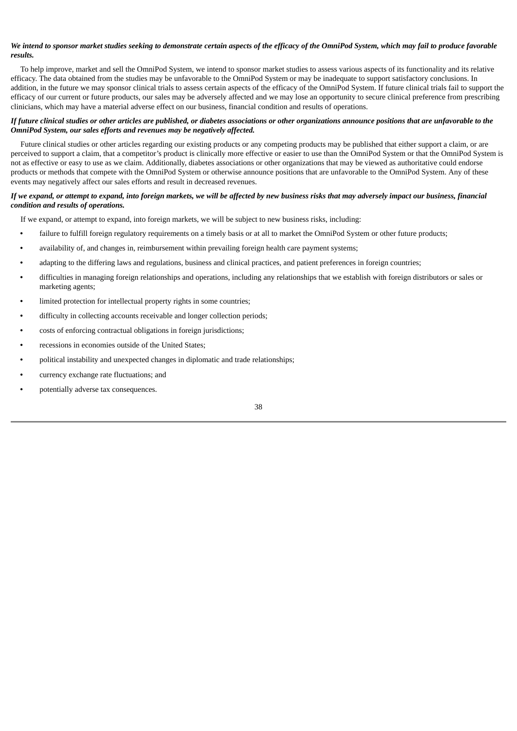***We intend to sponsor market studies seeking to demonstrate certain aspects of the efficacy of the OmniPod System, which may fail to produce favorable results.***

To help improve, market and sell the OmniPod System, we intend to sponsor market studies to assess various aspects of its functionality and its relative efficacy. The data obtained from the studies may be unfavorable to the OmniPod System or may be inadequate to support satisfactory conclusions. In addition, in the future we may sponsor clinical trials to assess certain aspects of the efficacy of the OmniPod System. If future clinical trials fail to support the efficacy of our current or future products, our sales may be adversely affected and we may lose an opportunity to secure clinical preference from prescribing clinicians, which may have a material adverse effect on our business, financial condition and results of operations.

***If future clinical studies or other articles are published, or diabetes associations or other organizations announce positions that are unfavorable to the OmniPod System, our sales efforts and revenues may be negatively affected.***

Future clinical studies or other articles regarding our existing products or any competing products may be published that either support a claim, or are perceived to support a claim, that a competitor's product is clinically more effective or easier to use than the OmniPod System or that the OmniPod System is not as effective or easy to use as we claim. Additionally, diabetes associations or other organizations that may be viewed as authoritative could endorse products or methods that compete with the OmniPod System or otherwise announce positions that are unfavorable to the OmniPod System. Any of these events may negatively affect our sales efforts and result in decreased revenues.

***If we expand, or attempt to expand, into foreign markets, we will be affected by new business risks that may adversely impact our business, financial condition and results of operations.***

If we expand, or attempt to expand, into foreign markets, we will be subject to new business risks, including:

- failure to fulfill foreign regulatory requirements on a timely basis or at all to market the OmniPod System or other future products;
- availability of, and changes in, reimbursement within prevailing foreign health care payment systems;
- adapting to the differing laws and regulations, business and clinical practices, and patient preferences in foreign countries;
- difficulties in managing foreign relationships and operations, including any relationships that we establish with foreign distributors or sales or marketing agents;
- limited protection for intellectual property rights in some countries;
- difficulty in collecting accounts receivable and longer collection periods;
- costs of enforcing contractual obligations in foreign jurisdictions;
- recessions in economies outside of the United States;
- political instability and unexpected changes in diplomatic and trade relationships;
- currency exchange rate fluctuations; and
- potentially adverse tax consequences.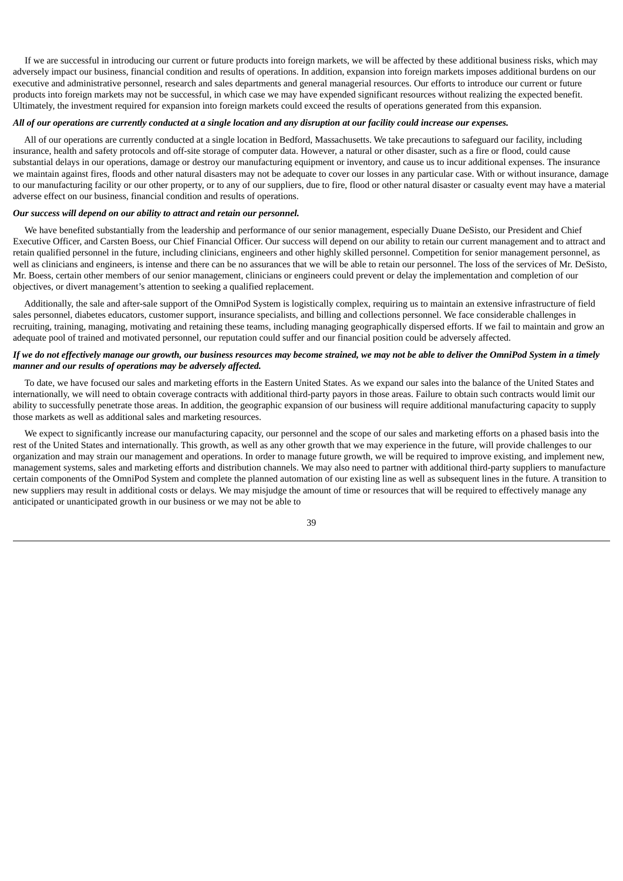If we are successful in introducing our current or future products into foreign markets, we will be affected by these additional business risks, which may adversely impact our business, financial condition and results of operations. In addition, expansion into foreign markets imposes additional burdens on our executive and administrative personnel, research and sales departments and general managerial resources. Our efforts to introduce our current or future products into foreign markets may not be successful, in which case we may have expended significant resources without realizing the expected benefit. Ultimately, the investment required for expansion into foreign markets could exceed the results of operations generated from this expansion.

***All of our operations are currently conducted at a single location and any disruption at our facility could increase our expenses.***

All of our operations are currently conducted at a single location in Bedford, Massachusetts. We take precautions to safeguard our facility, including insurance, health and safety protocols and off-site storage of computer data. However, a natural or other disaster, such as a fire or flood, could cause substantial delays in our operations, damage or destroy our manufacturing equipment or inventory, and cause us to incur additional expenses. The insurance we maintain against fires, floods and other natural disasters may not be adequate to cover our losses in any particular case. With or without insurance, damage to our manufacturing facility or our other property, or to any of our suppliers, due to fire, flood or other natural disaster or casualty event may have a material adverse effect on our business, financial condition and results of operations.

***Our success will depend on our ability to attract and retain our personnel.***

We have benefited substantially from the leadership and performance of our senior management, especially Duane DeSisto, our President and Chief Executive Officer, and Carsten Boess, our Chief Financial Officer. Our success will depend on our ability to retain our current management and to attract and retain qualified personnel in the future, including clinicians, engineers and other highly skilled personnel. Competition for senior management personnel, as well as clinicians and engineers, is intense and there can be no assurances that we will be able to retain our personnel. The loss of the services of Mr. DeSisto, Mr. Boess, certain other members of our senior management, clinicians or engineers could prevent or delay the implementation and completion of our objectives, or divert management's attention to seeking a qualified replacement.

Additionally, the sale and after-sale support of the OmniPod System is logistically complex, requiring us to maintain an extensive infrastructure of field sales personnel, diabetes educators, customer support, insurance specialists, and billing and collections personnel. We face considerable challenges in recruiting, training, managing, motivating and retaining these teams, including managing geographically dispersed efforts. If we fail to maintain and grow an adequate pool of trained and motivated personnel, our reputation could suffer and our financial position could be adversely affected.

***If we do not effectively manage our growth, our business resources may become strained, we may not be able to deliver the OmniPod System in a timely manner and our results of operations may be adversely affected.***

To date, we have focused our sales and marketing efforts in the Eastern United States. As we expand our sales into the balance of the United States and internationally, we will need to obtain coverage contracts with additional third-party payors in those areas. Failure to obtain such contracts would limit our ability to successfully penetrate those areas. In addition, the geographic expansion of our business will require additional manufacturing capacity to supply those markets as well as additional sales and marketing resources.

We expect to significantly increase our manufacturing capacity, our personnel and the scope of our sales and marketing efforts on a phased basis into the rest of the United States and internationally. This growth, as well as any other growth that we may experience in the future, will provide challenges to our organization and may strain our management and operations. In order to manage future growth, we will be required to improve existing, and implement new, management systems, sales and marketing efforts and distribution channels. We may also need to partner with additional third-party suppliers to manufacture certain components of the OmniPod System and complete the planned automation of our existing line as well as subsequent lines in the future. A transition to new suppliers may result in additional costs or delays. We may misjudge the amount of time or resources that will be required to effectively manage any anticipated or unanticipated growth in our business or we may not be able to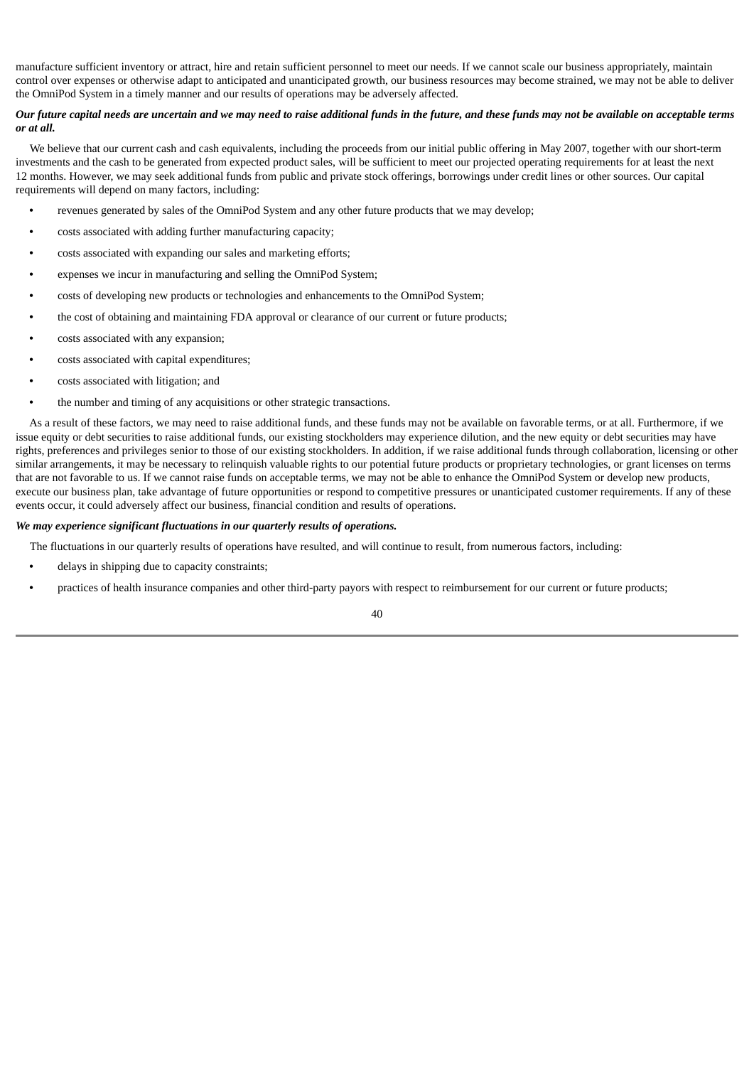manufacture sufficient inventory or attract, hire and retain sufficient personnel to meet our needs. If we cannot scale our business appropriately, maintain control over expenses or otherwise adapt to anticipated and unanticipated growth, our business resources may become strained, we may not be able to deliver the OmniPod System in a timely manner and our results of operations may be adversely affected.

***Our future capital needs are uncertain and we may need to raise additional funds in the future, and these funds may not be available on acceptable terms or at all.***

We believe that our current cash and cash equivalents, including the proceeds from our initial public offering in May 2007, together with our short-term investments and the cash to be generated from expected product sales, will be sufficient to meet our projected operating requirements for at least the next 12 months. However, we may seek additional funds from public and private stock offerings, borrowings under credit lines or other sources. Our capital requirements will depend on many factors, including:

- revenues generated by sales of the OmniPod System and any other future products that we may develop;
- costs associated with adding further manufacturing capacity;
- costs associated with expanding our sales and marketing efforts;
- expenses we incur in manufacturing and selling the OmniPod System;
- costs of developing new products or technologies and enhancements to the OmniPod System;
- the cost of obtaining and maintaining FDA approval or clearance of our current or future products;
- costs associated with any expansion;
- costs associated with capital expenditures;
- costs associated with litigation; and
- the number and timing of any acquisitions or other strategic transactions.

As a result of these factors, we may need to raise additional funds, and these funds may not be available on favorable terms, or at all. Furthermore, if we issue equity or debt securities to raise additional funds, our existing stockholders may experience dilution, and the new equity or debt securities may have rights, preferences and privileges senior to those of our existing stockholders. In addition, if we raise additional funds through collaboration, licensing or other similar arrangements, it may be necessary to relinquish valuable rights to our potential future products or proprietary technologies, or grant licenses on terms that are not favorable to us. If we cannot raise funds on acceptable terms, we may not be able to enhance the OmniPod System or develop new products, execute our business plan, take advantage of future opportunities or respond to competitive pressures or unanticipated customer requirements. If any of these events occur, it could adversely affect our business, financial condition and results of operations.

***We may experience significant fluctuations in our quarterly results of operations.***

The fluctuations in our quarterly results of operations have resulted, and will continue to result, from numerous factors, including:

- delays in shipping due to capacity constraints;
- practices of health insurance companies and other third-party payors with respect to reimbursement for our current or future products;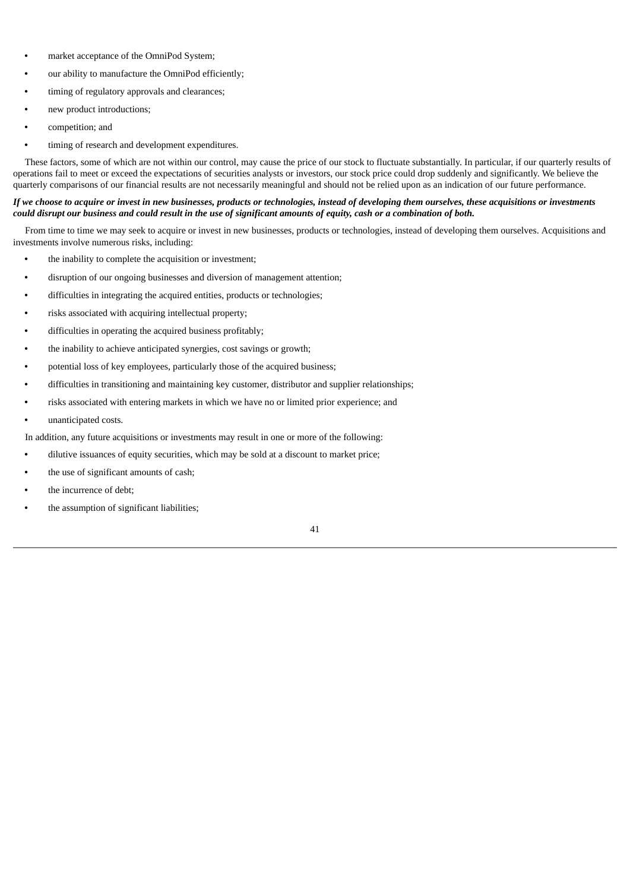- market acceptance of the OmniPod System;
- our ability to manufacture the OmniPod efficiently;
- timing of regulatory approvals and clearances;
- new product introductions;
- competition; and
- timing of research and development expenditures.

These factors, some of which are not within our control, may cause the price of our stock to fluctuate substantially. In particular, if our quarterly results of operations fail to meet or exceed the expectations of securities analysts or investors, our stock price could drop suddenly and significantly. We believe the quarterly comparisons of our financial results are not necessarily meaningful and should not be relied upon as an indication of our future performance.

***If we choose to acquire or invest in new businesses, products or technologies, instead of developing them ourselves, these acquisitions or investments could disrupt our business and could result in the use of significant amounts of equity, cash or a combination of both.***

From time to time we may seek to acquire or invest in new businesses, products or technologies, instead of developing them ourselves. Acquisitions and investments involve numerous risks, including:

- the inability to complete the acquisition or investment;
- disruption of our ongoing businesses and diversion of management attention;
- difficulties in integrating the acquired entities, products or technologies;
- risks associated with acquiring intellectual property;
- difficulties in operating the acquired business profitably;
- the inability to achieve anticipated synergies, cost savings or growth;
- potential loss of key employees, particularly those of the acquired business;
- difficulties in transitioning and maintaining key customer, distributor and supplier relationships;
- risks associated with entering markets in which we have no or limited prior experience; and
- unanticipated costs.

In addition, any future acquisitions or investments may result in one or more of the following:

- dilutive issuances of equity securities, which may be sold at a discount to market price;
- the use of significant amounts of cash;
- the incurrence of debt;
- the assumption of significant liabilities;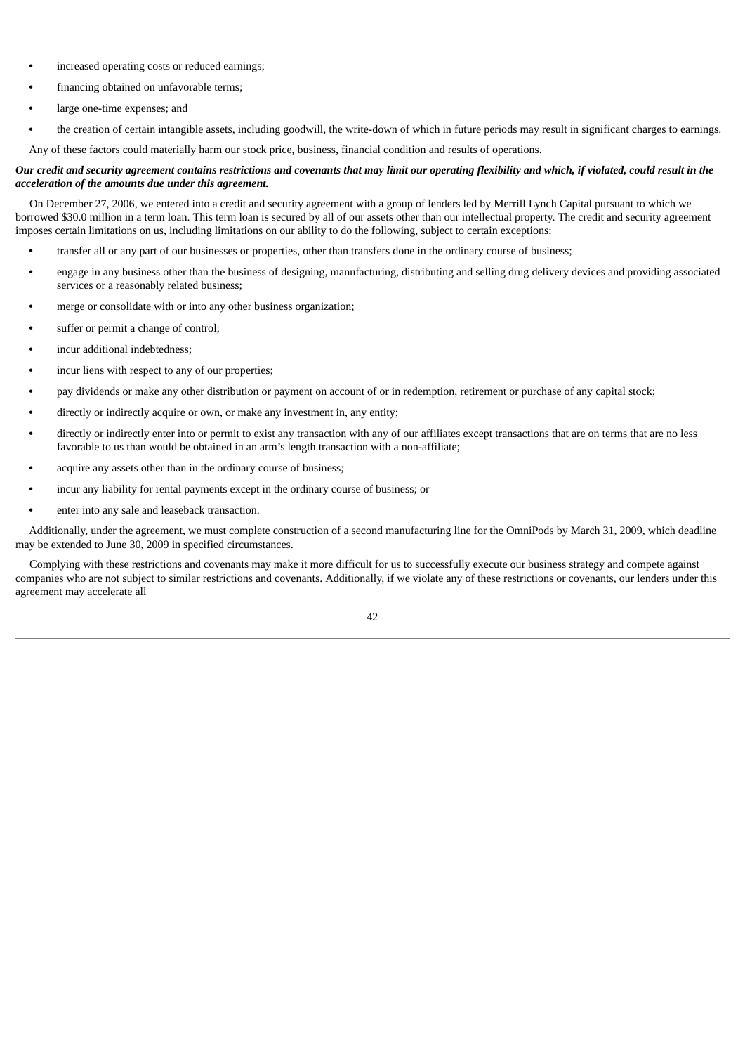- increased operating costs or reduced earnings;
- financing obtained on unfavorable terms;
- large one-time expenses; and
- the creation of certain intangible assets, including goodwill, the write-down of which in future periods may result in significant charges to earnings.

Any of these factors could materially harm our stock price, business, financial condition and results of operations.

***Our credit and security agreement contains restrictions and covenants that may limit our operating flexibility and which, if violated, could result in the acceleration of the amounts due under this agreement.***

On December 27, 2006, we entered into a credit and security agreement with a group of lenders led by Merrill Lynch Capital pursuant to which we borrowed $30.0 million in a term loan. This term loan is secured by all of our assets other than our intellectual property. The credit and security agreement imposes certain limitations on us, including limitations on our ability to do the following, subject to certain exceptions:

- transfer all or any part of our businesses or properties, other than transfers done in the ordinary course of business;
- engage in any business other than the business of designing, manufacturing, distributing and selling drug delivery devices and providing associated services or a reasonably related business;
- merge or consolidate with or into any other business organization;
- suffer or permit a change of control;
- incur additional indebtedness;
- incur liens with respect to any of our properties;
- pay dividends or make any other distribution or payment on account of or in redemption, retirement or purchase of any capital stock;
- directly or indirectly acquire or own, or make any investment in, any entity;
- directly or indirectly enter into or permit to exist any transaction with any of our affiliates except transactions that are on terms that are no less favorable to us than would be obtained in an arm's length transaction with a non-affiliate;
- acquire any assets other than in the ordinary course of business;
- incur any liability for rental payments except in the ordinary course of business; or
- enter into any sale and leaseback transaction.

Additionally, under the agreement, we must complete construction of a second manufacturing line for the OmniPods by March 31, 2009, which deadline may be extended to June 30, 2009 in specified circumstances.

Complying with these restrictions and covenants may make it more difficult for us to successfully execute our business strategy and compete against companies who are not subject to similar restrictions and covenants. Additionally, if we violate any of these restrictions or covenants, our lenders under this agreement may accelerate all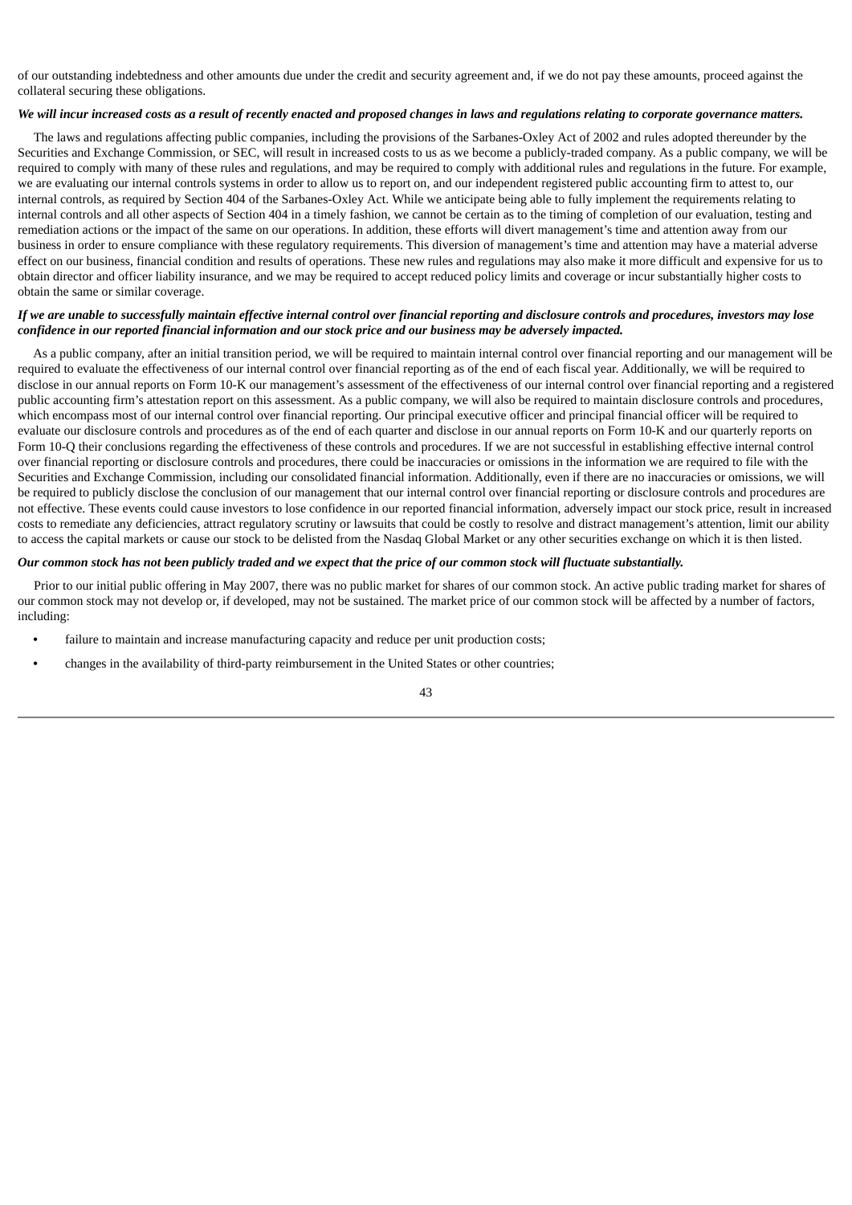of our outstanding indebtedness and other amounts due under the credit and security agreement and, if we do not pay these amounts, proceed against the collateral securing these obligations.

***We will incur increased costs as a result of recently enacted and proposed changes in laws and regulations relating to corporate governance matters.***

The laws and regulations affecting public companies, including the provisions of the Sarbanes-Oxley Act of 2002 and rules adopted thereunder by the Securities and Exchange Commission, or SEC, will result in increased costs to us as we become a publicly-traded company. As a public company, we will be required to comply with many of these rules and regulations, and may be required to comply with additional rules and regulations in the future. For example, we are evaluating our internal controls systems in order to allow us to report on, and our independent registered public accounting firm to attest to, our internal controls, as required by Section 404 of the Sarbanes-Oxley Act. While we anticipate being able to fully implement the requirements relating to internal controls and all other aspects of Section 404 in a timely fashion, we cannot be certain as to the timing of completion of our evaluation, testing and remediation actions or the impact of the same on our operations. In addition, these efforts will divert management's time and attention away from our business in order to ensure compliance with these regulatory requirements. This diversion of management's time and attention may have a material adverse effect on our business, financial condition and results of operations. These new rules and regulations may also make it more difficult and expensive for us to obtain director and officer liability insurance, and we may be required to accept reduced policy limits and coverage or incur substantially higher costs to obtain the same or similar coverage.

***If we are unable to successfully maintain effective internal control over financial reporting and disclosure controls and procedures, investors may lose confidence in our reported financial information and our stock price and our business may be adversely impacted.***

As a public company, after an initial transition period, we will be required to maintain internal control over financial reporting and our management will be required to evaluate the effectiveness of our internal control over financial reporting as of the end of each fiscal year. Additionally, we will be required to disclose in our annual reports on Form 10-K our management's assessment of the effectiveness of our internal control over financial reporting and a registered public accounting firm's attestation report on this assessment. As a public company, we will also be required to maintain disclosure controls and procedures, which encompass most of our internal control over financial reporting. Our principal executive officer and principal financial officer will be required to evaluate our disclosure controls and procedures as of the end of each quarter and disclose in our annual reports on Form 10-K and our quarterly reports on Form 10-Q their conclusions regarding the effectiveness of these controls and procedures. If we are not successful in establishing effective internal control over financial reporting or disclosure controls and procedures, there could be inaccuracies or omissions in the information we are required to file with the Securities and Exchange Commission, including our consolidated financial information. Additionally, even if there are no inaccuracies or omissions, we will be required to publicly disclose the conclusion of our management that our internal control over financial reporting or disclosure controls and procedures are not effective. These events could cause investors to lose confidence in our reported financial information, adversely impact our stock price, result in increased costs to remediate any deficiencies, attract regulatory scrutiny or lawsuits that could be costly to resolve and distract management's attention, limit our ability to access the capital markets or cause our stock to be delisted from the Nasdaq Global Market or any other securities exchange on which it is then listed.

***Our common stock has not been publicly traded and we expect that the price of our common stock will fluctuate substantially.***

Prior to our initial public offering in May 2007, there was no public market for shares of our common stock. An active public trading market for shares of our common stock may not develop or, if developed, may not be sustained. The market price of our common stock will be affected by a number of factors, including:

- failure to maintain and increase manufacturing capacity and reduce per unit production costs;
- changes in the availability of third-party reimbursement in the United States or other countries;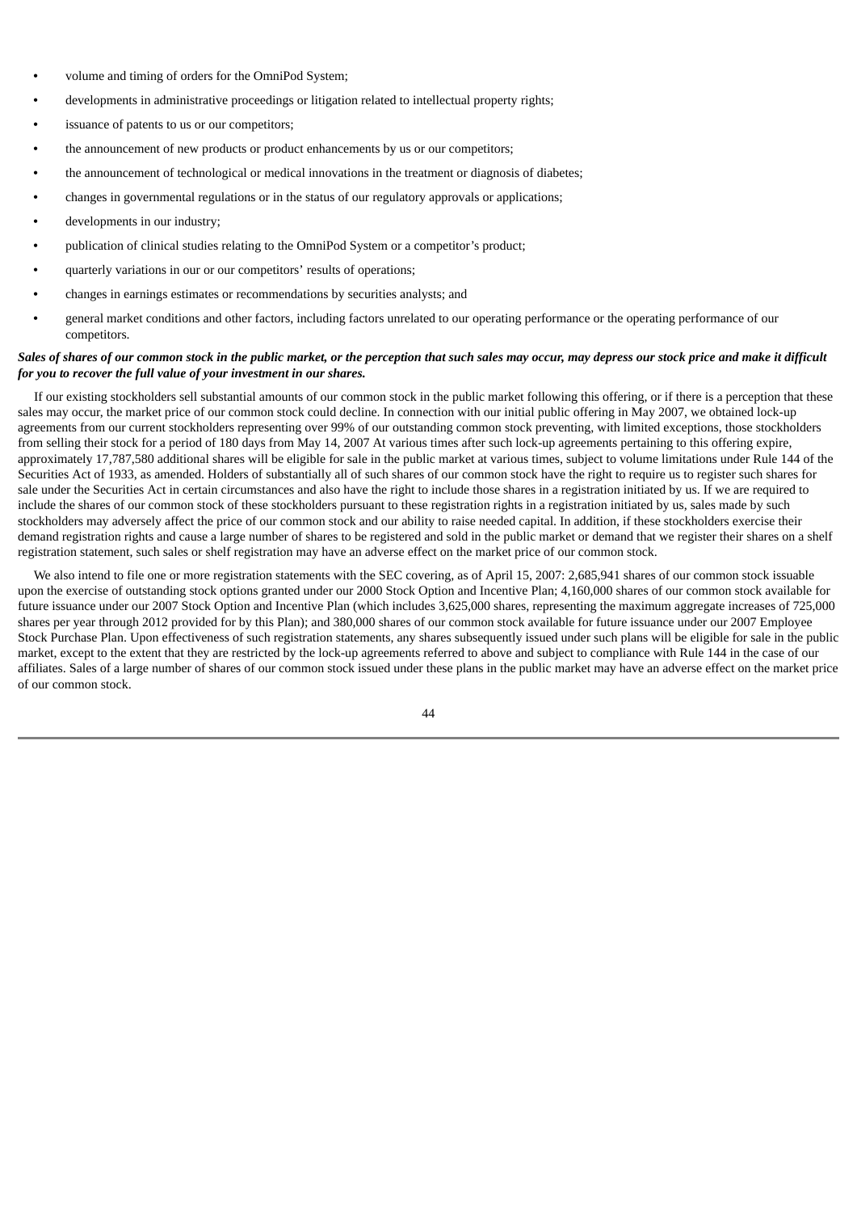- volume and timing of orders for the OmniPod System;
- developments in administrative proceedings or litigation related to intellectual property rights;
- issuance of patents to us or our competitors;
- the announcement of new products or product enhancements by us or our competitors;
- the announcement of technological or medical innovations in the treatment or diagnosis of diabetes;
- changes in governmental regulations or in the status of our regulatory approvals or applications;
- developments in our industry;
- publication of clinical studies relating to the OmniPod System or a competitor's product;
- quarterly variations in our or our competitors' results of operations;
- changes in earnings estimates or recommendations by securities analysts; and
- general market conditions and other factors, including factors unrelated to our operating performance or the operating performance of our competitors.

***Sales of shares of our common stock in the public market, or the perception that such sales may occur, may depress our stock price and make it difficult for you to recover the full value of your investment in our shares.***

If our existing stockholders sell substantial amounts of our common stock in the public market following this offering, or if there is a perception that these sales may occur, the market price of our common stock could decline. In connection with our initial public offering in May 2007, we obtained lock-up agreements from our current stockholders representing over 99% of our outstanding common stock preventing, with limited exceptions, those stockholders from selling their stock for a period of 180 days from May 14, 2007 At various times after such lock-up agreements pertaining to this offering expire, approximately 17,787,580 additional shares will be eligible for sale in the public market at various times, subject to volume limitations under Rule 144 of the Securities Act of 1933, as amended. Holders of substantially all of such shares of our common stock have the right to require us to register such shares for sale under the Securities Act in certain circumstances and also have the right to include those shares in a registration initiated by us. If we are required to include the shares of our common stock of these stockholders pursuant to these registration rights in a registration initiated by us, sales made by such stockholders may adversely affect the price of our common stock and our ability to raise needed capital. In addition, if these stockholders exercise their demand registration rights and cause a large number of shares to be registered and sold in the public market or demand that we register their shares on a shelf registration statement, such sales or shelf registration may have an adverse effect on the market price of our common stock.

We also intend to file one or more registration statements with the SEC covering, as of April 15, 2007: 2,685,941 shares of our common stock issuable upon the exercise of outstanding stock options granted under our 2000 Stock Option and Incentive Plan; 4,160,000 shares of our common stock available for future issuance under our 2007 Stock Option and Incentive Plan (which includes 3,625,000 shares, representing the maximum aggregate increases of 725,000 shares per year through 2012 provided for by this Plan); and 380,000 shares of our common stock available for future issuance under our 2007 Employee Stock Purchase Plan. Upon effectiveness of such registration statements, any shares subsequently issued under such plans will be eligible for sale in the public market, except to the extent that they are restricted by the lock-up agreements referred to above and subject to compliance with Rule 144 in the case of our affiliates. Sales of a large number of shares of our common stock issued under these plans in the public market may have an adverse effect on the market price of our common stock.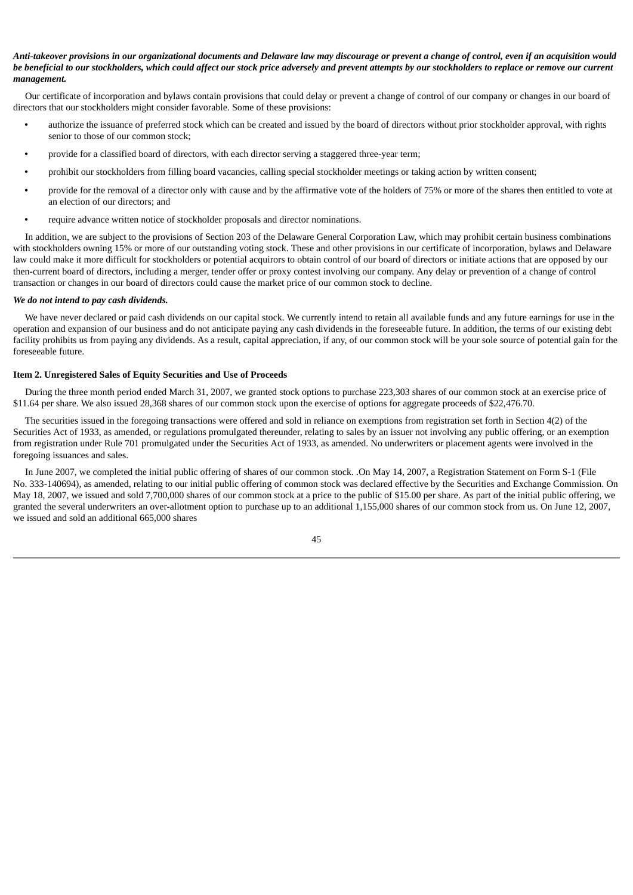***Anti-takeover provisions in our organizational documents and Delaware law may discourage or prevent a change of control, even if an acquisition would be beneficial to our stockholders, which could affect our stock price adversely and prevent attempts by our stockholders to replace or remove our current management.***

Our certificate of incorporation and bylaws contain provisions that could delay or prevent a change of control of our company or changes in our board of directors that our stockholders might consider favorable. Some of these provisions:

- authorize the issuance of preferred stock which can be created and issued by the board of directors without prior stockholder approval, with rights senior to those of our common stock;
- provide for a classified board of directors, with each director serving a staggered three-year term;
- prohibit our stockholders from filling board vacancies, calling special stockholder meetings or taking action by written consent;
- provide for the removal of a director only with cause and by the affirmative vote of the holders of 75% or more of the shares then entitled to vote at an election of our directors; and
- require advance written notice of stockholder proposals and director nominations.

In addition, we are subject to the provisions of Section 203 of the Delaware General Corporation Law, which may prohibit certain business combinations with stockholders owning 15% or more of our outstanding voting stock. These and other provisions in our certificate of incorporation, bylaws and Delaware law could make it more difficult for stockholders or potential acquirors to obtain control of our board of directors or initiate actions that are opposed by our then-current board of directors, including a merger, tender offer or proxy contest involving our company. Any delay or prevention of a change of control transaction or changes in our board of directors could cause the market price of our common stock to decline.

***We do not intend to pay cash dividends.***

We have never declared or paid cash dividends on our capital stock. We currently intend to retain all available funds and any future earnings for use in the operation and expansion of our business and do not anticipate paying any cash dividends in the foreseeable future. In addition, the terms of our existing debt facility prohibits us from paying any dividends. As a result, capital appreciation, if any, of our common stock will be your sole source of potential gain for the foreseeable future.

**Item 2. Unregistered Sales of Equity Securities and Use of Proceeds**

During the three month period ended March 31, 2007, we granted stock options to purchase 223,303 shares of our common stock at an exercise price of $11.64 per share. We also issued 28,368 shares of our common stock upon the exercise of options for aggregate proceeds of $22,476.70.

The securities issued in the foregoing transactions were offered and sold in reliance on exemptions from registration set forth in Section 4(2) of the Securities Act of 1933, as amended, or regulations promulgated thereunder, relating to sales by an issuer not involving any public offering, or an exemption from registration under Rule 701 promulgated under the Securities Act of 1933, as amended. No underwriters or placement agents were involved in the foregoing issuances and sales.

In June 2007, we completed the initial public offering of shares of our common stock. .On May 14, 2007, a Registration Statement on Form S-1 (File No. 333-140694), as amended, relating to our initial public offering of common stock was declared effective by the Securities and Exchange Commission. On May 18, 2007, we issued and sold 7,700,000 shares of our common stock at a price to the public of $15.00 per share. As part of the initial public offering, we granted the several underwriters an over-allotment option to purchase up to an additional 1,155,000 shares of our common stock from us. On June 12, 2007, we issued and sold an additional 665,000 shares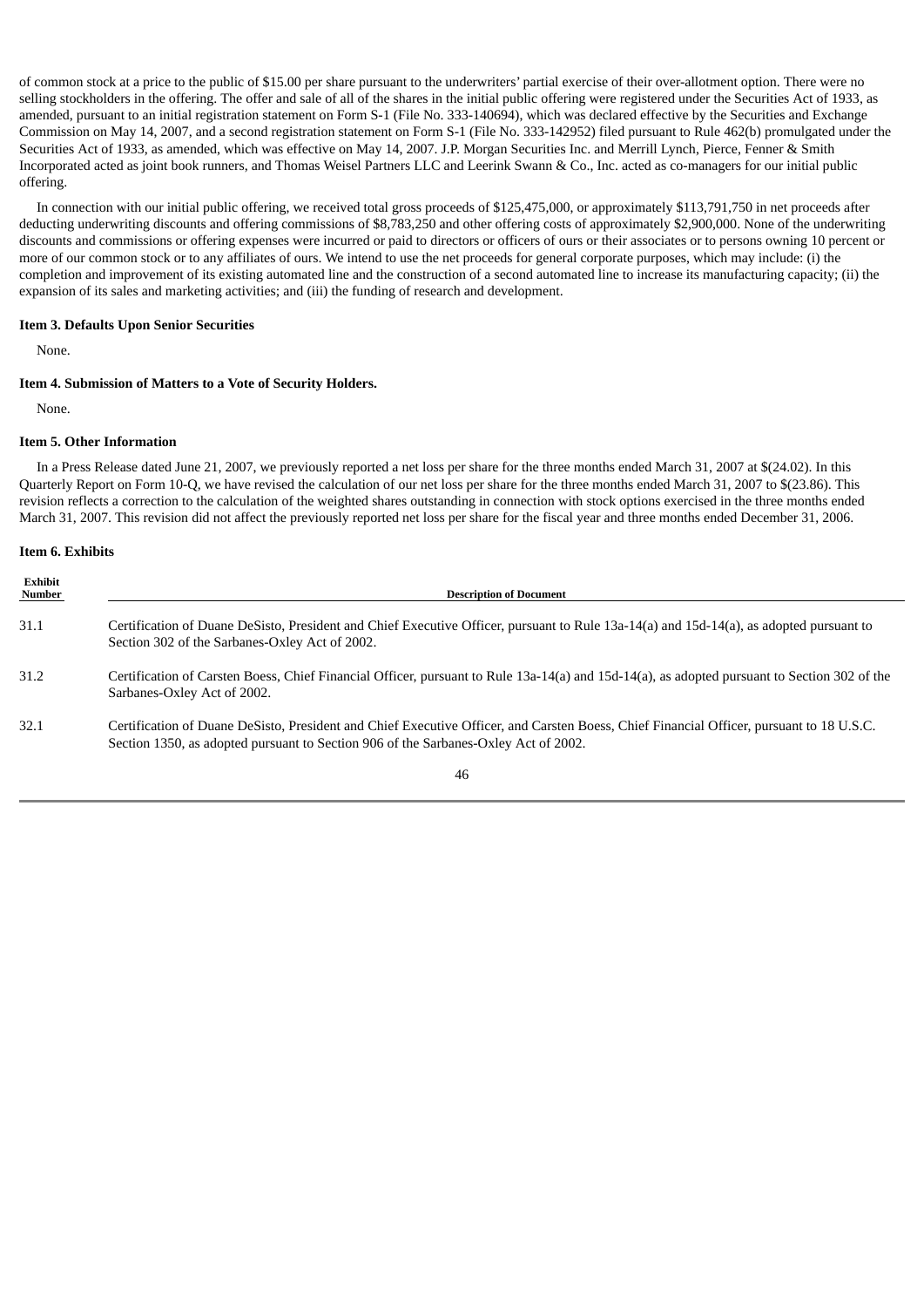of common stock at a price to the public of $15.00 per share pursuant to the underwriters' partial exercise of their over-allotment option. There were no selling stockholders in the offering. The offer and sale of all of the shares in the initial public offering were registered under the Securities Act of 1933, as amended, pursuant to an initial registration statement on Form S-1 (File No. 333-140694), which was declared effective by the Securities and Exchange Commission on May 14, 2007, and a second registration statement on Form S-1 (File No. 333-142952) filed pursuant to Rule 462(b) promulgated under the Securities Act of 1933, as amended, which was effective on May 14, 2007. J.P. Morgan Securities Inc. and Merrill Lynch, Pierce, Fenner & Smith Incorporated acted as joint book runners, and Thomas Weisel Partners LLC and Leerink Swann & Co., Inc. acted as co-managers for our initial public offering.

In connection with our initial public offering, we received total gross proceeds of $125,475,000, or approximately $113,791,750 in net proceeds after deducting underwriting discounts and offering commissions of $8,783,250 and other offering costs of approximately $2,900,000. None of the underwriting discounts and commissions or offering expenses were incurred or paid to directors or officers of ours or their associates or to persons owning 10 percent or more of our common stock or to any affiliates of ours. We intend to use the net proceeds for general corporate purposes, which may include: (i) the completion and improvement of its existing automated line and the construction of a second automated line to increase its manufacturing capacity; (ii) the expansion of its sales and marketing activities; and (iii) the funding of research and development.

**Item 3. Defaults Upon Senior Securities**

None.

**Item 4. Submission of Matters to a Vote of Security Holders.**

None.

**Item 5. Other Information**

In a Press Release dated June 21, 2007, we previously reported a net loss per share for the three months ended March 31, 2007 at $(24.02). In this Quarterly Report on Form 10-Q, we have revised the calculation of our net loss per share for the three months ended March 31, 2007 to $(23.86). This revision reflects a correction to the calculation of the weighted shares outstanding in connection with stock options exercised in the three months ended March 31, 2007. This revision did not affect the previously reported net loss per share for the fiscal year and three months ended December 31, 2006.

**Item 6. Exhibits**

| Exhibit Number | Description of Document |
|---|---|
| 31.1 | Certification of Duane DeSisto, President and Chief Executive Officer, pursuant to Rule 13a-14(a) and 15d-14(a), as adopted pursuant to Section 302 of the Sarbanes-Oxley Act of 2002. |
| 31.2 | Certification of Carsten Boess, Chief Financial Officer, pursuant to Rule 13a-14(a) and 15d-14(a), as adopted pursuant to Section 302 of the Sarbanes-Oxley Act of 2002. |
| 32.1 | Certification of Duane DeSisto, President and Chief Executive Officer, and Carsten Boess, Chief Financial Officer, pursuant to 18 U.S.C. Section 1350, as adopted pursuant to Section 906 of the Sarbanes-Oxley Act of 2002. |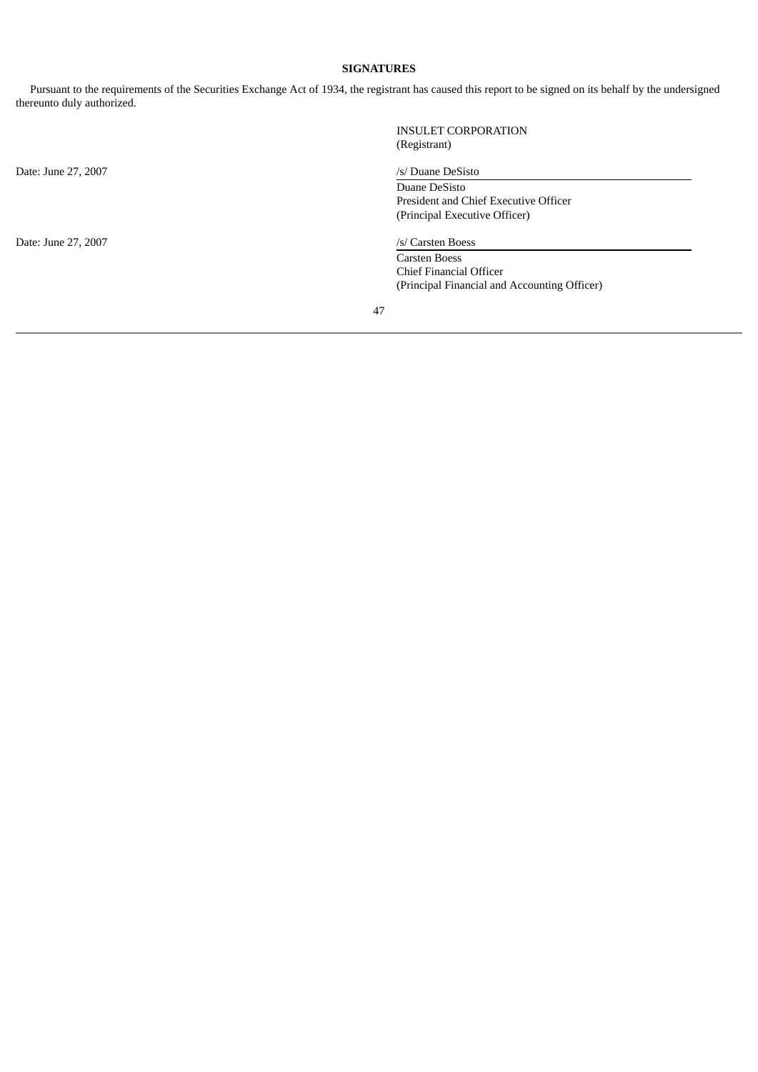**SIGNATURES**

Pursuant to the requirements of the Securities Exchange Act of 1934, the registrant has caused this report to be signed on its behalf by the undersigned thereunto duly authorized.

INSULET CORPORATION
(Registrant)

| | |
|---|---|
| Date: June 27, 2007 | /s/ Duane DeSisto<br>Duane DeSisto<br>President and Chief Executive Officer<br>(Principal Executive Officer) |
| Date: June 27, 2007 | /s/ Carsten Boess<br>Carsten Boess<br>Chief Financial Officer<br>(Principal Financial and Accounting Officer) |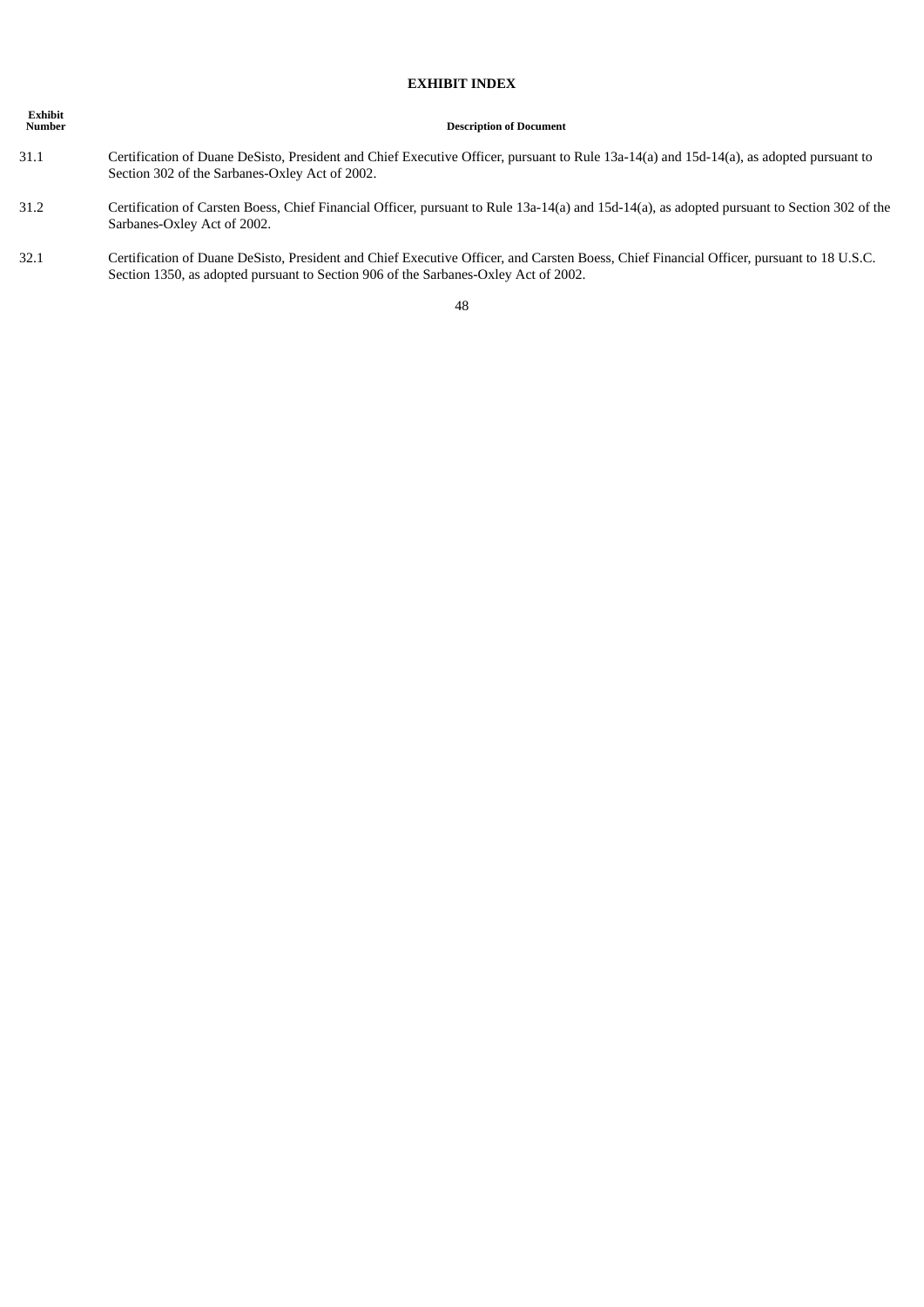## EXHIBIT INDEX

| Exhibit Number | Description of Document |
|---|---|
| 31.1 | Certification of Duane DeSisto, President and Chief Executive Officer, pursuant to Rule 13a-14(a) and 15d-14(a), as adopted pursuant to Section 302 of the Sarbanes-Oxley Act of 2002. |
| 31.2 | Certification of Carsten Boess, Chief Financial Officer, pursuant to Rule 13a-14(a) and 15d-14(a), as adopted pursuant to Section 302 of the Sarbanes-Oxley Act of 2002. |
| 32.1 | Certification of Duane DeSisto, President and Chief Executive Officer, and Carsten Boess, Chief Financial Officer, pursuant to 18 U.S.C. Section 1350, as adopted pursuant to Section 906 of the Sarbanes-Oxley Act of 2002. |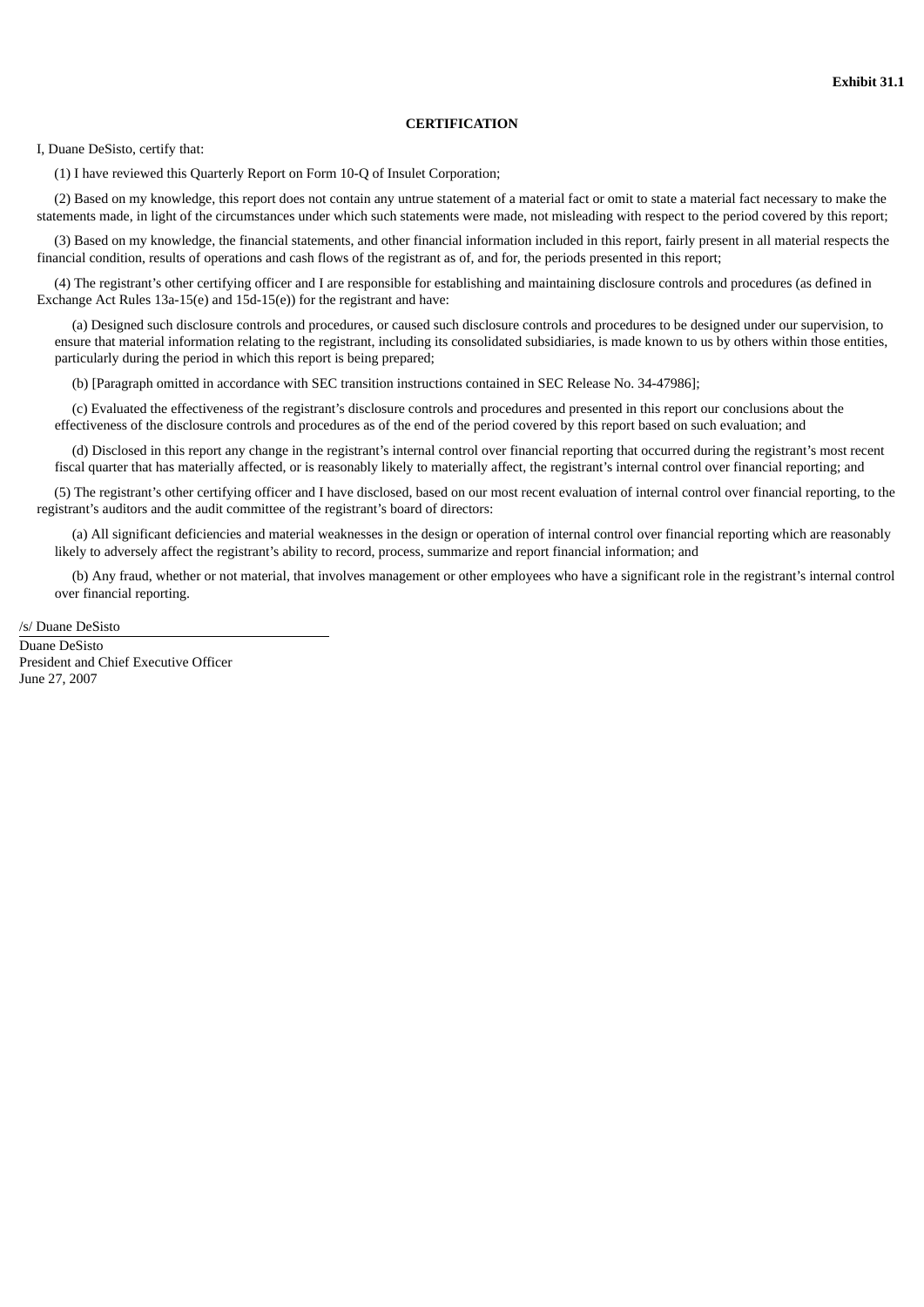**Exhibit 31.1**

**CERTIFICATION**

I, Duane DeSisto, certify that:

(1) I have reviewed this Quarterly Report on Form 10-Q of Insulet Corporation;

(2) Based on my knowledge, this report does not contain any untrue statement of a material fact or omit to state a material fact necessary to make the statements made, in light of the circumstances under which such statements were made, not misleading with respect to the period covered by this report;

(3) Based on my knowledge, the financial statements, and other financial information included in this report, fairly present in all material respects the financial condition, results of operations and cash flows of the registrant as of, and for, the periods presented in this report;

(4) The registrant's other certifying officer and I are responsible for establishing and maintaining disclosure controls and procedures (as defined in Exchange Act Rules 13a-15(e) and 15d-15(e)) for the registrant and have:

(a) Designed such disclosure controls and procedures, or caused such disclosure controls and procedures to be designed under our supervision, to ensure that material information relating to the registrant, including its consolidated subsidiaries, is made known to us by others within those entities, particularly during the period in which this report is being prepared;

(b) [Paragraph omitted in accordance with SEC transition instructions contained in SEC Release No. 34-47986];

(c) Evaluated the effectiveness of the registrant's disclosure controls and procedures and presented in this report our conclusions about the effectiveness of the disclosure controls and procedures as of the end of the period covered by this report based on such evaluation; and

(d) Disclosed in this report any change in the registrant's internal control over financial reporting that occurred during the registrant's most recent fiscal quarter that has materially affected, or is reasonably likely to materially affect, the registrant's internal control over financial reporting; and

(5) The registrant's other certifying officer and I have disclosed, based on our most recent evaluation of internal control over financial reporting, to the registrant's auditors and the audit committee of the registrant's board of directors:

(a) All significant deficiencies and material weaknesses in the design or operation of internal control over financial reporting which are reasonably likely to adversely affect the registrant's ability to record, process, summarize and report financial information; and

(b) Any fraud, whether or not material, that involves management or other employees who have a significant role in the registrant's internal control over financial reporting.

/s/ Duane DeSisto

Duane DeSisto
President and Chief Executive Officer
June 27, 2007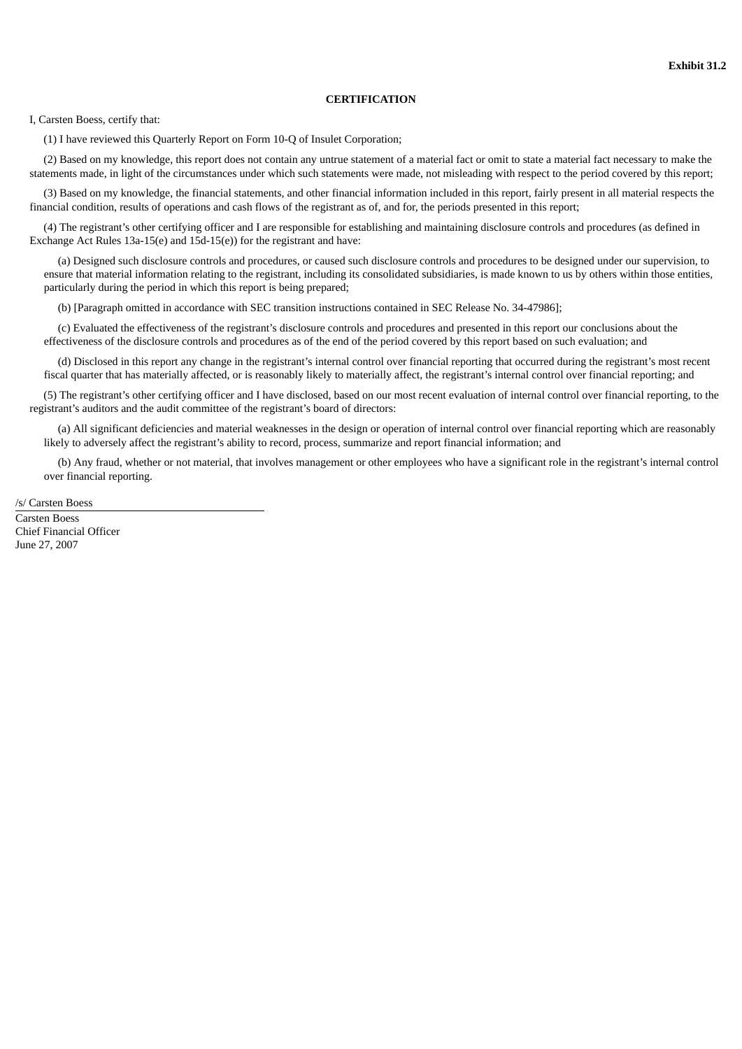**Exhibit 31.2**

**CERTIFICATION**

I, Carsten Boess, certify that:

(1) I have reviewed this Quarterly Report on Form 10-Q of Insulet Corporation;

(2) Based on my knowledge, this report does not contain any untrue statement of a material fact or omit to state a material fact necessary to make the statements made, in light of the circumstances under which such statements were made, not misleading with respect to the period covered by this report;

(3) Based on my knowledge, the financial statements, and other financial information included in this report, fairly present in all material respects the financial condition, results of operations and cash flows of the registrant as of, and for, the periods presented in this report;

(4) The registrant's other certifying officer and I are responsible for establishing and maintaining disclosure controls and procedures (as defined in Exchange Act Rules 13a-15(e) and 15d-15(e)) for the registrant and have:

(a) Designed such disclosure controls and procedures, or caused such disclosure controls and procedures to be designed under our supervision, to ensure that material information relating to the registrant, including its consolidated subsidiaries, is made known to us by others within those entities, particularly during the period in which this report is being prepared;

(b) [Paragraph omitted in accordance with SEC transition instructions contained in SEC Release No. 34-47986];

(c) Evaluated the effectiveness of the registrant's disclosure controls and procedures and presented in this report our conclusions about the effectiveness of the disclosure controls and procedures as of the end of the period covered by this report based on such evaluation; and

(d) Disclosed in this report any change in the registrant's internal control over financial reporting that occurred during the registrant's most recent fiscal quarter that has materially affected, or is reasonably likely to materially affect, the registrant's internal control over financial reporting; and

(5) The registrant's other certifying officer and I have disclosed, based on our most recent evaluation of internal control over financial reporting, to the registrant's auditors and the audit committee of the registrant's board of directors:

(a) All significant deficiencies and material weaknesses in the design or operation of internal control over financial reporting which are reasonably likely to adversely affect the registrant's ability to record, process, summarize and report financial information; and

(b) Any fraud, whether or not material, that involves management or other employees who have a significant role in the registrant's internal control over financial reporting.

/s/ Carsten Boess

Carsten Boess
Chief Financial Officer
June 27, 2007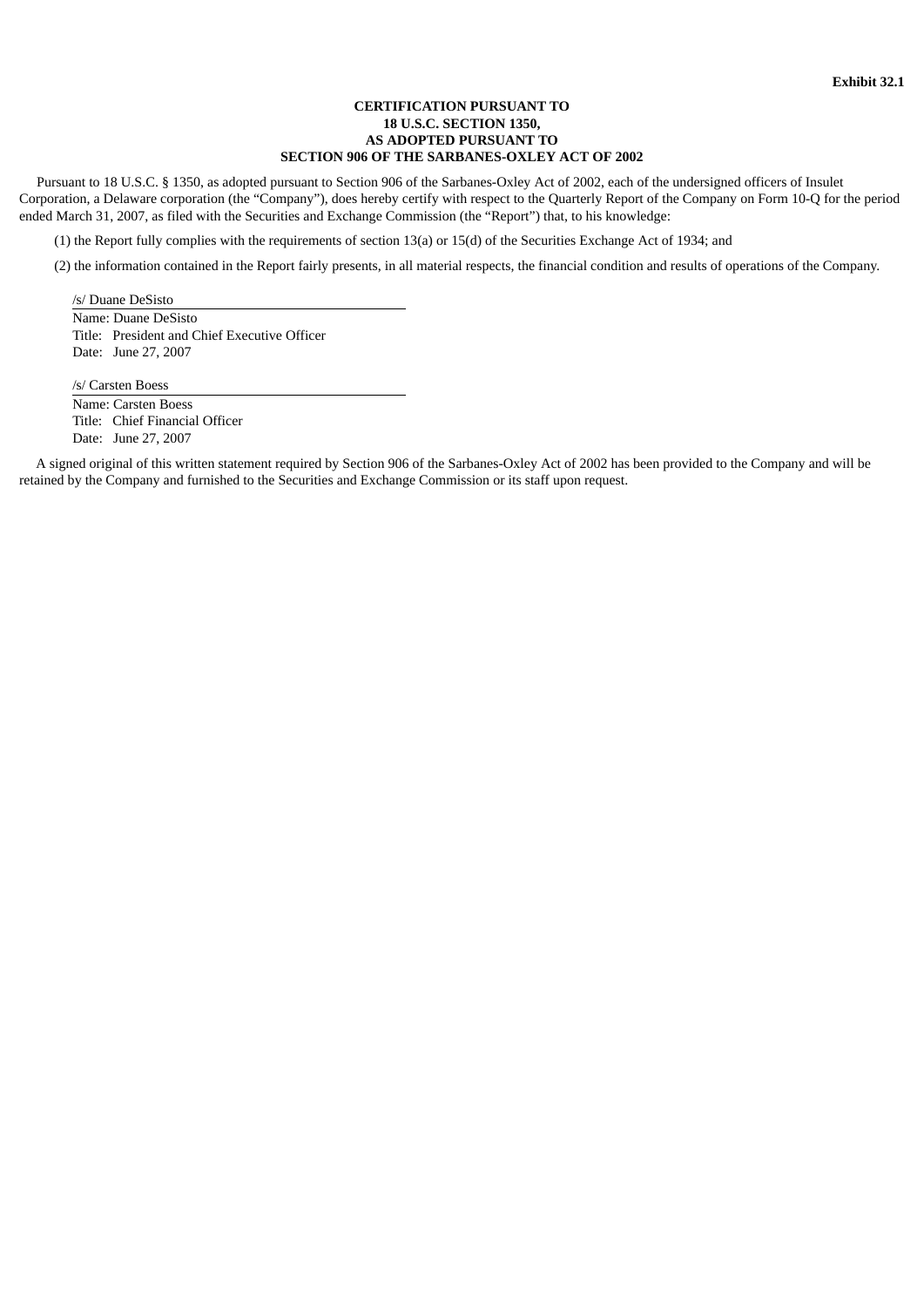**Exhibit 32.1**

**CERTIFICATION PURSUANT TO
18 U.S.C. SECTION 1350,
AS ADOPTED PURSUANT TO
SECTION 906 OF THE SARBANES-OXLEY ACT OF 2002**

Pursuant to 18 U.S.C. § 1350, as adopted pursuant to Section 906 of the Sarbanes-Oxley Act of 2002, each of the undersigned officers of Insulet Corporation, a Delaware corporation (the "Company"), does hereby certify with respect to the Quarterly Report of the Company on Form 10-Q for the period ended March 31, 2007, as filed with the Securities and Exchange Commission (the "Report") that, to his knowledge:

(1) the Report fully complies with the requirements of section 13(a) or 15(d) of the Securities Exchange Act of 1934; and

(2) the information contained in the Report fairly presents, in all material respects, the financial condition and results of operations of the Company.

/s/ Duane DeSisto
Name: Duane DeSisto
Title: President and Chief Executive Officer
Date: June 27, 2007

/s/ Carsten Boess
Name: Carsten Boess
Title: Chief Financial Officer
Date: June 27, 2007

A signed original of this written statement required by Section 906 of the Sarbanes-Oxley Act of 2002 has been provided to the Company and will be retained by the Company and furnished to the Securities and Exchange Commission or its staff upon request.